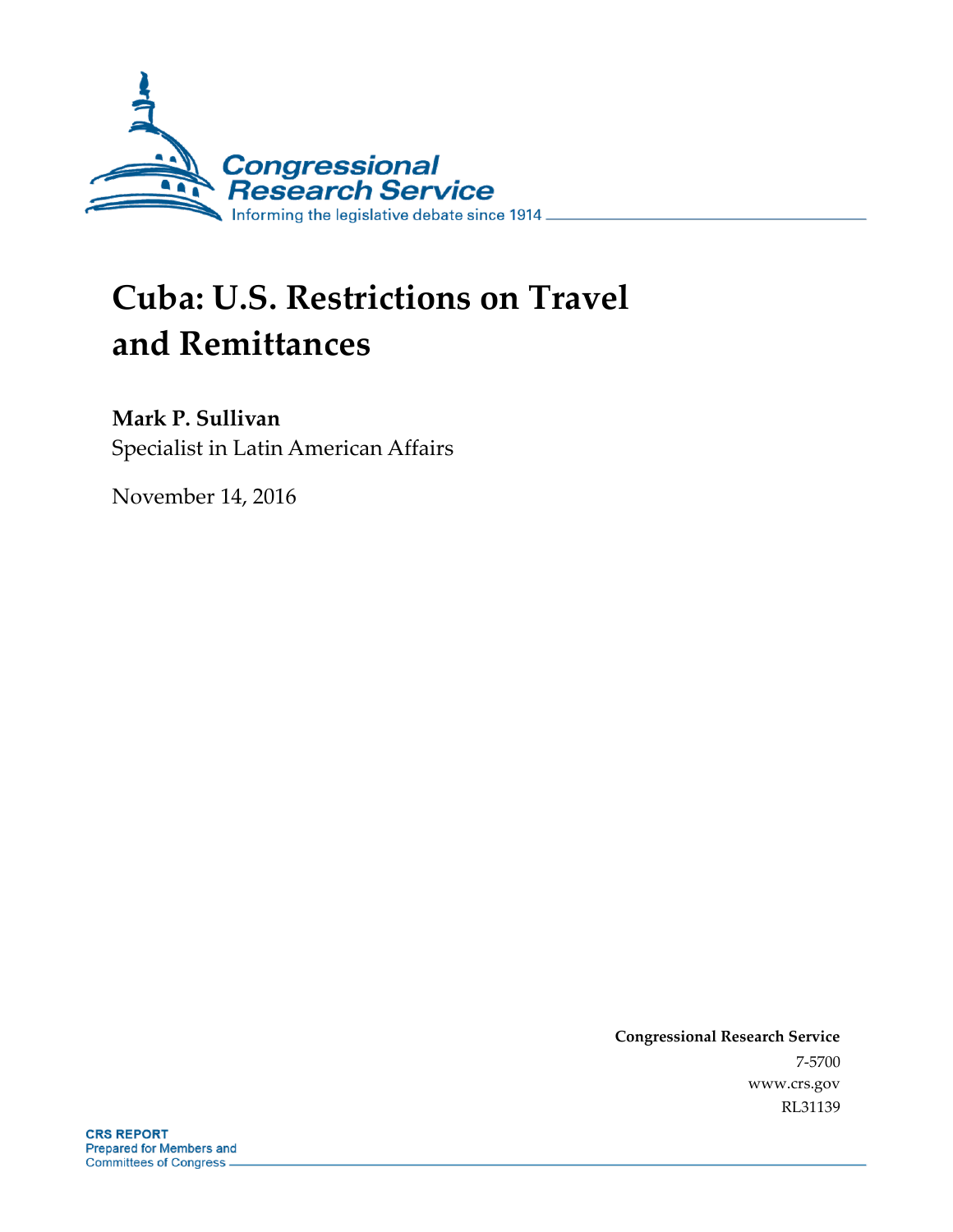# Cuba: U.S. Restrictions on Travel and Remittances

**Mark P. Sullivan**
Specialist in Latin American Affairs

November 14, 2016

**Congressional Research Service**
7-5700
www.crs.gov
RL31139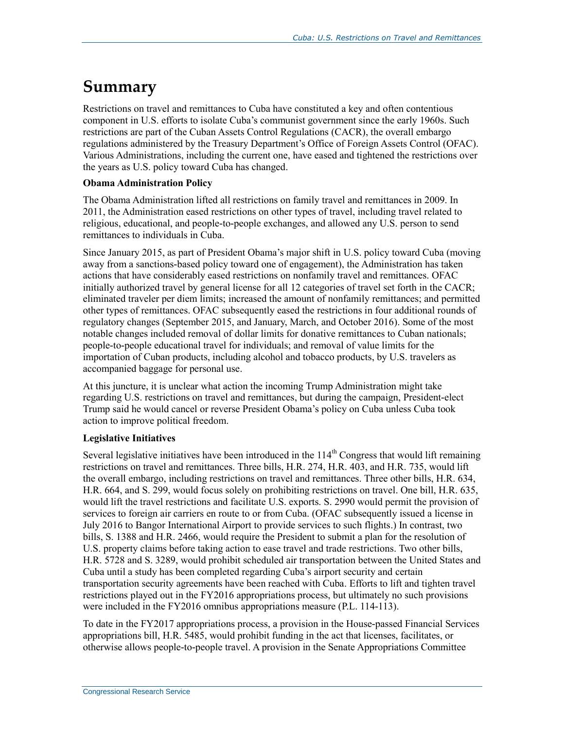# Summary

Restrictions on travel and remittances to Cuba have constituted a key and often contentious component in U.S. efforts to isolate Cuba's communist government since the early 1960s. Such restrictions are part of the Cuban Assets Control Regulations (CACR), the overall embargo regulations administered by the Treasury Department's Office of Foreign Assets Control (OFAC). Various Administrations, including the current one, have eased and tightened the restrictions over the years as U.S. policy toward Cuba has changed.

**Obama Administration Policy**

The Obama Administration lifted all restrictions on family travel and remittances in 2009. In 2011, the Administration eased restrictions on other types of travel, including travel related to religious, educational, and people-to-people exchanges, and allowed any U.S. person to send remittances to individuals in Cuba.

Since January 2015, as part of President Obama's major shift in U.S. policy toward Cuba (moving away from a sanctions-based policy toward one of engagement), the Administration has taken actions that have considerably eased restrictions on nonfamily travel and remittances. OFAC initially authorized travel by general license for all 12 categories of travel set forth in the CACR; eliminated traveler per diem limits; increased the amount of nonfamily remittances; and permitted other types of remittances. OFAC subsequently eased the restrictions in four additional rounds of regulatory changes (September 2015, and January, March, and October 2016). Some of the most notable changes included removal of dollar limits for donative remittances to Cuban nationals; people-to-people educational travel for individuals; and removal of value limits for the importation of Cuban products, including alcohol and tobacco products, by U.S. travelers as accompanied baggage for personal use.

At this juncture, it is unclear what action the incoming Trump Administration might take regarding U.S. restrictions on travel and remittances, but during the campaign, President-elect Trump said he would cancel or reverse President Obama's policy on Cuba unless Cuba took action to improve political freedom.

**Legislative Initiatives**

Several legislative initiatives have been introduced in the 114th Congress that would lift remaining restrictions on travel and remittances. Three bills, H.R. 274, H.R. 403, and H.R. 735, would lift the overall embargo, including restrictions on travel and remittances. Three other bills, H.R. 634, H.R. 664, and S. 299, would focus solely on prohibiting restrictions on travel. One bill, H.R. 635, would lift the travel restrictions and facilitate U.S. exports. S. 2990 would permit the provision of services to foreign air carriers en route to or from Cuba. (OFAC subsequently issued a license in July 2016 to Bangor International Airport to provide services to such flights.) In contrast, two bills, S. 1388 and H.R. 2466, would require the President to submit a plan for the resolution of U.S. property claims before taking action to ease travel and trade restrictions. Two other bills, H.R. 5728 and S. 3289, would prohibit scheduled air transportation between the United States and Cuba until a study has been completed regarding Cuba's airport security and certain transportation security agreements have been reached with Cuba. Efforts to lift and tighten travel restrictions played out in the FY2016 appropriations process, but ultimately no such provisions were included in the FY2016 omnibus appropriations measure (P.L. 114-113).

To date in the FY2017 appropriations process, a provision in the House-passed Financial Services appropriations bill, H.R. 5485, would prohibit funding in the act that licenses, facilitates, or otherwise allows people-to-people travel. A provision in the Senate Appropriations Committee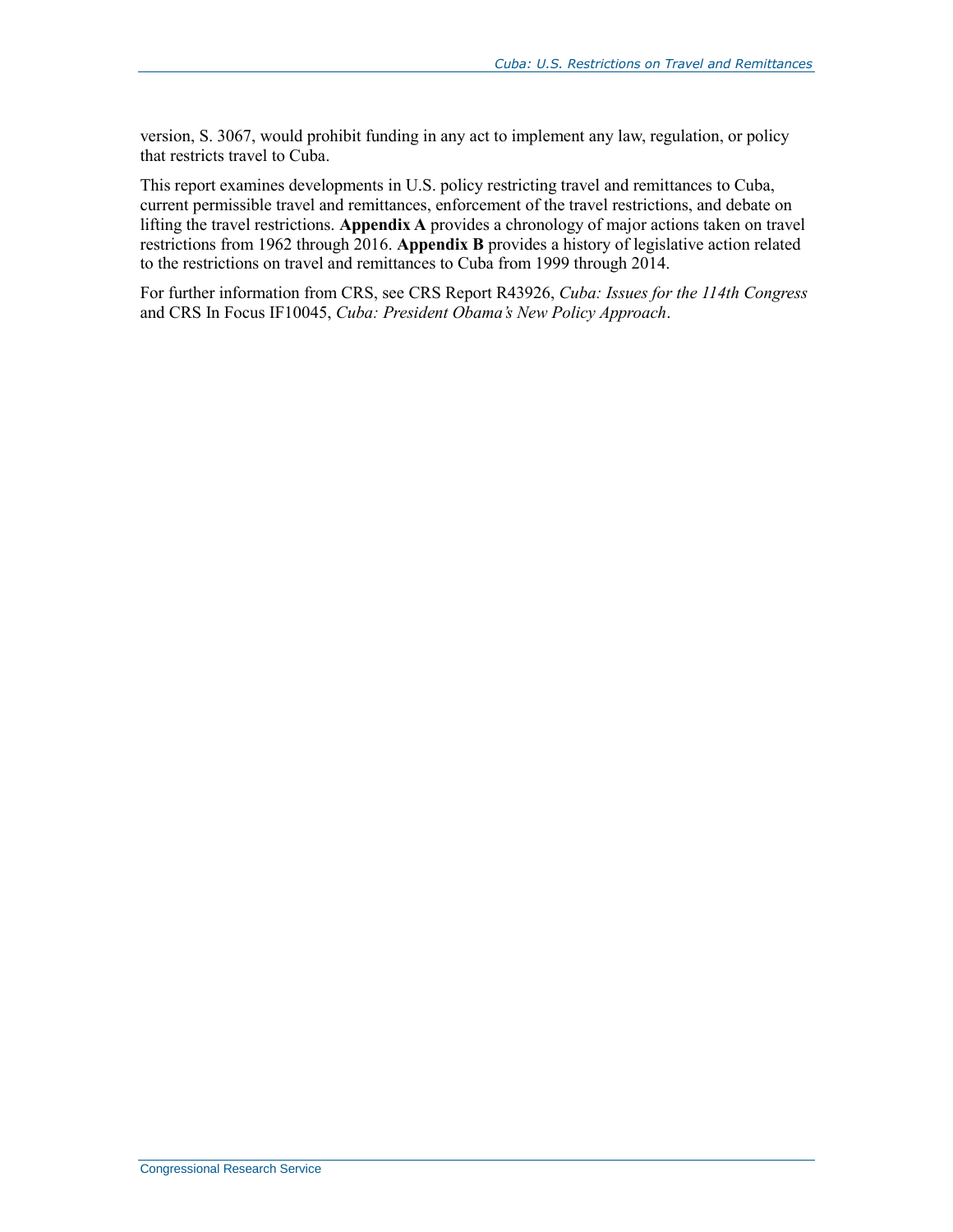version, S. 3067, would prohibit funding in any act to implement any law, regulation, or policy that restricts travel to Cuba.

This report examines developments in U.S. policy restricting travel and remittances to Cuba, current permissible travel and remittances, enforcement of the travel restrictions, and debate on lifting the travel restrictions. **Appendix A** provides a chronology of major actions taken on travel restrictions from 1962 through 2016. **Appendix B** provides a history of legislative action related to the restrictions on travel and remittances to Cuba from 1999 through 2014.

For further information from CRS, see CRS Report R43926, *Cuba: Issues for the 114th Congress* and CRS In Focus IF10045, *Cuba: President Obama's New Policy Approach*.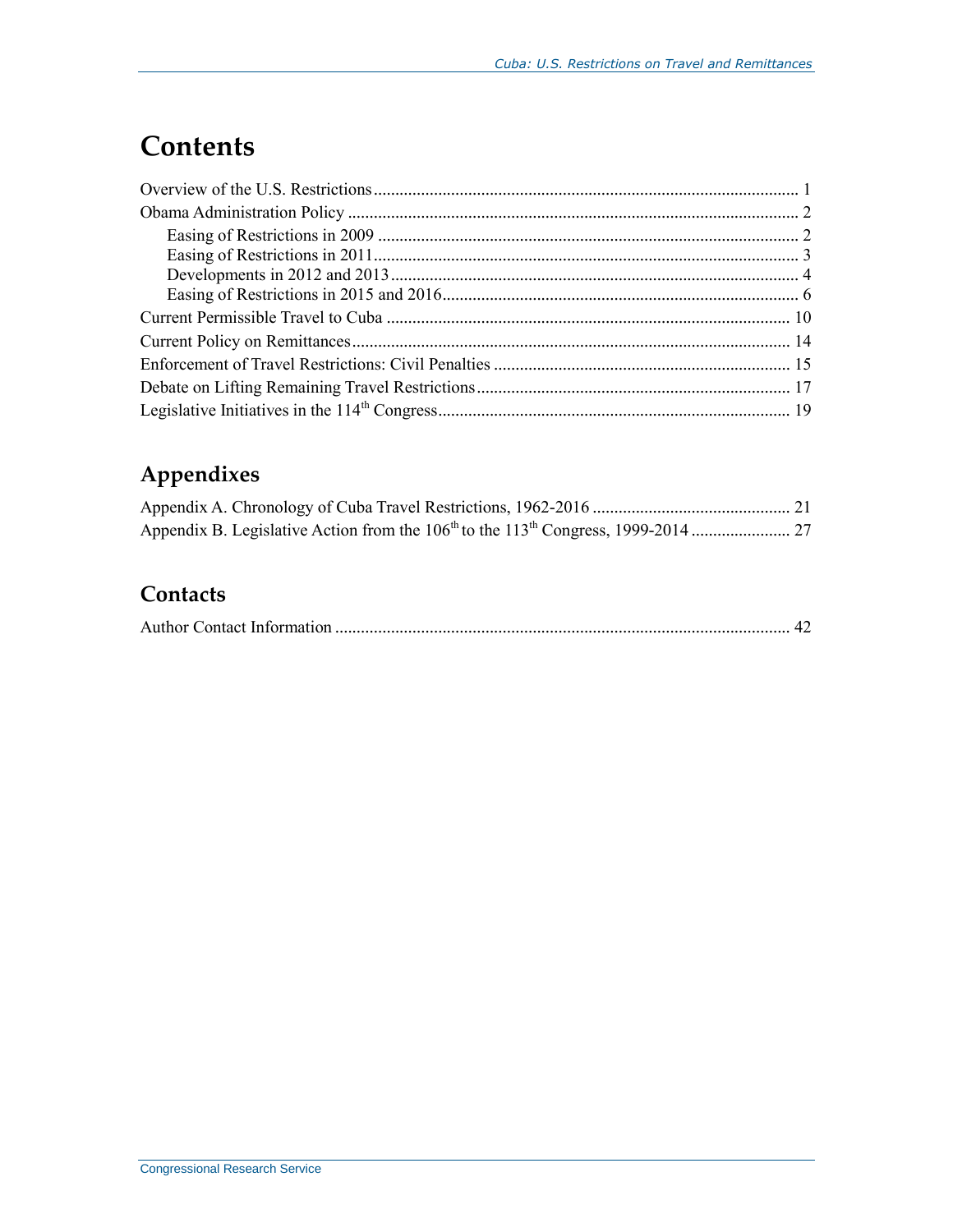# Contents

Overview of the U.S. Restrictions .................................................................................................. 1
Obama Administration Policy ......................................................................................................... 2
Easing of Restrictions in 2009 ................................................................................................. 2
Easing of Restrictions in 2011 ................................................................................................. 3
Developments in 2012 and 2013 ............................................................................................. 4
Easing of Restrictions in 2015 and 2016 .................................................................................. 6
Current Permissible Travel to Cuba ............................................................................................. 10
Current Policy on Remittances ...................................................................................................... 14
Enforcement of Travel Restrictions: Civil Penalties ..................................................................... 15
Debate on Lifting Remaining Travel Restrictions ......................................................................... 17
Legislative Initiatives in the 114th Congress .................................................................................. 19

## Appendixes

Appendix A. Chronology of Cuba Travel Restrictions, 1962-2016 .............................................. 21
Appendix B. Legislative Action from the 106th to the 113th Congress, 1999-2014 ....................... 27

## Contacts

Author Contact Information ......................................................................................................... 42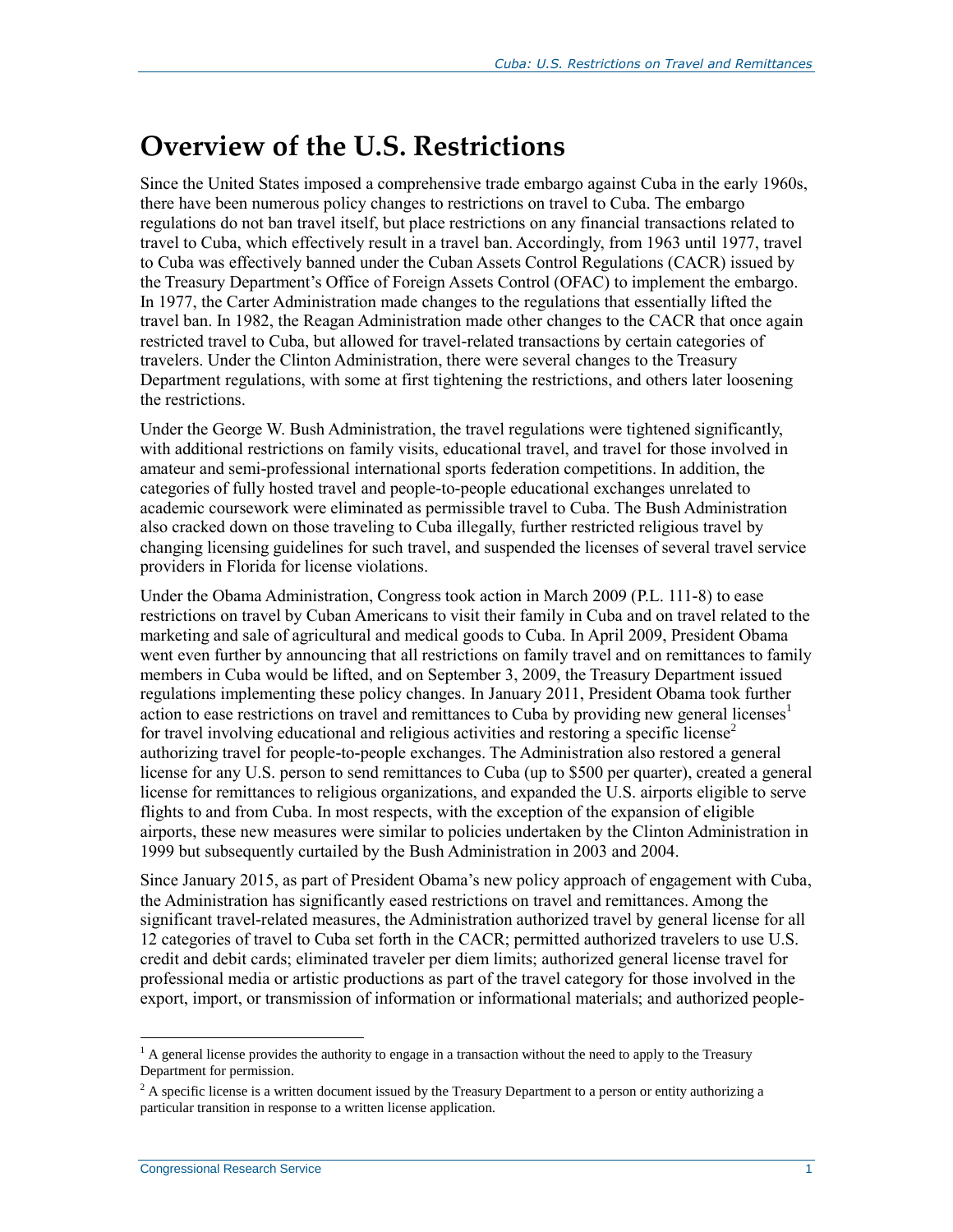# Overview of the U.S. Restrictions

Since the United States imposed a comprehensive trade embargo against Cuba in the early 1960s, there have been numerous policy changes to restrictions on travel to Cuba. The embargo regulations do not ban travel itself, but place restrictions on any financial transactions related to travel to Cuba, which effectively result in a travel ban. Accordingly, from 1963 until 1977, travel to Cuba was effectively banned under the Cuban Assets Control Regulations (CACR) issued by the Treasury Department's Office of Foreign Assets Control (OFAC) to implement the embargo. In 1977, the Carter Administration made changes to the regulations that essentially lifted the travel ban. In 1982, the Reagan Administration made other changes to the CACR that once again restricted travel to Cuba, but allowed for travel-related transactions by certain categories of travelers. Under the Clinton Administration, there were several changes to the Treasury Department regulations, with some at first tightening the restrictions, and others later loosening the restrictions.

Under the George W. Bush Administration, the travel regulations were tightened significantly, with additional restrictions on family visits, educational travel, and travel for those involved in amateur and semi-professional international sports federation competitions. In addition, the categories of fully hosted travel and people-to-people educational exchanges unrelated to academic coursework were eliminated as permissible travel to Cuba. The Bush Administration also cracked down on those traveling to Cuba illegally, further restricted religious travel by changing licensing guidelines for such travel, and suspended the licenses of several travel service providers in Florida for license violations.

Under the Obama Administration, Congress took action in March 2009 (P.L. 111-8) to ease restrictions on travel by Cuban Americans to visit their family in Cuba and on travel related to the marketing and sale of agricultural and medical goods to Cuba. In April 2009, President Obama went even further by announcing that all restrictions on family travel and on remittances to family members in Cuba would be lifted, and on September 3, 2009, the Treasury Department issued regulations implementing these policy changes. In January 2011, President Obama took further action to ease restrictions on travel and remittances to Cuba by providing new general licenses[1] for travel involving educational and religious activities and restoring a specific license[2] authorizing travel for people-to-people exchanges. The Administration also restored a general license for any U.S. person to send remittances to Cuba (up to $500 per quarter), created a general license for remittances to religious organizations, and expanded the U.S. airports eligible to serve flights to and from Cuba. In most respects, with the exception of the expansion of eligible airports, these new measures were similar to policies undertaken by the Clinton Administration in 1999 but subsequently curtailed by the Bush Administration in 2003 and 2004.

Since January 2015, as part of President Obama's new policy approach of engagement with Cuba, the Administration has significantly eased restrictions on travel and remittances. Among the significant travel-related measures, the Administration authorized travel by general license for all 12 categories of travel to Cuba set forth in the CACR; permitted authorized travelers to use U.S. credit and debit cards; eliminated traveler per diem limits; authorized general license travel for professional media or artistic productions as part of the travel category for those involved in the export, import, or transmission of information or informational materials; and authorized people-

---

[1] A general license provides the authority to engage in a transaction without the need to apply to the Treasury Department for permission.

[2] A specific license is a written document issued by the Treasury Department to a person or entity authorizing a particular transition in response to a written license application.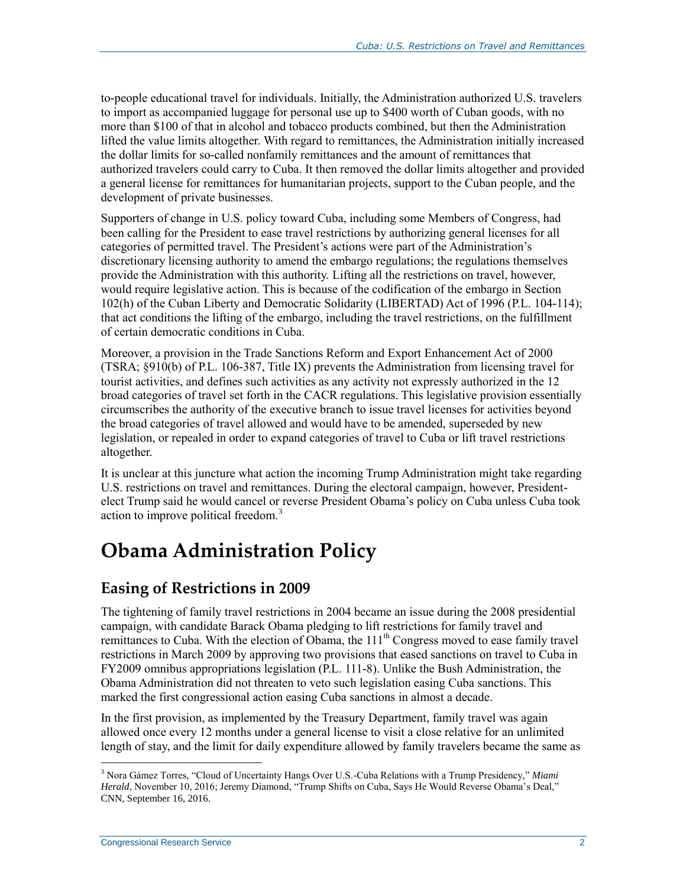to-people educational travel for individuals. Initially, the Administration authorized U.S. travelers to import as accompanied luggage for personal use up to $400 worth of Cuban goods, with no more than $100 of that in alcohol and tobacco products combined, but then the Administration lifted the value limits altogether. With regard to remittances, the Administration initially increased the dollar limits for so-called nonfamily remittances and the amount of remittances that authorized travelers could carry to Cuba. It then removed the dollar limits altogether and provided a general license for remittances for humanitarian projects, support to the Cuban people, and the development of private businesses.

Supporters of change in U.S. policy toward Cuba, including some Members of Congress, had been calling for the President to ease travel restrictions by authorizing general licenses for all categories of permitted travel. The President's actions were part of the Administration's discretionary licensing authority to amend the embargo regulations; the regulations themselves provide the Administration with this authority. Lifting all the restrictions on travel, however, would require legislative action. This is because of the codification of the embargo in Section 102(h) of the Cuban Liberty and Democratic Solidarity (LIBERTAD) Act of 1996 (P.L. 104-114); that act conditions the lifting of the embargo, including the travel restrictions, on the fulfillment of certain democratic conditions in Cuba.

Moreover, a provision in the Trade Sanctions Reform and Export Enhancement Act of 2000 (TSRA; §910(b) of P.L. 106-387, Title IX) prevents the Administration from licensing travel for tourist activities, and defines such activities as any activity not expressly authorized in the 12 broad categories of travel set forth in the CACR regulations. This legislative provision essentially circumscribes the authority of the executive branch to issue travel licenses for activities beyond the broad categories of travel allowed and would have to be amended, superseded by new legislation, or repealed in order to expand categories of travel to Cuba or lift travel restrictions altogether.

It is unclear at this juncture what action the incoming Trump Administration might take regarding U.S. restrictions on travel and remittances. During the electoral campaign, however, President-elect Trump said he would cancel or reverse President Obama's policy on Cuba unless Cuba took action to improve political freedom.[3]

# Obama Administration Policy

## Easing of Restrictions in 2009

The tightening of family travel restrictions in 2004 became an issue during the 2008 presidential campaign, with candidate Barack Obama pledging to lift restrictions for family travel and remittances to Cuba. With the election of Obama, the 111th Congress moved to ease family travel restrictions in March 2009 by approving two provisions that eased sanctions on travel to Cuba in FY2009 omnibus appropriations legislation (P.L. 111-8). Unlike the Bush Administration, the Obama Administration did not threaten to veto such legislation easing Cuba sanctions. This marked the first congressional action easing Cuba sanctions in almost a decade.

In the first provision, as implemented by the Treasury Department, family travel was again allowed once every 12 months under a general license to visit a close relative for an unlimited length of stay, and the limit for daily expenditure allowed by family travelers became the same as

---

[3] Nora Gámez Torres, "Cloud of Uncertainty Hangs Over U.S.-Cuba Relations with a Trump Presidency," *Miami Herald*, November 10, 2016; Jeremy Diamond, "Trump Shifts on Cuba, Says He Would Reverse Obama's Deal," CNN, September 16, 2016.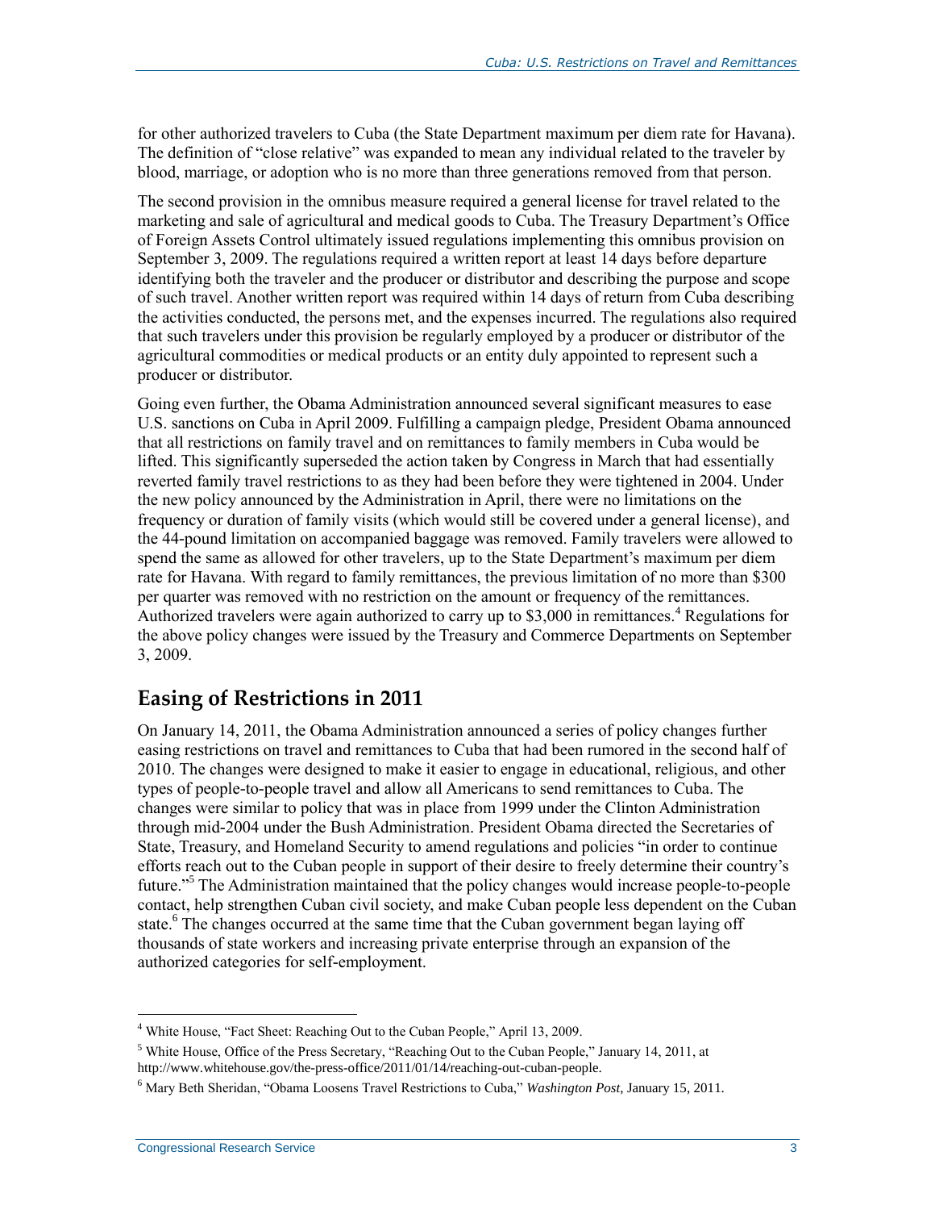for other authorized travelers to Cuba (the State Department maximum per diem rate for Havana). The definition of "close relative" was expanded to mean any individual related to the traveler by blood, marriage, or adoption who is no more than three generations removed from that person.

The second provision in the omnibus measure required a general license for travel related to the marketing and sale of agricultural and medical goods to Cuba. The Treasury Department's Office of Foreign Assets Control ultimately issued regulations implementing this omnibus provision on September 3, 2009. The regulations required a written report at least 14 days before departure identifying both the traveler and the producer or distributor and describing the purpose and scope of such travel. Another written report was required within 14 days of return from Cuba describing the activities conducted, the persons met, and the expenses incurred. The regulations also required that such travelers under this provision be regularly employed by a producer or distributor of the agricultural commodities or medical products or an entity duly appointed to represent such a producer or distributor.

Going even further, the Obama Administration announced several significant measures to ease U.S. sanctions on Cuba in April 2009. Fulfilling a campaign pledge, President Obama announced that all restrictions on family travel and on remittances to family members in Cuba would be lifted. This significantly superseded the action taken by Congress in March that had essentially reverted family travel restrictions to as they had been before they were tightened in 2004. Under the new policy announced by the Administration in April, there were no limitations on the frequency or duration of family visits (which would still be covered under a general license), and the 44-pound limitation on accompanied baggage was removed. Family travelers were allowed to spend the same as allowed for other travelers, up to the State Department's maximum per diem rate for Havana. With regard to family remittances, the previous limitation of no more than $300 per quarter was removed with no restriction on the amount or frequency of the remittances. Authorized travelers were again authorized to carry up to $3,000 in remittances.[4] Regulations for the above policy changes were issued by the Treasury and Commerce Departments on September 3, 2009.

## Easing of Restrictions in 2011

On January 14, 2011, the Obama Administration announced a series of policy changes further easing restrictions on travel and remittances to Cuba that had been rumored in the second half of 2010. The changes were designed to make it easier to engage in educational, religious, and other types of people-to-people travel and allow all Americans to send remittances to Cuba. The changes were similar to policy that was in place from 1999 under the Clinton Administration through mid-2004 under the Bush Administration. President Obama directed the Secretaries of State, Treasury, and Homeland Security to amend regulations and policies "in order to continue efforts reach out to the Cuban people in support of their desire to freely determine their country's future."[5] The Administration maintained that the policy changes would increase people-to-people contact, help strengthen Cuban civil society, and make Cuban people less dependent on the Cuban state.[6] The changes occurred at the same time that the Cuban government began laying off thousands of state workers and increasing private enterprise through an expansion of the authorized categories for self-employment.

---

[4] White House, "Fact Sheet: Reaching Out to the Cuban People," April 13, 2009.

[5] White House, Office of the Press Secretary, "Reaching Out to the Cuban People," January 14, 2011, at http://www.whitehouse.gov/the-press-office/2011/01/14/reaching-out-cuban-people.

[6] Mary Beth Sheridan, "Obama Loosens Travel Restrictions to Cuba," *Washington Post,* January 15, 2011.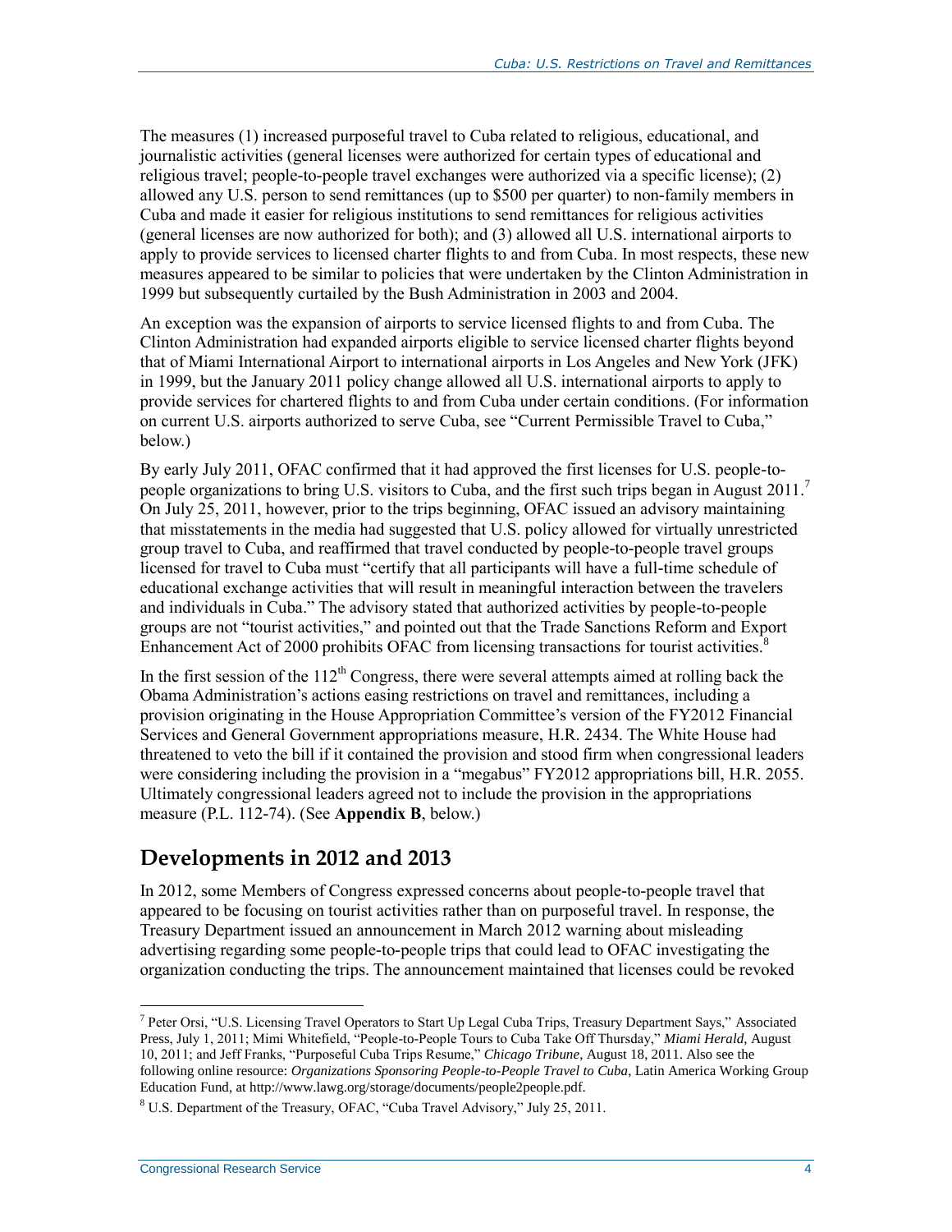The measures (1) increased purposeful travel to Cuba related to religious, educational, and journalistic activities (general licenses were authorized for certain types of educational and religious travel; people-to-people travel exchanges were authorized via a specific license); (2) allowed any U.S. person to send remittances (up to $500 per quarter) to non-family members in Cuba and made it easier for religious institutions to send remittances for religious activities (general licenses are now authorized for both); and (3) allowed all U.S. international airports to apply to provide services to licensed charter flights to and from Cuba. In most respects, these new measures appeared to be similar to policies that were undertaken by the Clinton Administration in 1999 but subsequently curtailed by the Bush Administration in 2003 and 2004.

An exception was the expansion of airports to service licensed flights to and from Cuba. The Clinton Administration had expanded airports eligible to service licensed charter flights beyond that of Miami International Airport to international airports in Los Angeles and New York (JFK) in 1999, but the January 2011 policy change allowed all U.S. international airports to apply to provide services for chartered flights to and from Cuba under certain conditions. (For information on current U.S. airports authorized to serve Cuba, see "Current Permissible Travel to Cuba," below.)

By early July 2011, OFAC confirmed that it had approved the first licenses for U.S. people-to-people organizations to bring U.S. visitors to Cuba, and the first such trips began in August 2011.[7] On July 25, 2011, however, prior to the trips beginning, OFAC issued an advisory maintaining that misstatements in the media had suggested that U.S. policy allowed for virtually unrestricted group travel to Cuba, and reaffirmed that travel conducted by people-to-people travel groups licensed for travel to Cuba must "certify that all participants will have a full-time schedule of educational exchange activities that will result in meaningful interaction between the travelers and individuals in Cuba." The advisory stated that authorized activities by people-to-people groups are not "tourist activities," and pointed out that the Trade Sanctions Reform and Export Enhancement Act of 2000 prohibits OFAC from licensing transactions for tourist activities.[8]

In the first session of the 112th Congress, there were several attempts aimed at rolling back the Obama Administration's actions easing restrictions on travel and remittances, including a provision originating in the House Appropriation Committee's version of the FY2012 Financial Services and General Government appropriations measure, H.R. 2434. The White House had threatened to veto the bill if it contained the provision and stood firm when congressional leaders were considering including the provision in a "megabus" FY2012 appropriations bill, H.R. 2055. Ultimately congressional leaders agreed not to include the provision in the appropriations measure (P.L. 112-74). (See **Appendix B**, below.)

## Developments in 2012 and 2013

In 2012, some Members of Congress expressed concerns about people-to-people travel that appeared to be focusing on tourist activities rather than on purposeful travel. In response, the Treasury Department issued an announcement in March 2012 warning about misleading advertising regarding some people-to-people trips that could lead to OFAC investigating the organization conducting the trips. The announcement maintained that licenses could be revoked

---

[7] Peter Orsi, "U.S. Licensing Travel Operators to Start Up Legal Cuba Trips, Treasury Department Says," Associated Press, July 1, 2011; Mimi Whitefield, "People-to-People Tours to Cuba Take Off Thursday," *Miami Herald*, August 10, 2011; and Jeff Franks, "Purposeful Cuba Trips Resume," *Chicago Tribune*, August 18, 2011. Also see the following online resource: *Organizations Sponsoring People-to-People Travel to Cuba*, Latin America Working Group Education Fund, at http://www.lawg.org/storage/documents/people2people.pdf.

[8] U.S. Department of the Treasury, OFAC, "Cuba Travel Advisory," July 25, 2011.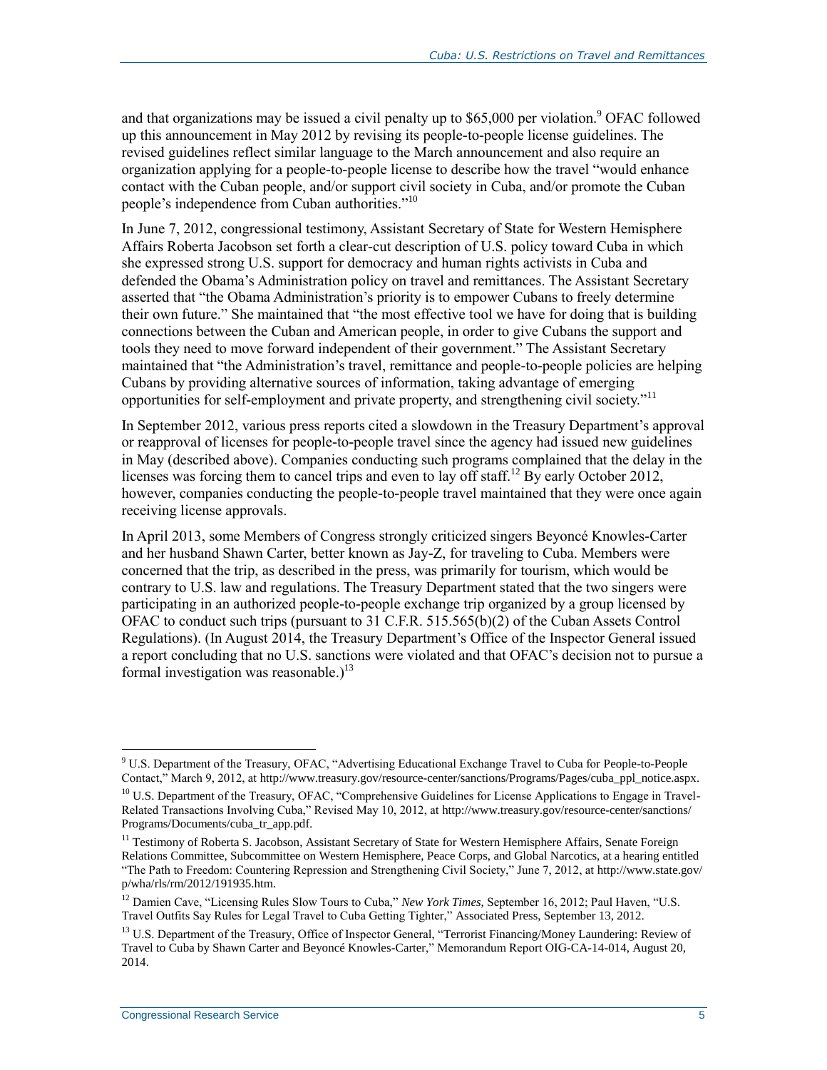and that organizations may be issued a civil penalty up to $65,000 per violation.[9] OFAC followed up this announcement in May 2012 by revising its people-to-people license guidelines. The revised guidelines reflect similar language to the March announcement and also require an organization applying for a people-to-people license to describe how the travel "would enhance contact with the Cuban people, and/or support civil society in Cuba, and/or promote the Cuban people's independence from Cuban authorities."[10]

In June 7, 2012, congressional testimony, Assistant Secretary of State for Western Hemisphere Affairs Roberta Jacobson set forth a clear-cut description of U.S. policy toward Cuba in which she expressed strong U.S. support for democracy and human rights activists in Cuba and defended the Obama's Administration policy on travel and remittances. The Assistant Secretary asserted that "the Obama Administration's priority is to empower Cubans to freely determine their own future." She maintained that "the most effective tool we have for doing that is building connections between the Cuban and American people, in order to give Cubans the support and tools they need to move forward independent of their government." The Assistant Secretary maintained that "the Administration's travel, remittance and people-to-people policies are helping Cubans by providing alternative sources of information, taking advantage of emerging opportunities for self-employment and private property, and strengthening civil society."[11]

In September 2012, various press reports cited a slowdown in the Treasury Department's approval or reapproval of licenses for people-to-people travel since the agency had issued new guidelines in May (described above). Companies conducting such programs complained that the delay in the licenses was forcing them to cancel trips and even to lay off staff.[12] By early October 2012, however, companies conducting the people-to-people travel maintained that they were once again receiving license approvals.

In April 2013, some Members of Congress strongly criticized singers Beyoncé Knowles-Carter and her husband Shawn Carter, better known as Jay-Z, for traveling to Cuba. Members were concerned that the trip, as described in the press, was primarily for tourism, which would be contrary to U.S. law and regulations. The Treasury Department stated that the two singers were participating in an authorized people-to-people exchange trip organized by a group licensed by OFAC to conduct such trips (pursuant to 31 C.F.R. 515.565(b)(2) of the Cuban Assets Control Regulations). (In August 2014, the Treasury Department's Office of the Inspector General issued a report concluding that no U.S. sanctions were violated and that OFAC's decision not to pursue a formal investigation was reasonable.)[13]

---

[9] U.S. Department of the Treasury, OFAC, "Advertising Educational Exchange Travel to Cuba for People-to-People Contact," March 9, 2012, at http://www.treasury.gov/resource-center/sanctions/Programs/Pages/cuba_ppl_notice.aspx.

[10] U.S. Department of the Treasury, OFAC, "Comprehensive Guidelines for License Applications to Engage in Travel-Related Transactions Involving Cuba," Revised May 10, 2012, at http://www.treasury.gov/resource-center/sanctions/Programs/Documents/cuba_tr_app.pdf.

[11] Testimony of Roberta S. Jacobson, Assistant Secretary of State for Western Hemisphere Affairs, Senate Foreign Relations Committee, Subcommittee on Western Hemisphere, Peace Corps, and Global Narcotics, at a hearing entitled "The Path to Freedom: Countering Repression and Strengthening Civil Society," June 7, 2012, at http://www.state.gov/p/wha/rls/rm/2012/191935.htm.

[12] Damien Cave, "Licensing Rules Slow Tours to Cuba," *New York Times*, September 16, 2012; Paul Haven, "U.S. Travel Outfits Say Rules for Legal Travel to Cuba Getting Tighter," Associated Press, September 13, 2012.

[13] U.S. Department of the Treasury, Office of Inspector General, "Terrorist Financing/Money Laundering: Review of Travel to Cuba by Shawn Carter and Beyoncé Knowles-Carter," Memorandum Report OIG-CA-14-014, August 20, 2014.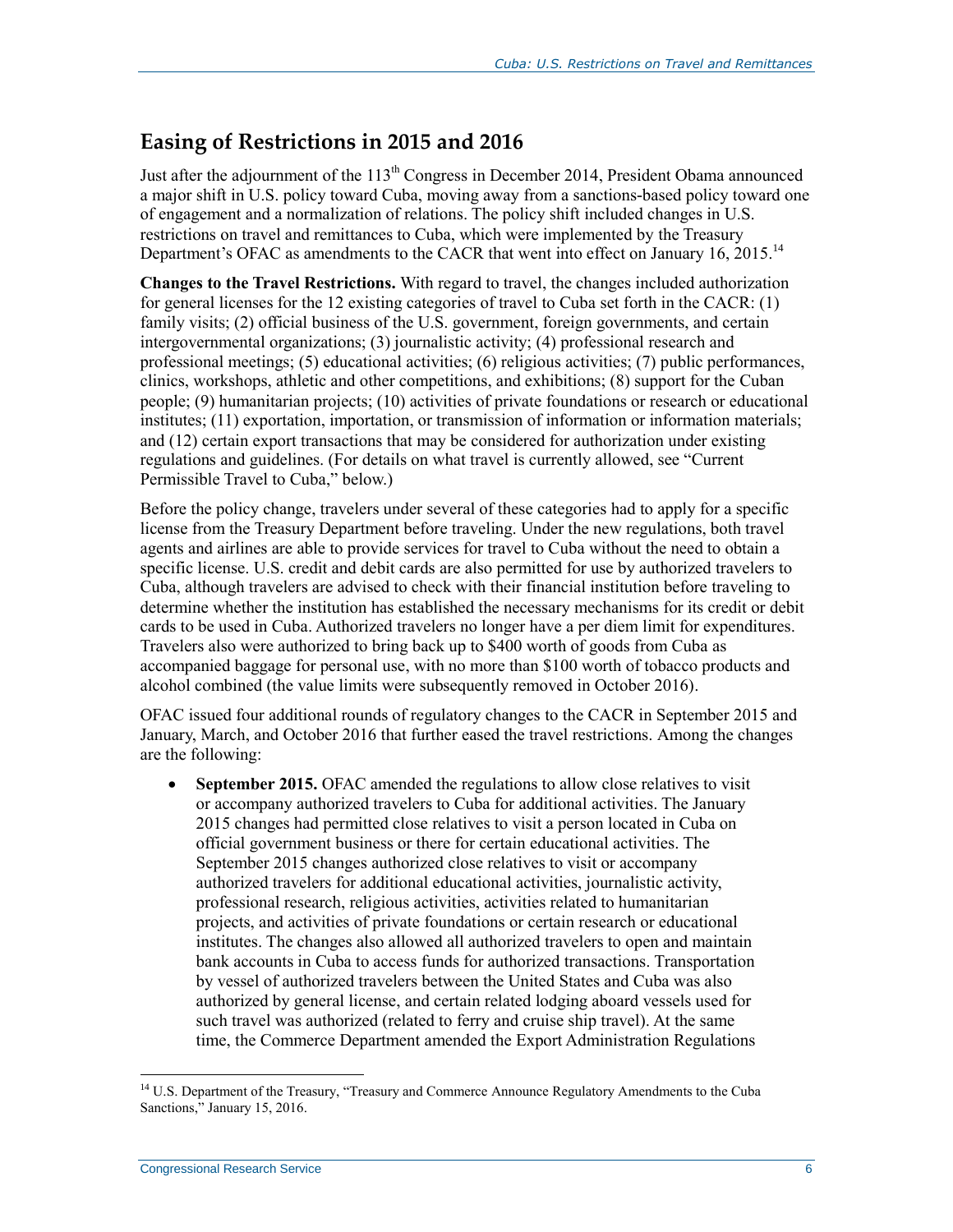## Easing of Restrictions in 2015 and 2016

Just after the adjournment of the 113th Congress in December 2014, President Obama announced a major shift in U.S. policy toward Cuba, moving away from a sanctions-based policy toward one of engagement and a normalization of relations. The policy shift included changes in U.S. restrictions on travel and remittances to Cuba, which were implemented by the Treasury Department's OFAC as amendments to the CACR that went into effect on January 16, 2015.[14]

**Changes to the Travel Restrictions.** With regard to travel, the changes included authorization for general licenses for the 12 existing categories of travel to Cuba set forth in the CACR: (1) family visits; (2) official business of the U.S. government, foreign governments, and certain intergovernmental organizations; (3) journalistic activity; (4) professional research and professional meetings; (5) educational activities; (6) religious activities; (7) public performances, clinics, workshops, athletic and other competitions, and exhibitions; (8) support for the Cuban people; (9) humanitarian projects; (10) activities of private foundations or research or educational institutes; (11) exportation, importation, or transmission of information or information materials; and (12) certain export transactions that may be considered for authorization under existing regulations and guidelines. (For details on what travel is currently allowed, see "Current Permissible Travel to Cuba," below.)

Before the policy change, travelers under several of these categories had to apply for a specific license from the Treasury Department before traveling. Under the new regulations, both travel agents and airlines are able to provide services for travel to Cuba without the need to obtain a specific license. U.S. credit and debit cards are also permitted for use by authorized travelers to Cuba, although travelers are advised to check with their financial institution before traveling to determine whether the institution has established the necessary mechanisms for its credit or debit cards to be used in Cuba. Authorized travelers no longer have a per diem limit for expenditures. Travelers also were authorized to bring back up to $400 worth of goods from Cuba as accompanied baggage for personal use, with no more than $100 worth of tobacco products and alcohol combined (the value limits were subsequently removed in October 2016).

OFAC issued four additional rounds of regulatory changes to the CACR in September 2015 and January, March, and October 2016 that further eased the travel restrictions. Among the changes are the following:

- **September 2015.** OFAC amended the regulations to allow close relatives to visit or accompany authorized travelers to Cuba for additional activities. The January 2015 changes had permitted close relatives to visit a person located in Cuba on official government business or there for certain educational activities. The September 2015 changes authorized close relatives to visit or accompany authorized travelers for additional educational activities, journalistic activity, professional research, religious activities, activities related to humanitarian projects, and activities of private foundations or certain research or educational institutes. The changes also allowed all authorized travelers to open and maintain bank accounts in Cuba to access funds for authorized transactions. Transportation by vessel of authorized travelers between the United States and Cuba was also authorized by general license, and certain related lodging aboard vessels used for such travel was authorized (related to ferry and cruise ship travel). At the same time, the Commerce Department amended the Export Administration Regulations

[14] U.S. Department of the Treasury, "Treasury and Commerce Announce Regulatory Amendments to the Cuba Sanctions," January 15, 2016.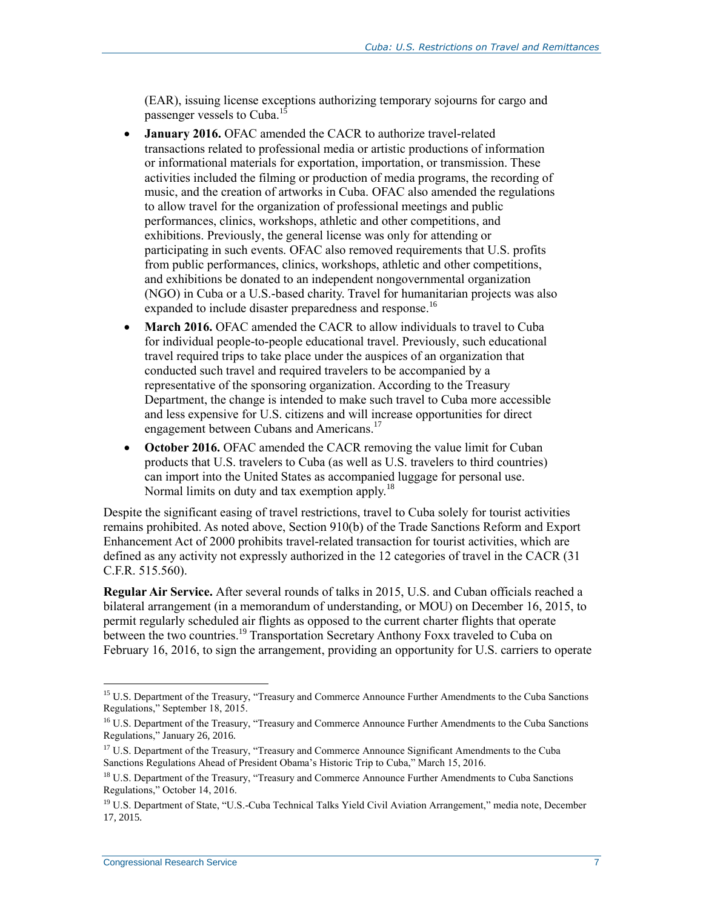(EAR), issuing license exceptions authorizing temporary sojourns for cargo and passenger vessels to Cuba.[15]

- **January 2016.** OFAC amended the CACR to authorize travel-related transactions related to professional media or artistic productions of information or informational materials for exportation, importation, or transmission. These activities included the filming or production of media programs, the recording of music, and the creation of artworks in Cuba. OFAC also amended the regulations to allow travel for the organization of professional meetings and public performances, clinics, workshops, athletic and other competitions, and exhibitions. Previously, the general license was only for attending or participating in such events. OFAC also removed requirements that U.S. profits from public performances, clinics, workshops, athletic and other competitions, and exhibitions be donated to an independent nongovernmental organization (NGO) in Cuba or a U.S.-based charity. Travel for humanitarian projects was also expanded to include disaster preparedness and response.[16]
- **March 2016.** OFAC amended the CACR to allow individuals to travel to Cuba for individual people-to-people educational travel. Previously, such educational travel required trips to take place under the auspices of an organization that conducted such travel and required travelers to be accompanied by a representative of the sponsoring organization. According to the Treasury Department, the change is intended to make such travel to Cuba more accessible and less expensive for U.S. citizens and will increase opportunities for direct engagement between Cubans and Americans.[17]
- **October 2016.** OFAC amended the CACR removing the value limit for Cuban products that U.S. travelers to Cuba (as well as U.S. travelers to third countries) can import into the United States as accompanied luggage for personal use. Normal limits on duty and tax exemption apply.[18]

Despite the significant easing of travel restrictions, travel to Cuba solely for tourist activities remains prohibited. As noted above, Section 910(b) of the Trade Sanctions Reform and Export Enhancement Act of 2000 prohibits travel-related transaction for tourist activities, which are defined as any activity not expressly authorized in the 12 categories of travel in the CACR (31 C.F.R. 515.560).

**Regular Air Service.** After several rounds of talks in 2015, U.S. and Cuban officials reached a bilateral arrangement (in a memorandum of understanding, or MOU) on December 16, 2015, to permit regularly scheduled air flights as opposed to the current charter flights that operate between the two countries.[19] Transportation Secretary Anthony Foxx traveled to Cuba on February 16, 2016, to sign the arrangement, providing an opportunity for U.S. carriers to operate

---

[15] U.S. Department of the Treasury, "Treasury and Commerce Announce Further Amendments to the Cuba Sanctions Regulations," September 18, 2015.

[16] U.S. Department of the Treasury, "Treasury and Commerce Announce Further Amendments to the Cuba Sanctions Regulations," January 26, 2016.

[17] U.S. Department of the Treasury, "Treasury and Commerce Announce Significant Amendments to the Cuba Sanctions Regulations Ahead of President Obama's Historic Trip to Cuba," March 15, 2016.

[18] U.S. Department of the Treasury, "Treasury and Commerce Announce Further Amendments to Cuba Sanctions Regulations," October 14, 2016.

[19] U.S. Department of State, "U.S.-Cuba Technical Talks Yield Civil Aviation Arrangement," media note, December 17, 2015.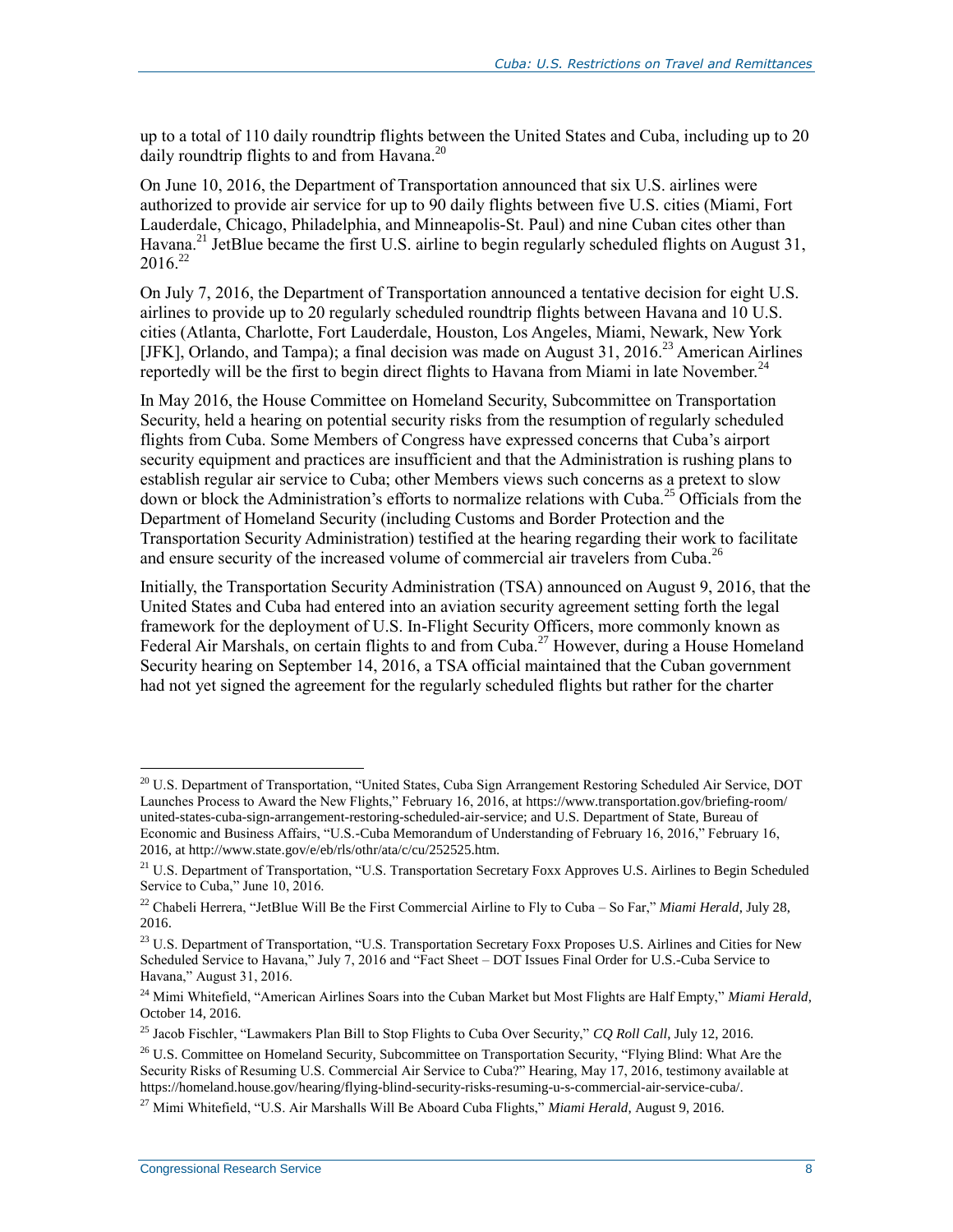up to a total of 110 daily roundtrip flights between the United States and Cuba, including up to 20 daily roundtrip flights to and from Havana.[20]

On June 10, 2016, the Department of Transportation announced that six U.S. airlines were authorized to provide air service for up to 90 daily flights between five U.S. cities (Miami, Fort Lauderdale, Chicago, Philadelphia, and Minneapolis-St. Paul) and nine Cuban cites other than Havana.[21] JetBlue became the first U.S. airline to begin regularly scheduled flights on August 31, 2016.[22]

On July 7, 2016, the Department of Transportation announced a tentative decision for eight U.S. airlines to provide up to 20 regularly scheduled roundtrip flights between Havana and 10 U.S. cities (Atlanta, Charlotte, Fort Lauderdale, Houston, Los Angeles, Miami, Newark, New York [JFK], Orlando, and Tampa); a final decision was made on August 31, 2016.[23] American Airlines reportedly will be the first to begin direct flights to Havana from Miami in late November.[24]

In May 2016, the House Committee on Homeland Security, Subcommittee on Transportation Security, held a hearing on potential security risks from the resumption of regularly scheduled flights from Cuba. Some Members of Congress have expressed concerns that Cuba's airport security equipment and practices are insufficient and that the Administration is rushing plans to establish regular air service to Cuba; other Members views such concerns as a pretext to slow down or block the Administration's efforts to normalize relations with Cuba.[25] Officials from the Department of Homeland Security (including Customs and Border Protection and the Transportation Security Administration) testified at the hearing regarding their work to facilitate and ensure security of the increased volume of commercial air travelers from Cuba.[26]

Initially, the Transportation Security Administration (TSA) announced on August 9, 2016, that the United States and Cuba had entered into an aviation security agreement setting forth the legal framework for the deployment of U.S. In-Flight Security Officers, more commonly known as Federal Air Marshals, on certain flights to and from Cuba.[27] However, during a House Homeland Security hearing on September 14, 2016, a TSA official maintained that the Cuban government had not yet signed the agreement for the regularly scheduled flights but rather for the charter

---

[20] U.S. Department of Transportation, "United States, Cuba Sign Arrangement Restoring Scheduled Air Service, DOT Launches Process to Award the New Flights," February 16, 2016, at https://www.transportation.gov/briefing-room/united-states-cuba-sign-arrangement-restoring-scheduled-air-service; and U.S. Department of State, Bureau of Economic and Business Affairs, "U.S.-Cuba Memorandum of Understanding of February 16, 2016," February 16, 2016, at http://www.state.gov/e/eb/rls/othr/ata/c/cu/252525.htm.

[21] U.S. Department of Transportation, "U.S. Transportation Secretary Foxx Approves U.S. Airlines to Begin Scheduled Service to Cuba," June 10, 2016.

[22] Chabeli Herrera, "JetBlue Will Be the First Commercial Airline to Fly to Cuba – So Far," *Miami Herald*, July 28, 2016.

[23] U.S. Department of Transportation, "U.S. Transportation Secretary Foxx Proposes U.S. Airlines and Cities for New Scheduled Service to Havana," July 7, 2016 and "Fact Sheet – DOT Issues Final Order for U.S.-Cuba Service to Havana," August 31, 2016.

[24] Mimi Whitefield, "American Airlines Soars into the Cuban Market but Most Flights are Half Empty," *Miami Herald*, October 14, 2016.

[25] Jacob Fischler, "Lawmakers Plan Bill to Stop Flights to Cuba Over Security," *CQ Roll Call*, July 12, 2016.

[26] U.S. Committee on Homeland Security, Subcommittee on Transportation Security, "Flying Blind: What Are the Security Risks of Resuming U.S. Commercial Air Service to Cuba?" Hearing, May 17, 2016, testimony available at https://homeland.house.gov/hearing/flying-blind-security-risks-resuming-u-s-commercial-air-service-cuba/.

[27] Mimi Whitefield, "U.S. Air Marshalls Will Be Aboard Cuba Flights," *Miami Herald*, August 9, 2016.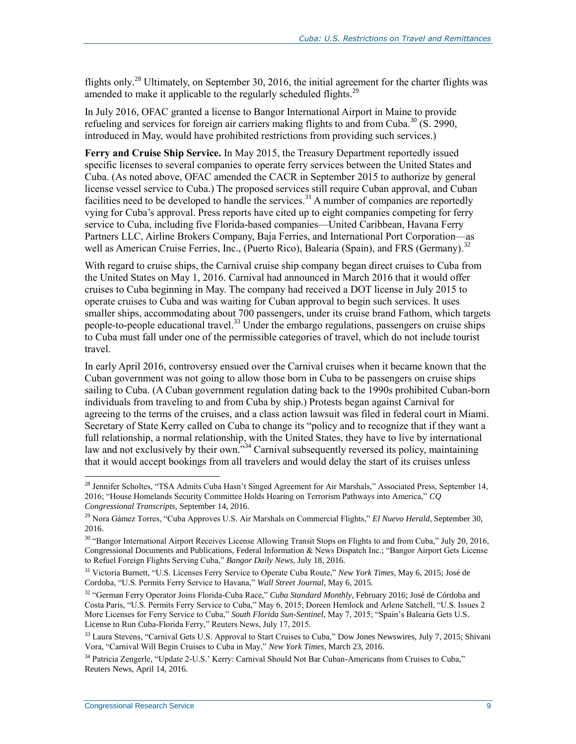flights only.[28] Ultimately, on September 30, 2016, the initial agreement for the charter flights was amended to make it applicable to the regularly scheduled flights.[29]

In July 2016, OFAC granted a license to Bangor International Airport in Maine to provide refueling and services for foreign air carriers making flights to and from Cuba.[30] (S. 2990, introduced in May, would have prohibited restrictions from providing such services.)

**Ferry and Cruise Ship Service.** In May 2015, the Treasury Department reportedly issued specific licenses to several companies to operate ferry services between the United States and Cuba. (As noted above, OFAC amended the CACR in September 2015 to authorize by general license vessel service to Cuba.) The proposed services still require Cuban approval, and Cuban facilities need to be developed to handle the services.[31] A number of companies are reportedly vying for Cuba's approval. Press reports have cited up to eight companies competing for ferry service to Cuba, including five Florida-based companies—United Caribbean, Havana Ferry Partners LLC, Airline Brokers Company, Baja Ferries, and International Port Corporation—as well as American Cruise Ferries, Inc., (Puerto Rico), Balearia (Spain), and FRS (Germany).[32]

With regard to cruise ships, the Carnival cruise ship company began direct cruises to Cuba from the United States on May 1, 2016. Carnival had announced in March 2016 that it would offer cruises to Cuba beginning in May. The company had received a DOT license in July 2015 to operate cruises to Cuba and was waiting for Cuban approval to begin such services. It uses smaller ships, accommodating about 700 passengers, under its cruise brand Fathom, which targets people-to-people educational travel.[33] Under the embargo regulations, passengers on cruise ships to Cuba must fall under one of the permissible categories of travel, which do not include tourist travel.

In early April 2016, controversy ensued over the Carnival cruises when it became known that the Cuban government was not going to allow those born in Cuba to be passengers on cruise ships sailing to Cuba. (A Cuban government regulation dating back to the 1990s prohibited Cuban-born individuals from traveling to and from Cuba by ship.) Protests began against Carnival for agreeing to the terms of the cruises, and a class action lawsuit was filed in federal court in Miami. Secretary of State Kerry called on Cuba to change its "policy and to recognize that if they want a full relationship, a normal relationship, with the United States, they have to live by international law and not exclusively by their own."[34] Carnival subsequently reversed its policy, maintaining that it would accept bookings from all travelers and would delay the start of its cruises unless

---

[28] Jennifer Scholtes, "TSA Admits Cuba Hasn't Singed Agreement for Air Marshals," Associated Press, September 14, 2016; "House Homelands Security Committee Holds Hearing on Terrorism Pathways into America," *CQ Congressional Transcripts*, September 14, 2016.

[29] Nora Gámez Torres, "Cuba Approves U.S. Air Marshals on Commercial Flights," *El Nuevo Herald*, September 30, 2016.

[30] "Bangor International Airport Receives License Allowing Transit Stops on Flights to and from Cuba," July 20, 2016, Congressional Documents and Publications, Federal Information & News Dispatch Inc.; "Bangor Airport Gets License to Refuel Foreign Flights Serving Cuba," *Bangor Daily News*, July 18, 2016.

[31] Victoria Burnett, "U.S. Licenses Ferry Service to Operate Cuba Route," *New York Times*, May 6, 2015; José de Cordoba, "U.S. Permits Ferry Service to Havana," *Wall Street Journal*, May 6, 2015.

[32] "German Ferry Operator Joins Florida-Cuba Race," *Cuba Standard Monthly*, February 2016; José de Córdoba and Costa Paris, "U.S. Permits Ferry Service to Cuba," May 6, 2015; Doreen Hemlock and Arlene Satchell, "U.S. Issues 2 More Licenses for Ferry Service to Cuba," *South Florida Sun-Sentinel*, May 7, 2015; "Spain's Balearia Gets U.S. License to Run Cuba-Florida Ferry," Reuters News, July 17, 2015.

[33] Laura Stevens, "Carnival Gets U.S. Approval to Start Cruises to Cuba," Dow Jones Newswires, July 7, 2015; Shivani Vora, "Carnival Will Begin Cruises to Cuba in May," *New York Times*, March 23, 2016.

[34] Patricia Zengerle, "Update 2-U.S.' Kerry: Carnival Should Not Bar Cuban-Americans from Cruises to Cuba," Reuters News, April 14, 2016.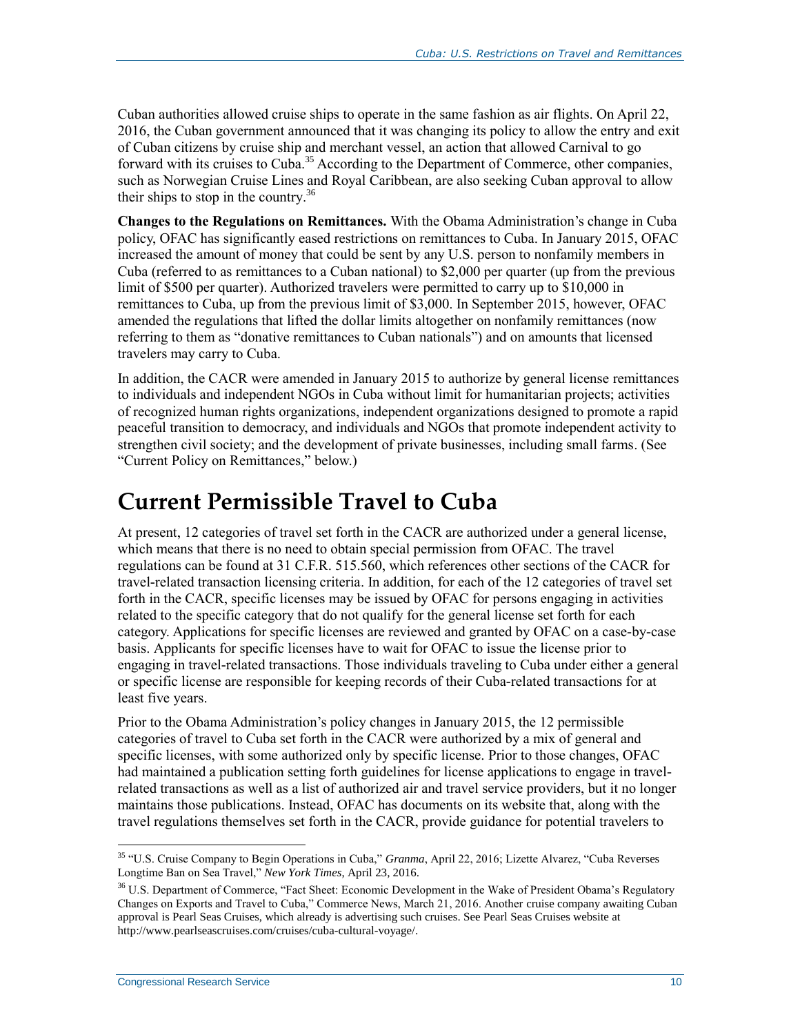Cuban authorities allowed cruise ships to operate in the same fashion as air flights. On April 22, 2016, the Cuban government announced that it was changing its policy to allow the entry and exit of Cuban citizens by cruise ship and merchant vessel, an action that allowed Carnival to go forward with its cruises to Cuba.[35] According to the Department of Commerce, other companies, such as Norwegian Cruise Lines and Royal Caribbean, are also seeking Cuban approval to allow their ships to stop in the country.[36]

**Changes to the Regulations on Remittances.** With the Obama Administration's change in Cuba policy, OFAC has significantly eased restrictions on remittances to Cuba. In January 2015, OFAC increased the amount of money that could be sent by any U.S. person to nonfamily members in Cuba (referred to as remittances to a Cuban national) to $2,000 per quarter (up from the previous limit of $500 per quarter). Authorized travelers were permitted to carry up to $10,000 in remittances to Cuba, up from the previous limit of $3,000. In September 2015, however, OFAC amended the regulations that lifted the dollar limits altogether on nonfamily remittances (now referring to them as "donative remittances to Cuban nationals") and on amounts that licensed travelers may carry to Cuba.

In addition, the CACR were amended in January 2015 to authorize by general license remittances to individuals and independent NGOs in Cuba without limit for humanitarian projects; activities of recognized human rights organizations, independent organizations designed to promote a rapid peaceful transition to democracy, and individuals and NGOs that promote independent activity to strengthen civil society; and the development of private businesses, including small farms. (See "Current Policy on Remittances," below.)

# Current Permissible Travel to Cuba

At present, 12 categories of travel set forth in the CACR are authorized under a general license, which means that there is no need to obtain special permission from OFAC. The travel regulations can be found at 31 C.F.R. 515.560, which references other sections of the CACR for travel-related transaction licensing criteria. In addition, for each of the 12 categories of travel set forth in the CACR, specific licenses may be issued by OFAC for persons engaging in activities related to the specific category that do not qualify for the general license set forth for each category. Applications for specific licenses are reviewed and granted by OFAC on a case-by-case basis. Applicants for specific licenses have to wait for OFAC to issue the license prior to engaging in travel-related transactions. Those individuals traveling to Cuba under either a general or specific license are responsible for keeping records of their Cuba-related transactions for at least five years.

Prior to the Obama Administration's policy changes in January 2015, the 12 permissible categories of travel to Cuba set forth in the CACR were authorized by a mix of general and specific licenses, with some authorized only by specific license. Prior to those changes, OFAC had maintained a publication setting forth guidelines for license applications to engage in travel-related transactions as well as a list of authorized air and travel service providers, but it no longer maintains those publications. Instead, OFAC has documents on its website that, along with the travel regulations themselves set forth in the CACR, provide guidance for potential travelers to

---

[35] "U.S. Cruise Company to Begin Operations in Cuba," *Granma*, April 22, 2016; Lizette Alvarez, "Cuba Reverses Longtime Ban on Sea Travel," *New York Times*, April 23, 2016.

[36] U.S. Department of Commerce, "Fact Sheet: Economic Development in the Wake of President Obama's Regulatory Changes on Exports and Travel to Cuba," Commerce News, March 21, 2016. Another cruise company awaiting Cuban approval is Pearl Seas Cruises, which already is advertising such cruises. See Pearl Seas Cruises website at http://www.pearlseascruises.com/cruises/cuba-cultural-voyage/.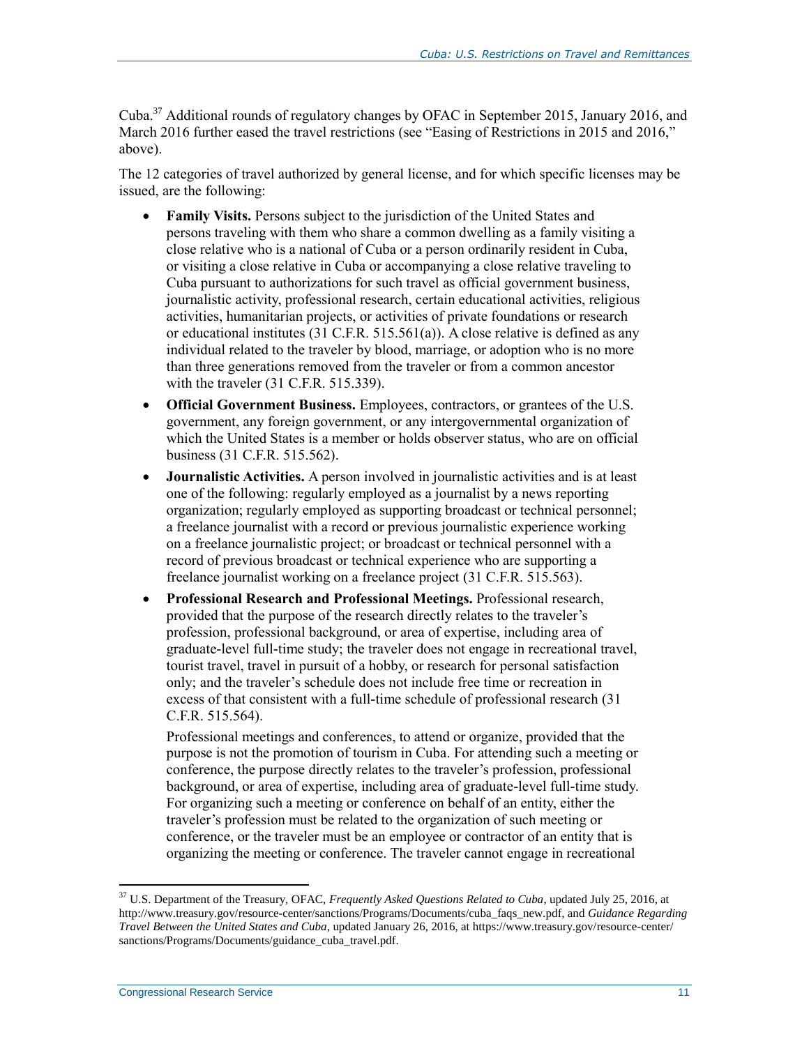Cuba.[37] Additional rounds of regulatory changes by OFAC in September 2015, January 2016, and March 2016 further eased the travel restrictions (see "Easing of Restrictions in 2015 and 2016," above).

The 12 categories of travel authorized by general license, and for which specific licenses may be issued, are the following:

- **Family Visits.** Persons subject to the jurisdiction of the United States and persons traveling with them who share a common dwelling as a family visiting a close relative who is a national of Cuba or a person ordinarily resident in Cuba, or visiting a close relative in Cuba or accompanying a close relative traveling to Cuba pursuant to authorizations for such travel as official government business, journalistic activity, professional research, certain educational activities, religious activities, humanitarian projects, or activities of private foundations or research or educational institutes (31 C.F.R. 515.561(a)). A close relative is defined as any individual related to the traveler by blood, marriage, or adoption who is no more than three generations removed from the traveler or from a common ancestor with the traveler (31 C.F.R. 515.339).
- **Official Government Business.** Employees, contractors, or grantees of the U.S. government, any foreign government, or any intergovernmental organization of which the United States is a member or holds observer status, who are on official business (31 C.F.R. 515.562).
- **Journalistic Activities.** A person involved in journalistic activities and is at least one of the following: regularly employed as a journalist by a news reporting organization; regularly employed as supporting broadcast or technical personnel; a freelance journalist with a record or previous journalistic experience working on a freelance journalistic project; or broadcast or technical personnel with a record of previous broadcast or technical experience who are supporting a freelance journalist working on a freelance project (31 C.F.R. 515.563).
- **Professional Research and Professional Meetings.** Professional research, provided that the purpose of the research directly relates to the traveler's profession, professional background, or area of expertise, including area of graduate-level full-time study; the traveler does not engage in recreational travel, tourist travel, travel in pursuit of a hobby, or research for personal satisfaction only; and the traveler's schedule does not include free time or recreation in excess of that consistent with a full-time schedule of professional research (31 C.F.R. 515.564).

  Professional meetings and conferences, to attend or organize, provided that the purpose is not the promotion of tourism in Cuba. For attending such a meeting or conference, the purpose directly relates to the traveler's profession, professional background, or area of expertise, including area of graduate-level full-time study. For organizing such a meeting or conference on behalf of an entity, either the traveler's profession must be related to the organization of such meeting or conference, or the traveler must be an employee or contractor of an entity that is organizing the meeting or conference. The traveler cannot engage in recreational

[37] U.S. Department of the Treasury, OFAC, *Frequently Asked Questions Related to Cuba*, updated July 25, 2016, at http://www.treasury.gov/resource-center/sanctions/Programs/Documents/cuba_faqs_new.pdf, and *Guidance Regarding Travel Between the United States and Cuba*, updated January 26, 2016, at https://www.treasury.gov/resource-center/sanctions/Programs/Documents/guidance_cuba_travel.pdf.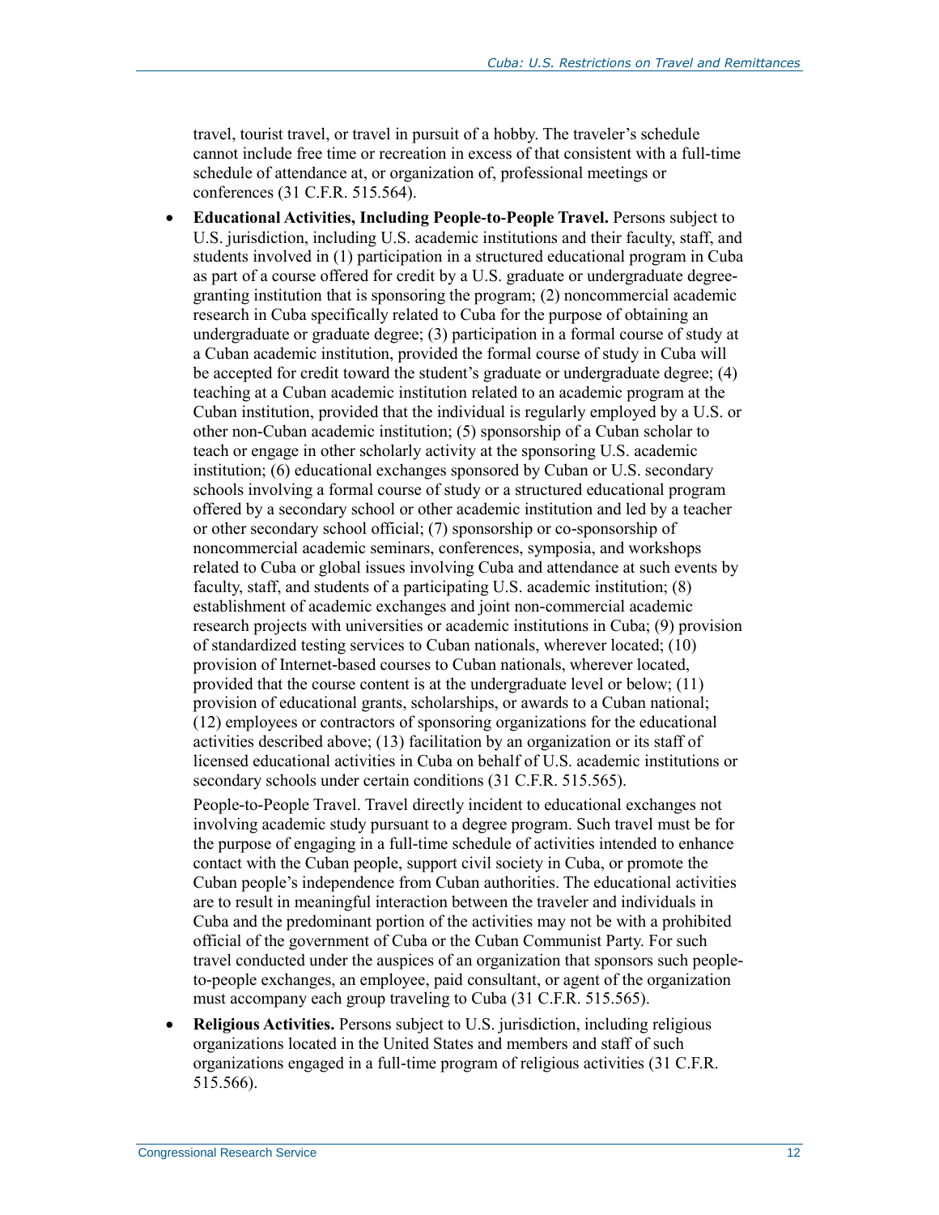travel, tourist travel, or travel in pursuit of a hobby. The traveler's schedule cannot include free time or recreation in excess of that consistent with a full-time schedule of attendance at, or organization of, professional meetings or conferences (31 C.F.R. 515.564).

- **Educational Activities, Including People-to-People Travel.** Persons subject to U.S. jurisdiction, including U.S. academic institutions and their faculty, staff, and students involved in (1) participation in a structured educational program in Cuba as part of a course offered for credit by a U.S. graduate or undergraduate degree-granting institution that is sponsoring the program; (2) noncommercial academic research in Cuba specifically related to Cuba for the purpose of obtaining an undergraduate or graduate degree; (3) participation in a formal course of study at a Cuban academic institution, provided the formal course of study in Cuba will be accepted for credit toward the student's graduate or undergraduate degree; (4) teaching at a Cuban academic institution related to an academic program at the Cuban institution, provided that the individual is regularly employed by a U.S. or other non-Cuban academic institution; (5) sponsorship of a Cuban scholar to teach or engage in other scholarly activity at the sponsoring U.S. academic institution; (6) educational exchanges sponsored by Cuban or U.S. secondary schools involving a formal course of study or a structured educational program offered by a secondary school or other academic institution and led by a teacher or other secondary school official; (7) sponsorship or co-sponsorship of noncommercial academic seminars, conferences, symposia, and workshops related to Cuba or global issues involving Cuba and attendance at such events by faculty, staff, and students of a participating U.S. academic institution; (8) establishment of academic exchanges and joint non-commercial academic research projects with universities or academic institutions in Cuba; (9) provision of standardized testing services to Cuban nationals, wherever located; (10) provision of Internet-based courses to Cuban nationals, wherever located, provided that the course content is at the undergraduate level or below; (11) provision of educational grants, scholarships, or awards to a Cuban national; (12) employees or contractors of sponsoring organizations for the educational activities described above; (13) facilitation by an organization or its staff of licensed educational activities in Cuba on behalf of U.S. academic institutions or secondary schools under certain conditions (31 C.F.R. 515.565).

  People-to-People Travel. Travel directly incident to educational exchanges not involving academic study pursuant to a degree program. Such travel must be for the purpose of engaging in a full-time schedule of activities intended to enhance contact with the Cuban people, support civil society in Cuba, or promote the Cuban people's independence from Cuban authorities. The educational activities are to result in meaningful interaction between the traveler and individuals in Cuba and the predominant portion of the activities may not be with a prohibited official of the government of Cuba or the Cuban Communist Party. For such travel conducted under the auspices of an organization that sponsors such people-to-people exchanges, an employee, paid consultant, or agent of the organization must accompany each group traveling to Cuba (31 C.F.R. 515.565).

- **Religious Activities.** Persons subject to U.S. jurisdiction, including religious organizations located in the United States and members and staff of such organizations engaged in a full-time program of religious activities (31 C.F.R. 515.566).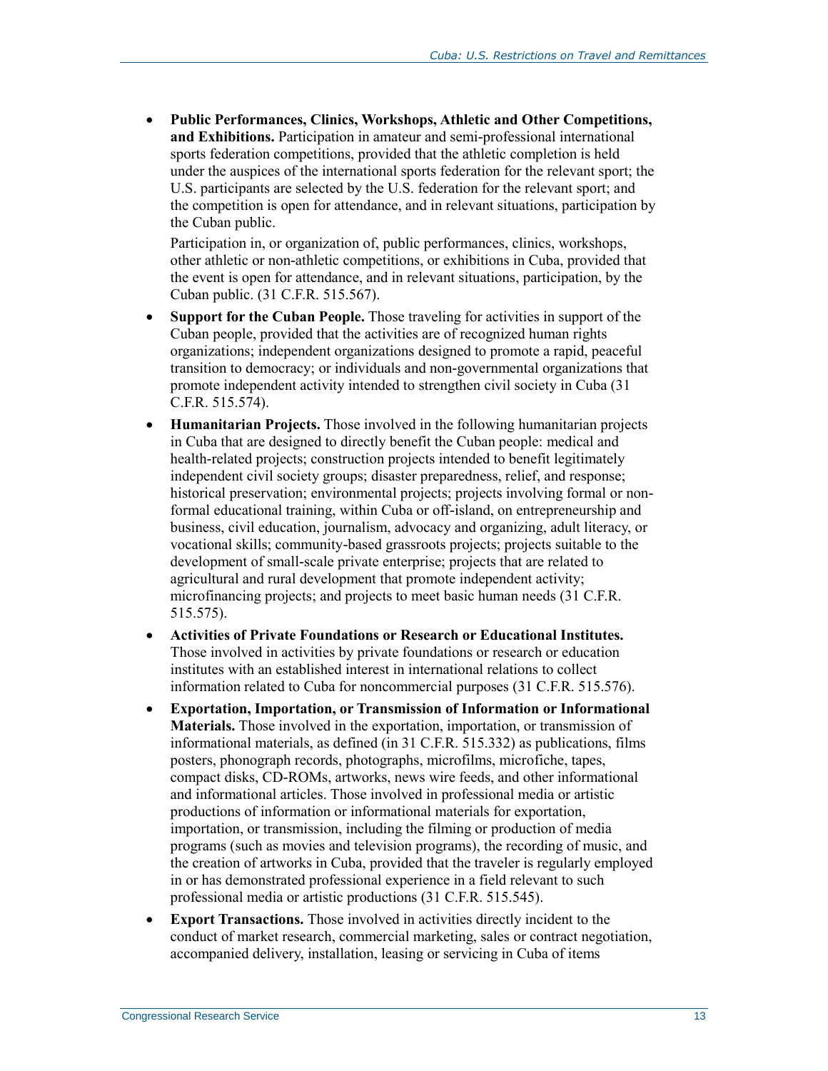- **Public Performances, Clinics, Workshops, Athletic and Other Competitions, and Exhibitions.** Participation in amateur and semi-professional international sports federation competitions, provided that the athletic completion is held under the auspices of the international sports federation for the relevant sport; the U.S. participants are selected by the U.S. federation for the relevant sport; and the competition is open for attendance, and in relevant situations, participation by the Cuban public.

  Participation in, or organization of, public performances, clinics, workshops, other athletic or non-athletic competitions, or exhibitions in Cuba, provided that the event is open for attendance, and in relevant situations, participation, by the Cuban public. (31 C.F.R. 515.567).

- **Support for the Cuban People.** Those traveling for activities in support of the Cuban people, provided that the activities are of recognized human rights organizations; independent organizations designed to promote a rapid, peaceful transition to democracy; or individuals and non-governmental organizations that promote independent activity intended to strengthen civil society in Cuba (31 C.F.R. 515.574).

- **Humanitarian Projects.** Those involved in the following humanitarian projects in Cuba that are designed to directly benefit the Cuban people: medical and health-related projects; construction projects intended to benefit legitimately independent civil society groups; disaster preparedness, relief, and response; historical preservation; environmental projects; projects involving formal or non-formal educational training, within Cuba or off-island, on entrepreneurship and business, civil education, journalism, advocacy and organizing, adult literacy, or vocational skills; community-based grassroots projects; projects suitable to the development of small-scale private enterprise; projects that are related to agricultural and rural development that promote independent activity; microfinancing projects; and projects to meet basic human needs (31 C.F.R. 515.575).

- **Activities of Private Foundations or Research or Educational Institutes.** Those involved in activities by private foundations or research or education institutes with an established interest in international relations to collect information related to Cuba for noncommercial purposes (31 C.F.R. 515.576).

- **Exportation, Importation, or Transmission of Information or Informational Materials.** Those involved in the exportation, importation, or transmission of informational materials, as defined (in 31 C.F.R. 515.332) as publications, films posters, phonograph records, photographs, microfilms, microfiche, tapes, compact disks, CD-ROMs, artworks, news wire feeds, and other informational and informational articles. Those involved in professional media or artistic productions of information or informational materials for exportation, importation, or transmission, including the filming or production of media programs (such as movies and television programs), the recording of music, and the creation of artworks in Cuba, provided that the traveler is regularly employed in or has demonstrated professional experience in a field relevant to such professional media or artistic productions (31 C.F.R. 515.545).

- **Export Transactions.** Those involved in activities directly incident to the conduct of market research, commercial marketing, sales or contract negotiation, accompanied delivery, installation, leasing or servicing in Cuba of items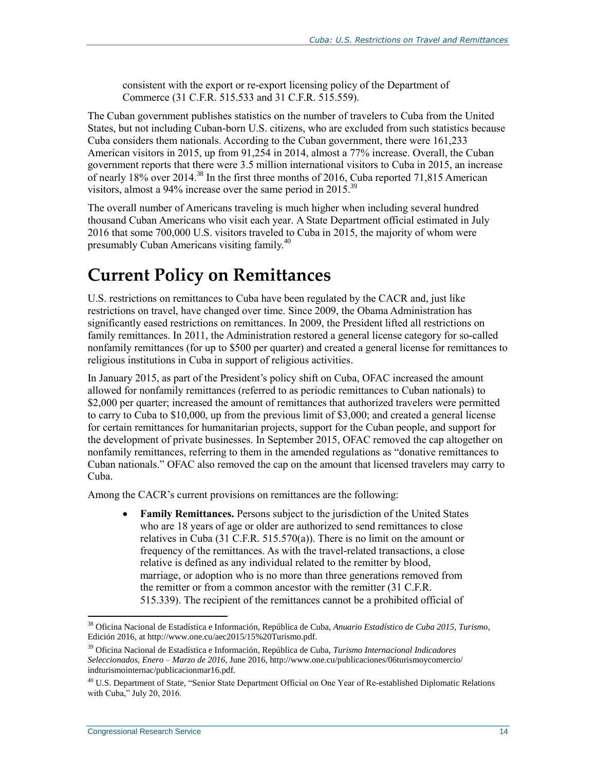consistent with the export or re-export licensing policy of the Department of Commerce (31 C.F.R. 515.533 and 31 C.F.R. 515.559).

The Cuban government publishes statistics on the number of travelers to Cuba from the United States, but not including Cuban-born U.S. citizens, who are excluded from such statistics because Cuba considers them nationals. According to the Cuban government, there were 161,233 American visitors in 2015, up from 91,254 in 2014, almost a 77% increase. Overall, the Cuban government reports that there were 3.5 million international visitors to Cuba in 2015, an increase of nearly 18% over 2014.[38] In the first three months of 2016, Cuba reported 71,815 American visitors, almost a 94% increase over the same period in 2015.[39]

The overall number of Americans traveling is much higher when including several hundred thousand Cuban Americans who visit each year. A State Department official estimated in July 2016 that some 700,000 U.S. visitors traveled to Cuba in 2015, the majority of whom were presumably Cuban Americans visiting family.[40]

# Current Policy on Remittances

U.S. restrictions on remittances to Cuba have been regulated by the CACR and, just like restrictions on travel, have changed over time. Since 2009, the Obama Administration has significantly eased restrictions on remittances. In 2009, the President lifted all restrictions on family remittances. In 2011, the Administration restored a general license category for so-called nonfamily remittances (for up to $500 per quarter) and created a general license for remittances to religious institutions in Cuba in support of religious activities.

In January 2015, as part of the President's policy shift on Cuba, OFAC increased the amount allowed for nonfamily remittances (referred to as periodic remittances to Cuban nationals) to $2,000 per quarter; increased the amount of remittances that authorized travelers were permitted to carry to Cuba to $10,000, up from the previous limit of $3,000; and created a general license for certain remittances for humanitarian projects, support for the Cuban people, and support for the development of private businesses. In September 2015, OFAC removed the cap altogether on nonfamily remittances, referring to them in the amended regulations as "donative remittances to Cuban nationals." OFAC also removed the cap on the amount that licensed travelers may carry to Cuba.

Among the CACR's current provisions on remittances are the following:

- **Family Remittances.** Persons subject to the jurisdiction of the United States who are 18 years of age or older are authorized to send remittances to close relatives in Cuba (31 C.F.R. 515.570(a)). There is no limit on the amount or frequency of the remittances. As with the travel-related transactions, a close relative is defined as any individual related to the remitter by blood, marriage, or adoption who is no more than three generations removed from the remitter or from a common ancestor with the remitter (31 C.F.R. 515.339). The recipient of the remittances cannot be a prohibited official of

---

[38] Oficina Nacional de Estadística e Información, República de Cuba, *Anuario Estadístico de Cuba 2015, Turismo*, Edición 2016, at http://www.one.cu/aec2015/15%20Turismo.pdf.

[39] Oficina Nacional de Estadística e Información, República de Cuba, *Turismo Internacional Indicadores Seleccionados, Enero – Marzo de 2016*, June 2016, http://www.one.cu/publicaciones/06turismoycomercio/indturismointernac/publicacionmar16.pdf.

[40] U.S. Department of State, "Senior State Department Official on One Year of Re-established Diplomatic Relations with Cuba," July 20, 2016.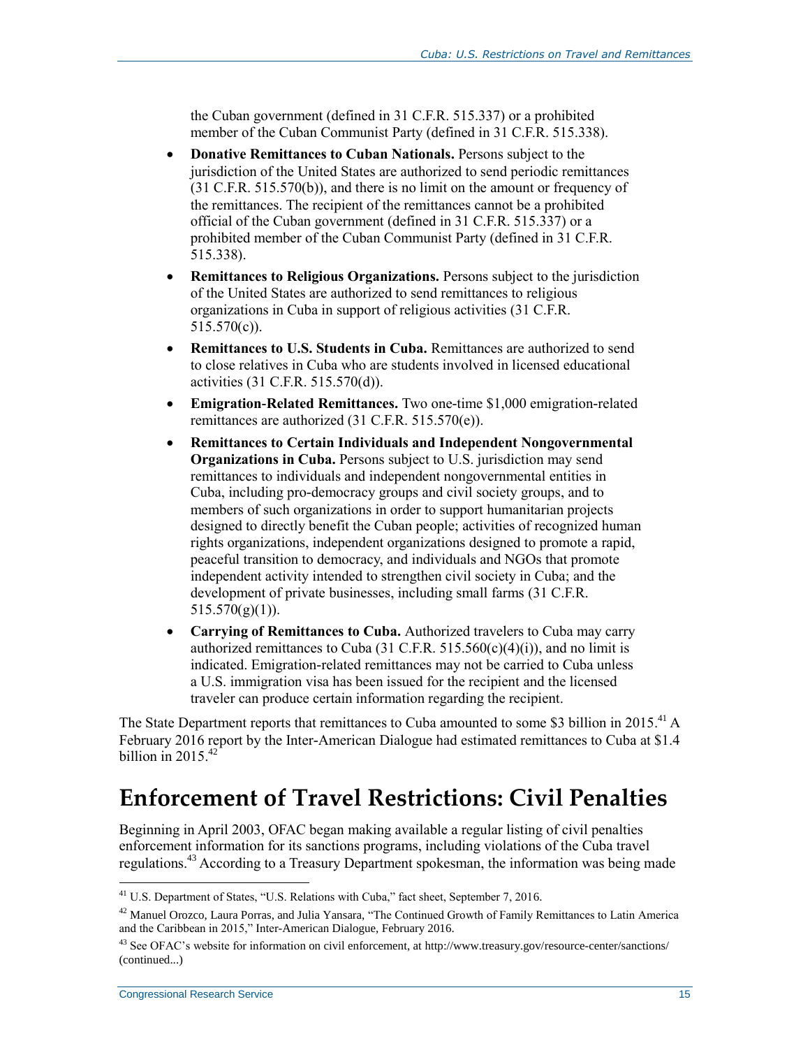the Cuban government (defined in 31 C.F.R. 515.337) or a prohibited member of the Cuban Communist Party (defined in 31 C.F.R. 515.338).

- **Donative Remittances to Cuban Nationals.** Persons subject to the jurisdiction of the United States are authorized to send periodic remittances (31 C.F.R. 515.570(b)), and there is no limit on the amount or frequency of the remittances. The recipient of the remittances cannot be a prohibited official of the Cuban government (defined in 31 C.F.R. 515.337) or a prohibited member of the Cuban Communist Party (defined in 31 C.F.R. 515.338).
- **Remittances to Religious Organizations.** Persons subject to the jurisdiction of the United States are authorized to send remittances to religious organizations in Cuba in support of religious activities (31 C.F.R. 515.570(c)).
- **Remittances to U.S. Students in Cuba.** Remittances are authorized to send to close relatives in Cuba who are students involved in licensed educational activities (31 C.F.R. 515.570(d)).
- **Emigration-Related Remittances.** Two one-time $1,000 emigration-related remittances are authorized (31 C.F.R. 515.570(e)).
- **Remittances to Certain Individuals and Independent Nongovernmental Organizations in Cuba.** Persons subject to U.S. jurisdiction may send remittances to individuals and independent nongovernmental entities in Cuba, including pro-democracy groups and civil society groups, and to members of such organizations in order to support humanitarian projects designed to directly benefit the Cuban people; activities of recognized human rights organizations, independent organizations designed to promote a rapid, peaceful transition to democracy, and individuals and NGOs that promote independent activity intended to strengthen civil society in Cuba; and the development of private businesses, including small farms (31 C.F.R. 515.570(g)(1)).
- **Carrying of Remittances to Cuba.** Authorized travelers to Cuba may carry authorized remittances to Cuba (31 C.F.R. 515.560(c)(4)(i)), and no limit is indicated. Emigration-related remittances may not be carried to Cuba unless a U.S. immigration visa has been issued for the recipient and the licensed traveler can produce certain information regarding the recipient.

The State Department reports that remittances to Cuba amounted to some $3 billion in 2015.[41] A February 2016 report by the Inter-American Dialogue had estimated remittances to Cuba at $1.4 billion in 2015.[42]

# Enforcement of Travel Restrictions: Civil Penalties

Beginning in April 2003, OFAC began making available a regular listing of civil penalties enforcement information for its sanctions programs, including violations of the Cuba travel regulations.[43] According to a Treasury Department spokesman, the information was being made

---

[41] U.S. Department of States, "U.S. Relations with Cuba," fact sheet, September 7, 2016.

[42] Manuel Orozco, Laura Porras, and Julia Yansara, "The Continued Growth of Family Remittances to Latin America and the Caribbean in 2015," Inter-American Dialogue, February 2016.

[43] See OFAC's website for information on civil enforcement, at http://www.treasury.gov/resource-center/sanctions/ (continued...)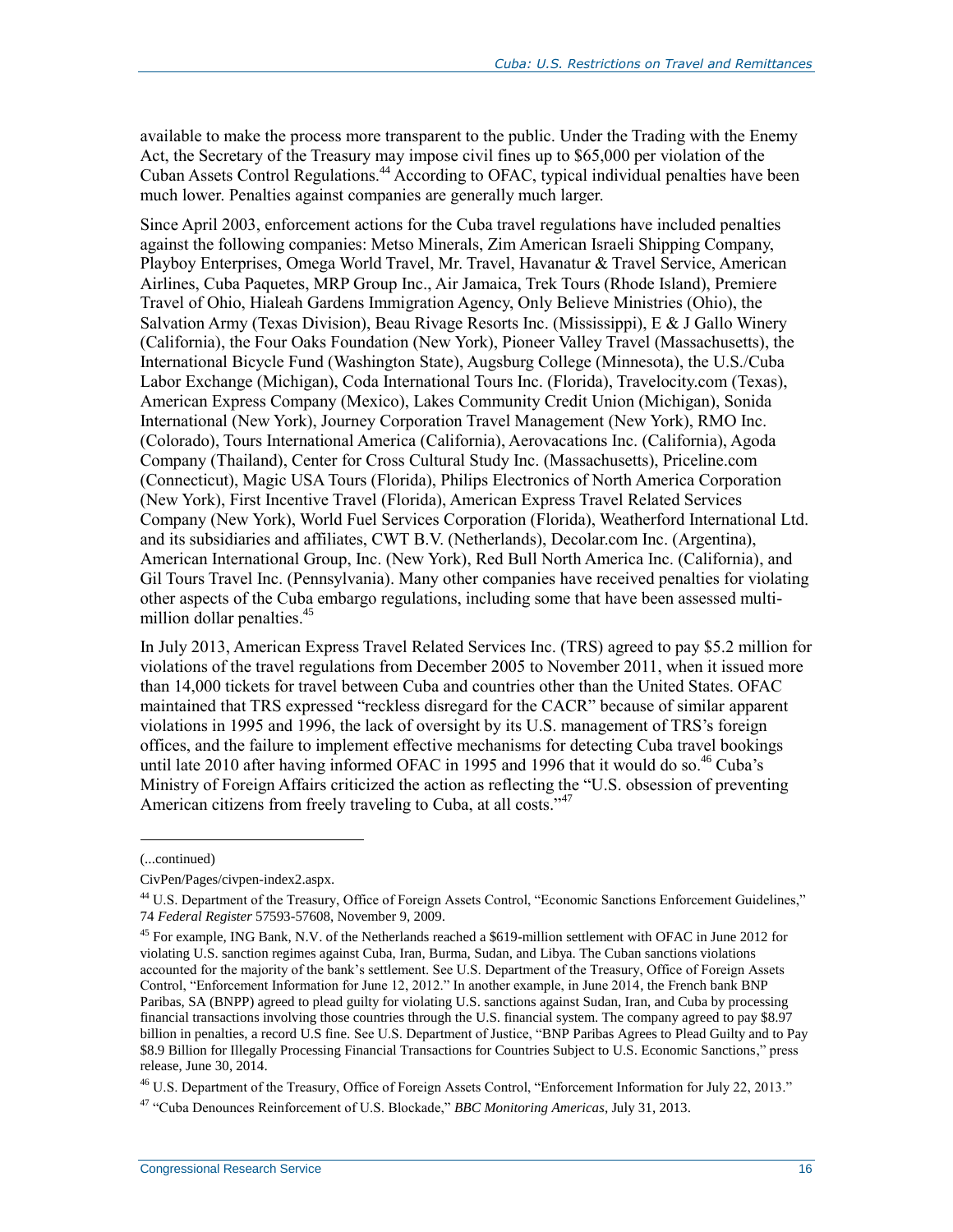available to make the process more transparent to the public. Under the Trading with the Enemy Act, the Secretary of the Treasury may impose civil fines up to $65,000 per violation of the Cuban Assets Control Regulations.[44] According to OFAC, typical individual penalties have been much lower. Penalties against companies are generally much larger.

Since April 2003, enforcement actions for the Cuba travel regulations have included penalties against the following companies: Metso Minerals, Zim American Israeli Shipping Company, Playboy Enterprises, Omega World Travel, Mr. Travel, Havanatur & Travel Service, American Airlines, Cuba Paquetes, MRP Group Inc., Air Jamaica, Trek Tours (Rhode Island), Premiere Travel of Ohio, Hialeah Gardens Immigration Agency, Only Believe Ministries (Ohio), the Salvation Army (Texas Division), Beau Rivage Resorts Inc. (Mississippi), E & J Gallo Winery (California), the Four Oaks Foundation (New York), Pioneer Valley Travel (Massachusetts), the International Bicycle Fund (Washington State), Augsburg College (Minnesota), the U.S./Cuba Labor Exchange (Michigan), Coda International Tours Inc. (Florida), Travelocity.com (Texas), American Express Company (Mexico), Lakes Community Credit Union (Michigan), Sonida International (New York), Journey Corporation Travel Management (New York), RMO Inc. (Colorado), Tours International America (California), Aerovacations Inc. (California), Agoda Company (Thailand), Center for Cross Cultural Study Inc. (Massachusetts), Priceline.com (Connecticut), Magic USA Tours (Florida), Philips Electronics of North America Corporation (New York), First Incentive Travel (Florida), American Express Travel Related Services Company (New York), World Fuel Services Corporation (Florida), Weatherford International Ltd. and its subsidiaries and affiliates, CWT B.V. (Netherlands), Decolar.com Inc. (Argentina), American International Group, Inc. (New York), Red Bull North America Inc. (California), and Gil Tours Travel Inc. (Pennsylvania). Many other companies have received penalties for violating other aspects of the Cuba embargo regulations, including some that have been assessed multi-million dollar penalties.[45]

In July 2013, American Express Travel Related Services Inc. (TRS) agreed to pay $5.2 million for violations of the travel regulations from December 2005 to November 2011, when it issued more than 14,000 tickets for travel between Cuba and countries other than the United States. OFAC maintained that TRS expressed "reckless disregard for the CACR" because of similar apparent violations in 1995 and 1996, the lack of oversight by its U.S. management of TRS's foreign offices, and the failure to implement effective mechanisms for detecting Cuba travel bookings until late 2010 after having informed OFAC in 1995 and 1996 that it would do so.[46] Cuba's Ministry of Foreign Affairs criticized the action as reflecting the "U.S. obsession of preventing American citizens from freely traveling to Cuba, at all costs."[47]

---

(...continued)

CivPen/Pages/civpen-index2.aspx.

[44] U.S. Department of the Treasury, Office of Foreign Assets Control, "Economic Sanctions Enforcement Guidelines," 74 *Federal Register* 57593-57608, November 9, 2009.

[45] For example, ING Bank, N.V. of the Netherlands reached a $619-million settlement with OFAC in June 2012 for violating U.S. sanction regimes against Cuba, Iran, Burma, Sudan, and Libya. The Cuban sanctions violations accounted for the majority of the bank's settlement. See U.S. Department of the Treasury, Office of Foreign Assets Control, "Enforcement Information for June 12, 2012." In another example, in June 2014, the French bank BNP Paribas, SA (BNPP) agreed to plead guilty for violating U.S. sanctions against Sudan, Iran, and Cuba by processing financial transactions involving those countries through the U.S. financial system. The company agreed to pay $8.97 billion in penalties, a record U.S fine. See U.S. Department of Justice, "BNP Paribas Agrees to Plead Guilty and to Pay $8.9 Billion for Illegally Processing Financial Transactions for Countries Subject to U.S. Economic Sanctions," press release, June 30, 2014.

[46] U.S. Department of the Treasury, Office of Foreign Assets Control, "Enforcement Information for July 22, 2013."

[47] "Cuba Denounces Reinforcement of U.S. Blockade," *BBC Monitoring Americas*, July 31, 2013.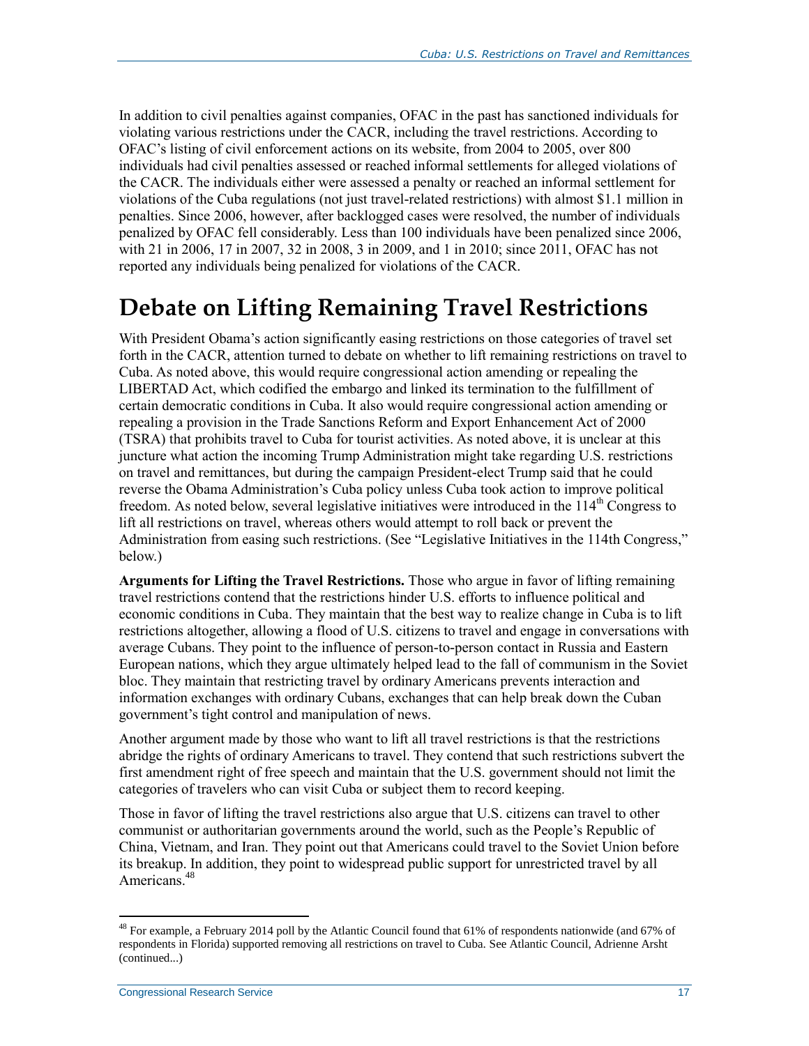In addition to civil penalties against companies, OFAC in the past has sanctioned individuals for violating various restrictions under the CACR, including the travel restrictions. According to OFAC's listing of civil enforcement actions on its website, from 2004 to 2005, over 800 individuals had civil penalties assessed or reached informal settlements for alleged violations of the CACR. The individuals either were assessed a penalty or reached an informal settlement for violations of the Cuba regulations (not just travel-related restrictions) with almost $1.1 million in penalties. Since 2006, however, after backlogged cases were resolved, the number of individuals penalized by OFAC fell considerably. Less than 100 individuals have been penalized since 2006, with 21 in 2006, 17 in 2007, 32 in 2008, 3 in 2009, and 1 in 2010; since 2011, OFAC has not reported any individuals being penalized for violations of the CACR.

# Debate on Lifting Remaining Travel Restrictions

With President Obama's action significantly easing restrictions on those categories of travel set forth in the CACR, attention turned to debate on whether to lift remaining restrictions on travel to Cuba. As noted above, this would require congressional action amending or repealing the LIBERTAD Act, which codified the embargo and linked its termination to the fulfillment of certain democratic conditions in Cuba. It also would require congressional action amending or repealing a provision in the Trade Sanctions Reform and Export Enhancement Act of 2000 (TSRA) that prohibits travel to Cuba for tourist activities. As noted above, it is unclear at this juncture what action the incoming Trump Administration might take regarding U.S. restrictions on travel and remittances, but during the campaign President-elect Trump said that he could reverse the Obama Administration's Cuba policy unless Cuba took action to improve political freedom. As noted below, several legislative initiatives were introduced in the 114th Congress to lift all restrictions on travel, whereas others would attempt to roll back or prevent the Administration from easing such restrictions. (See "Legislative Initiatives in the 114th Congress," below.)

**Arguments for Lifting the Travel Restrictions.** Those who argue in favor of lifting remaining travel restrictions contend that the restrictions hinder U.S. efforts to influence political and economic conditions in Cuba. They maintain that the best way to realize change in Cuba is to lift restrictions altogether, allowing a flood of U.S. citizens to travel and engage in conversations with average Cubans. They point to the influence of person-to-person contact in Russia and Eastern European nations, which they argue ultimately helped lead to the fall of communism in the Soviet bloc. They maintain that restricting travel by ordinary Americans prevents interaction and information exchanges with ordinary Cubans, exchanges that can help break down the Cuban government's tight control and manipulation of news.

Another argument made by those who want to lift all travel restrictions is that the restrictions abridge the rights of ordinary Americans to travel. They contend that such restrictions subvert the first amendment right of free speech and maintain that the U.S. government should not limit the categories of travelers who can visit Cuba or subject them to record keeping.

Those in favor of lifting the travel restrictions also argue that U.S. citizens can travel to other communist or authoritarian governments around the world, such as the People's Republic of China, Vietnam, and Iran. They point out that Americans could travel to the Soviet Union before its breakup. In addition, they point to widespread public support for unrestricted travel by all Americans.[48]

[48] For example, a February 2014 poll by the Atlantic Council found that 61% of respondents nationwide (and 67% of respondents in Florida) supported removing all restrictions on travel to Cuba. See Atlantic Council, Adrienne Arsht (continued...)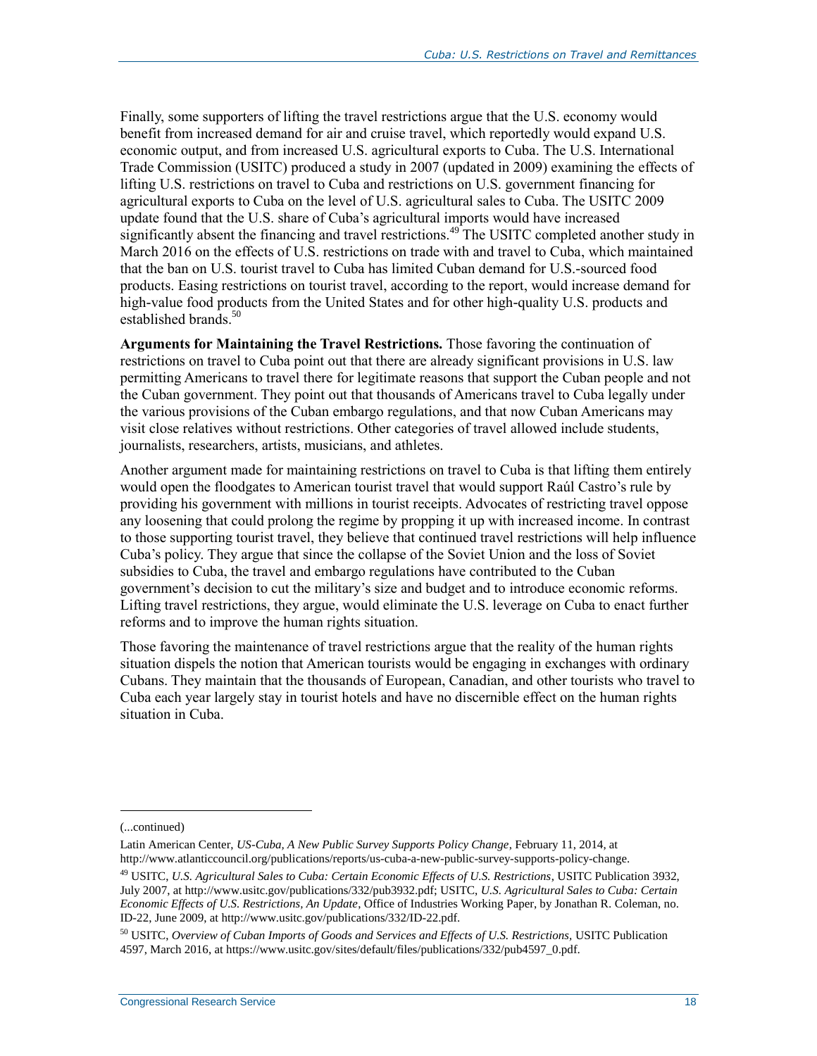Finally, some supporters of lifting the travel restrictions argue that the U.S. economy would benefit from increased demand for air and cruise travel, which reportedly would expand U.S. economic output, and from increased U.S. agricultural exports to Cuba. The U.S. International Trade Commission (USITC) produced a study in 2007 (updated in 2009) examining the effects of lifting U.S. restrictions on travel to Cuba and restrictions on U.S. government financing for agricultural exports to Cuba on the level of U.S. agricultural sales to Cuba. The USITC 2009 update found that the U.S. share of Cuba's agricultural imports would have increased significantly absent the financing and travel restrictions.[49] The USITC completed another study in March 2016 on the effects of U.S. restrictions on trade with and travel to Cuba, which maintained that the ban on U.S. tourist travel to Cuba has limited Cuban demand for U.S.-sourced food products. Easing restrictions on tourist travel, according to the report, would increase demand for high-value food products from the United States and for other high-quality U.S. products and established brands.[50]

**Arguments for Maintaining the Travel Restrictions.** Those favoring the continuation of restrictions on travel to Cuba point out that there are already significant provisions in U.S. law permitting Americans to travel there for legitimate reasons that support the Cuban people and not the Cuban government. They point out that thousands of Americans travel to Cuba legally under the various provisions of the Cuban embargo regulations, and that now Cuban Americans may visit close relatives without restrictions. Other categories of travel allowed include students, journalists, researchers, artists, musicians, and athletes.

Another argument made for maintaining restrictions on travel to Cuba is that lifting them entirely would open the floodgates to American tourist travel that would support Raúl Castro's rule by providing his government with millions in tourist receipts. Advocates of restricting travel oppose any loosening that could prolong the regime by propping it up with increased income. In contrast to those supporting tourist travel, they believe that continued travel restrictions will help influence Cuba's policy. They argue that since the collapse of the Soviet Union and the loss of Soviet subsidies to Cuba, the travel and embargo regulations have contributed to the Cuban government's decision to cut the military's size and budget and to introduce economic reforms. Lifting travel restrictions, they argue, would eliminate the U.S. leverage on Cuba to enact further reforms and to improve the human rights situation.

Those favoring the maintenance of travel restrictions argue that the reality of the human rights situation dispels the notion that American tourists would be engaging in exchanges with ordinary Cubans. They maintain that the thousands of European, Canadian, and other tourists who travel to Cuba each year largely stay in tourist hotels and have no discernible effect on the human rights situation in Cuba.

---

(...continued)

Latin American Center, *US-Cuba, A New Public Survey Supports Policy Change*, February 11, 2014, at http://www.atlanticcouncil.org/publications/reports/us-cuba-a-new-public-survey-supports-policy-change.

[49] USITC, *U.S. Agricultural Sales to Cuba: Certain Economic Effects of U.S. Restrictions*, USITC Publication 3932, July 2007, at http://www.usitc.gov/publications/332/pub3932.pdf; USITC, *U.S. Agricultural Sales to Cuba: Certain Economic Effects of U.S. Restrictions, An Update*, Office of Industries Working Paper, by Jonathan R. Coleman, no. ID-22, June 2009, at http://www.usitc.gov/publications/332/ID-22.pdf.

[50] USITC, *Overview of Cuban Imports of Goods and Services and Effects of U.S. Restrictions*, USITC Publication 4597, March 2016, at https://www.usitc.gov/sites/default/files/publications/332/pub4597_0.pdf.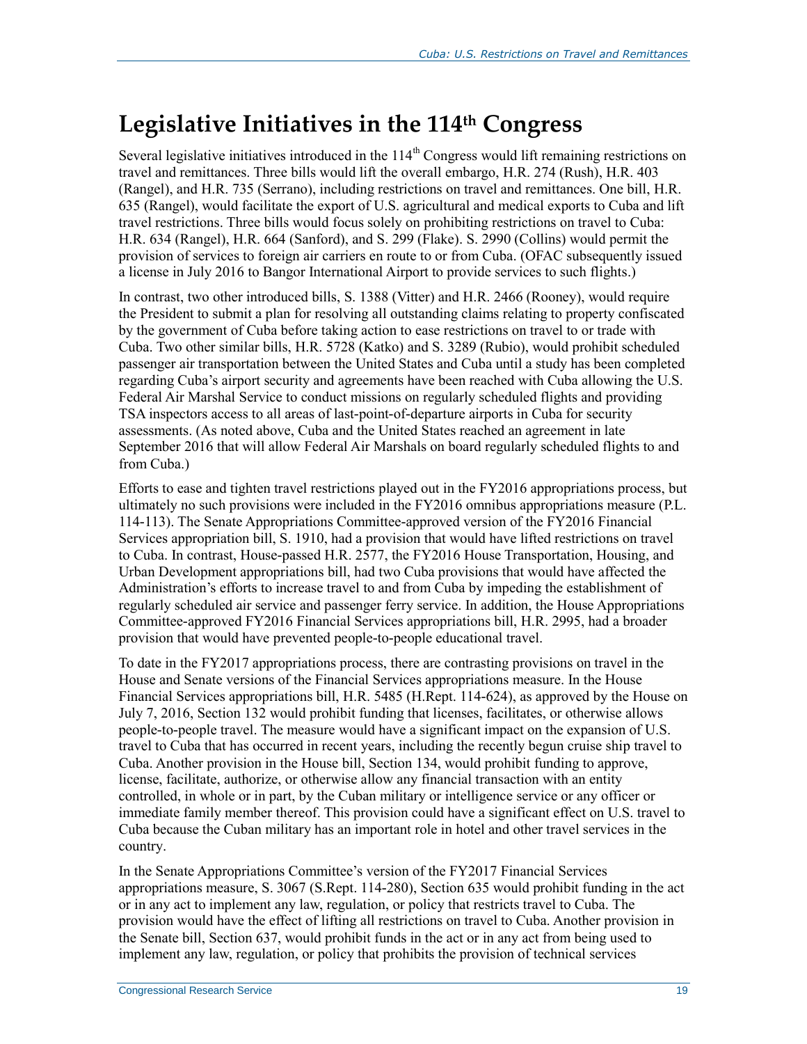# Legislative Initiatives in the 114th Congress

Several legislative initiatives introduced in the 114th Congress would lift remaining restrictions on travel and remittances. Three bills would lift the overall embargo, H.R. 274 (Rush), H.R. 403 (Rangel), and H.R. 735 (Serrano), including restrictions on travel and remittances. One bill, H.R. 635 (Rangel), would facilitate the export of U.S. agricultural and medical exports to Cuba and lift travel restrictions. Three bills would focus solely on prohibiting restrictions on travel to Cuba: H.R. 634 (Rangel), H.R. 664 (Sanford), and S. 299 (Flake). S. 2990 (Collins) would permit the provision of services to foreign air carriers en route to or from Cuba. (OFAC subsequently issued a license in July 2016 to Bangor International Airport to provide services to such flights.)

In contrast, two other introduced bills, S. 1388 (Vitter) and H.R. 2466 (Rooney), would require the President to submit a plan for resolving all outstanding claims relating to property confiscated by the government of Cuba before taking action to ease restrictions on travel to or trade with Cuba. Two other similar bills, H.R. 5728 (Katko) and S. 3289 (Rubio), would prohibit scheduled passenger air transportation between the United States and Cuba until a study has been completed regarding Cuba's airport security and agreements have been reached with Cuba allowing the U.S. Federal Air Marshal Service to conduct missions on regularly scheduled flights and providing TSA inspectors access to all areas of last-point-of-departure airports in Cuba for security assessments. (As noted above, Cuba and the United States reached an agreement in late September 2016 that will allow Federal Air Marshals on board regularly scheduled flights to and from Cuba.)

Efforts to ease and tighten travel restrictions played out in the FY2016 appropriations process, but ultimately no such provisions were included in the FY2016 omnibus appropriations measure (P.L. 114-113). The Senate Appropriations Committee-approved version of the FY2016 Financial Services appropriation bill, S. 1910, had a provision that would have lifted restrictions on travel to Cuba. In contrast, House-passed H.R. 2577, the FY2016 House Transportation, Housing, and Urban Development appropriations bill, had two Cuba provisions that would have affected the Administration's efforts to increase travel to and from Cuba by impeding the establishment of regularly scheduled air service and passenger ferry service. In addition, the House Appropriations Committee-approved FY2016 Financial Services appropriations bill, H.R. 2995, had a broader provision that would have prevented people-to-people educational travel.

To date in the FY2017 appropriations process, there are contrasting provisions on travel in the House and Senate versions of the Financial Services appropriations measure. In the House Financial Services appropriations bill, H.R. 5485 (H.Rept. 114-624), as approved by the House on July 7, 2016, Section 132 would prohibit funding that licenses, facilitates, or otherwise allows people-to-people travel. The measure would have a significant impact on the expansion of U.S. travel to Cuba that has occurred in recent years, including the recently begun cruise ship travel to Cuba. Another provision in the House bill, Section 134, would prohibit funding to approve, license, facilitate, authorize, or otherwise allow any financial transaction with an entity controlled, in whole or in part, by the Cuban military or intelligence service or any officer or immediate family member thereof. This provision could have a significant effect on U.S. travel to Cuba because the Cuban military has an important role in hotel and other travel services in the country.

In the Senate Appropriations Committee's version of the FY2017 Financial Services appropriations measure, S. 3067 (S.Rept. 114-280), Section 635 would prohibit funding in the act or in any act to implement any law, regulation, or policy that restricts travel to Cuba. The provision would have the effect of lifting all restrictions on travel to Cuba. Another provision in the Senate bill, Section 637, would prohibit funds in the act or in any act from being used to implement any law, regulation, or policy that prohibits the provision of technical services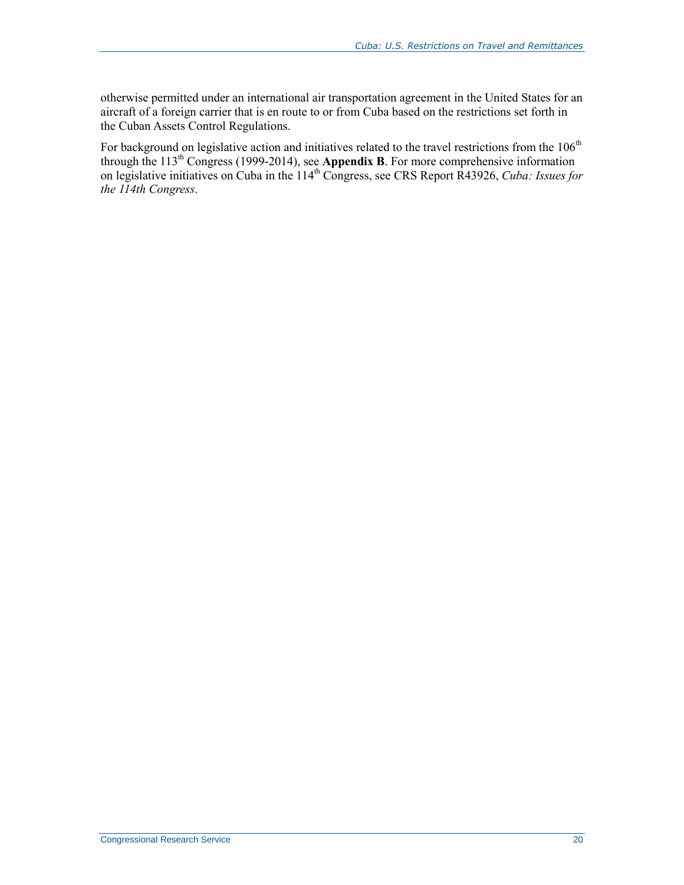otherwise permitted under an international air transportation agreement in the United States for an aircraft of a foreign carrier that is en route to or from Cuba based on the restrictions set forth in the Cuban Assets Control Regulations.

For background on legislative action and initiatives related to the travel restrictions from the 106th through the 113th Congress (1999-2014), see **Appendix B**. For more comprehensive information on legislative initiatives on Cuba in the 114th Congress, see CRS Report R43926, *Cuba: Issues for the 114th Congress*.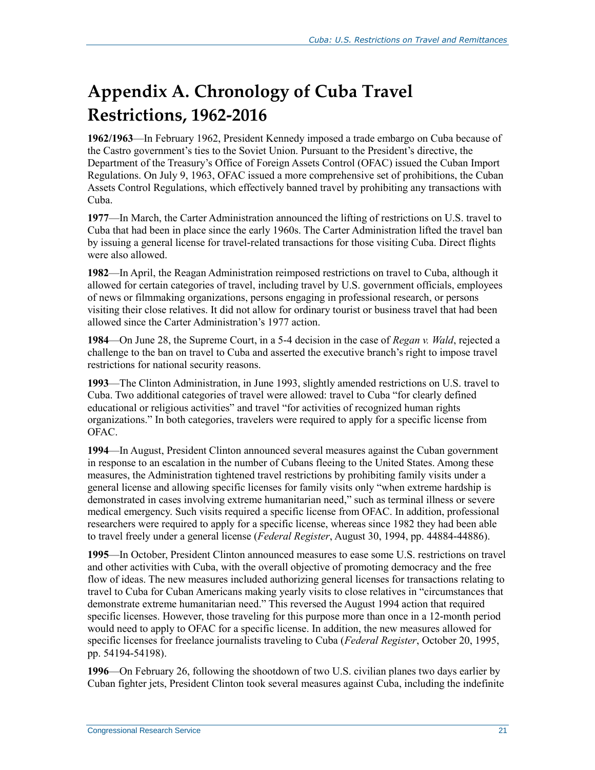# Appendix A. Chronology of Cuba Travel Restrictions, 1962-2016

**1962/1963**—In February 1962, President Kennedy imposed a trade embargo on Cuba because of the Castro government's ties to the Soviet Union. Pursuant to the President's directive, the Department of the Treasury's Office of Foreign Assets Control (OFAC) issued the Cuban Import Regulations. On July 9, 1963, OFAC issued a more comprehensive set of prohibitions, the Cuban Assets Control Regulations, which effectively banned travel by prohibiting any transactions with Cuba.

**1977**—In March, the Carter Administration announced the lifting of restrictions on U.S. travel to Cuba that had been in place since the early 1960s. The Carter Administration lifted the travel ban by issuing a general license for travel-related transactions for those visiting Cuba. Direct flights were also allowed.

**1982**—In April, the Reagan Administration reimposed restrictions on travel to Cuba, although it allowed for certain categories of travel, including travel by U.S. government officials, employees of news or filmmaking organizations, persons engaging in professional research, or persons visiting their close relatives. It did not allow for ordinary tourist or business travel that had been allowed since the Carter Administration's 1977 action.

**1984**—On June 28, the Supreme Court, in a 5-4 decision in the case of *Regan v. Wald*, rejected a challenge to the ban on travel to Cuba and asserted the executive branch's right to impose travel restrictions for national security reasons.

**1993**—The Clinton Administration, in June 1993, slightly amended restrictions on U.S. travel to Cuba. Two additional categories of travel were allowed: travel to Cuba "for clearly defined educational or religious activities" and travel "for activities of recognized human rights organizations." In both categories, travelers were required to apply for a specific license from OFAC.

**1994**—In August, President Clinton announced several measures against the Cuban government in response to an escalation in the number of Cubans fleeing to the United States. Among these measures, the Administration tightened travel restrictions by prohibiting family visits under a general license and allowing specific licenses for family visits only "when extreme hardship is demonstrated in cases involving extreme humanitarian need," such as terminal illness or severe medical emergency. Such visits required a specific license from OFAC. In addition, professional researchers were required to apply for a specific license, whereas since 1982 they had been able to travel freely under a general license (*Federal Register*, August 30, 1994, pp. 44884-44886).

**1995**—In October, President Clinton announced measures to ease some U.S. restrictions on travel and other activities with Cuba, with the overall objective of promoting democracy and the free flow of ideas. The new measures included authorizing general licenses for transactions relating to travel to Cuba for Cuban Americans making yearly visits to close relatives in "circumstances that demonstrate extreme humanitarian need." This reversed the August 1994 action that required specific licenses. However, those traveling for this purpose more than once in a 12-month period would need to apply to OFAC for a specific license. In addition, the new measures allowed for specific licenses for freelance journalists traveling to Cuba (*Federal Register*, October 20, 1995, pp. 54194-54198).

**1996**—On February 26, following the shootdown of two U.S. civilian planes two days earlier by Cuban fighter jets, President Clinton took several measures against Cuba, including the indefinite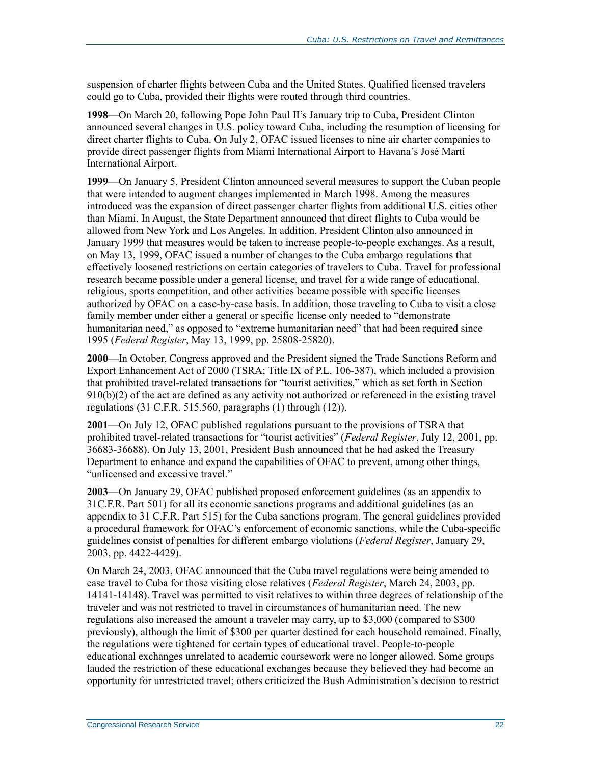suspension of charter flights between Cuba and the United States. Qualified licensed travelers could go to Cuba, provided their flights were routed through third countries.

**1998**—On March 20, following Pope John Paul II's January trip to Cuba, President Clinton announced several changes in U.S. policy toward Cuba, including the resumption of licensing for direct charter flights to Cuba. On July 2, OFAC issued licenses to nine air charter companies to provide direct passenger flights from Miami International Airport to Havana's José Martí International Airport.

**1999**—On January 5, President Clinton announced several measures to support the Cuban people that were intended to augment changes implemented in March 1998. Among the measures introduced was the expansion of direct passenger charter flights from additional U.S. cities other than Miami. In August, the State Department announced that direct flights to Cuba would be allowed from New York and Los Angeles. In addition, President Clinton also announced in January 1999 that measures would be taken to increase people-to-people exchanges. As a result, on May 13, 1999, OFAC issued a number of changes to the Cuba embargo regulations that effectively loosened restrictions on certain categories of travelers to Cuba. Travel for professional research became possible under a general license, and travel for a wide range of educational, religious, sports competition, and other activities became possible with specific licenses authorized by OFAC on a case-by-case basis. In addition, those traveling to Cuba to visit a close family member under either a general or specific license only needed to "demonstrate humanitarian need," as opposed to "extreme humanitarian need" that had been required since 1995 (*Federal Register*, May 13, 1999, pp. 25808-25820).

**2000**—In October, Congress approved and the President signed the Trade Sanctions Reform and Export Enhancement Act of 2000 (TSRA; Title IX of P.L. 106-387), which included a provision that prohibited travel-related transactions for "tourist activities," which as set forth in Section 910(b)(2) of the act are defined as any activity not authorized or referenced in the existing travel regulations (31 C.F.R. 515.560, paragraphs (1) through (12)).

**2001**—On July 12, OFAC published regulations pursuant to the provisions of TSRA that prohibited travel-related transactions for "tourist activities" (*Federal Register*, July 12, 2001, pp. 36683-36688). On July 13, 2001, President Bush announced that he had asked the Treasury Department to enhance and expand the capabilities of OFAC to prevent, among other things, "unlicensed and excessive travel."

**2003**—On January 29, OFAC published proposed enforcement guidelines (as an appendix to 31C.F.R. Part 501) for all its economic sanctions programs and additional guidelines (as an appendix to 31 C.F.R. Part 515) for the Cuba sanctions program. The general guidelines provided a procedural framework for OFAC's enforcement of economic sanctions, while the Cuba-specific guidelines consist of penalties for different embargo violations (*Federal Register*, January 29, 2003, pp. 4422-4429).

On March 24, 2003, OFAC announced that the Cuba travel regulations were being amended to ease travel to Cuba for those visiting close relatives (*Federal Register*, March 24, 2003, pp. 14141-14148). Travel was permitted to visit relatives to within three degrees of relationship of the traveler and was not restricted to travel in circumstances of humanitarian need. The new regulations also increased the amount a traveler may carry, up to $3,000 (compared to $300 previously), although the limit of $300 per quarter destined for each household remained. Finally, the regulations were tightened for certain types of educational travel. People-to-people educational exchanges unrelated to academic coursework were no longer allowed. Some groups lauded the restriction of these educational exchanges because they believed they had become an opportunity for unrestricted travel; others criticized the Bush Administration's decision to restrict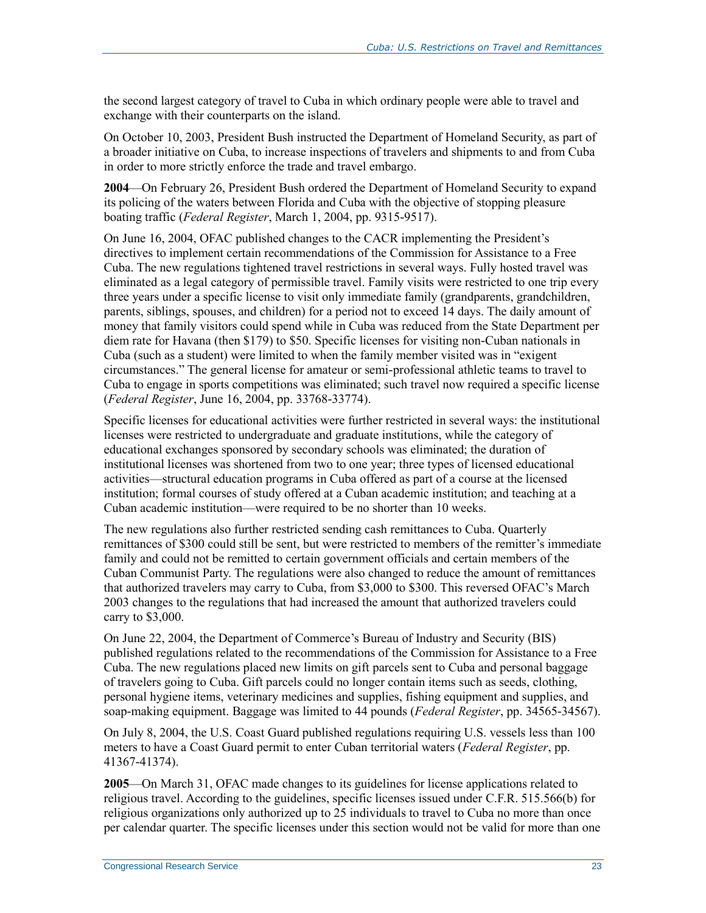the second largest category of travel to Cuba in which ordinary people were able to travel and exchange with their counterparts on the island.

On October 10, 2003, President Bush instructed the Department of Homeland Security, as part of a broader initiative on Cuba, to increase inspections of travelers and shipments to and from Cuba in order to more strictly enforce the trade and travel embargo.

**2004**—On February 26, President Bush ordered the Department of Homeland Security to expand its policing of the waters between Florida and Cuba with the objective of stopping pleasure boating traffic (*Federal Register*, March 1, 2004, pp. 9315-9517).

On June 16, 2004, OFAC published changes to the CACR implementing the President's directives to implement certain recommendations of the Commission for Assistance to a Free Cuba. The new regulations tightened travel restrictions in several ways. Fully hosted travel was eliminated as a legal category of permissible travel. Family visits were restricted to one trip every three years under a specific license to visit only immediate family (grandparents, grandchildren, parents, siblings, spouses, and children) for a period not to exceed 14 days. The daily amount of money that family visitors could spend while in Cuba was reduced from the State Department per diem rate for Havana (then $179) to $50. Specific licenses for visiting non-Cuban nationals in Cuba (such as a student) were limited to when the family member visited was in "exigent circumstances." The general license for amateur or semi-professional athletic teams to travel to Cuba to engage in sports competitions was eliminated; such travel now required a specific license (*Federal Register*, June 16, 2004, pp. 33768-33774).

Specific licenses for educational activities were further restricted in several ways: the institutional licenses were restricted to undergraduate and graduate institutions, while the category of educational exchanges sponsored by secondary schools was eliminated; the duration of institutional licenses was shortened from two to one year; three types of licensed educational activities—structural education programs in Cuba offered as part of a course at the licensed institution; formal courses of study offered at a Cuban academic institution; and teaching at a Cuban academic institution—were required to be no shorter than 10 weeks.

The new regulations also further restricted sending cash remittances to Cuba. Quarterly remittances of $300 could still be sent, but were restricted to members of the remitter's immediate family and could not be remitted to certain government officials and certain members of the Cuban Communist Party. The regulations were also changed to reduce the amount of remittances that authorized travelers may carry to Cuba, from $3,000 to $300. This reversed OFAC's March 2003 changes to the regulations that had increased the amount that authorized travelers could carry to $3,000.

On June 22, 2004, the Department of Commerce's Bureau of Industry and Security (BIS) published regulations related to the recommendations of the Commission for Assistance to a Free Cuba. The new regulations placed new limits on gift parcels sent to Cuba and personal baggage of travelers going to Cuba. Gift parcels could no longer contain items such as seeds, clothing, personal hygiene items, veterinary medicines and supplies, fishing equipment and supplies, and soap-making equipment. Baggage was limited to 44 pounds (*Federal Register*, pp. 34565-34567).

On July 8, 2004, the U.S. Coast Guard published regulations requiring U.S. vessels less than 100 meters to have a Coast Guard permit to enter Cuban territorial waters (*Federal Register*, pp. 41367-41374).

**2005**—On March 31, OFAC made changes to its guidelines for license applications related to religious travel. According to the guidelines, specific licenses issued under C.F.R. 515.566(b) for religious organizations only authorized up to 25 individuals to travel to Cuba no more than once per calendar quarter. The specific licenses under this section would not be valid for more than one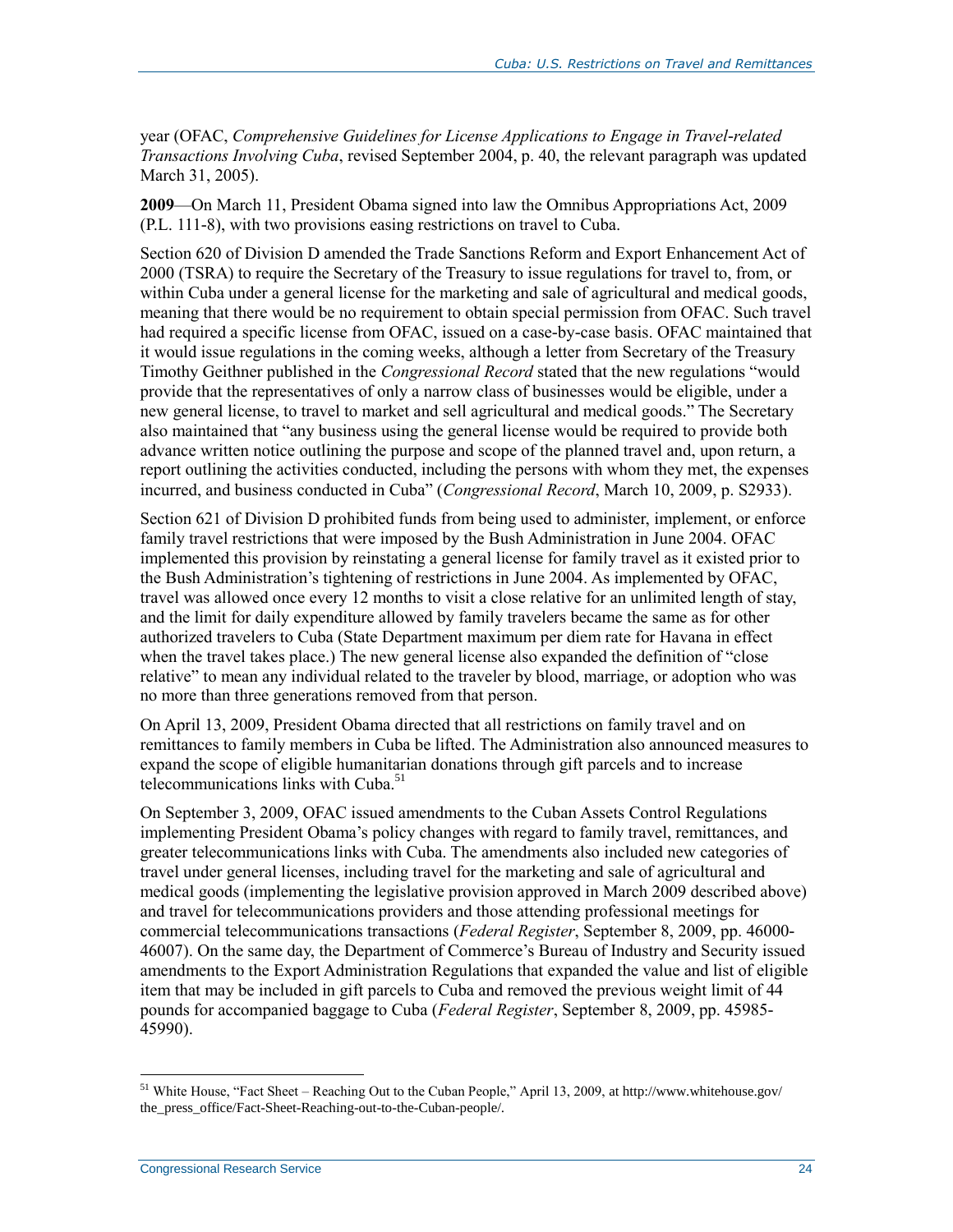year (OFAC, *Comprehensive Guidelines for License Applications to Engage in Travel-related Transactions Involving Cuba*, revised September 2004, p. 40, the relevant paragraph was updated March 31, 2005).

**2009**—On March 11, President Obama signed into law the Omnibus Appropriations Act, 2009 (P.L. 111-8), with two provisions easing restrictions on travel to Cuba.

Section 620 of Division D amended the Trade Sanctions Reform and Export Enhancement Act of 2000 (TSRA) to require the Secretary of the Treasury to issue regulations for travel to, from, or within Cuba under a general license for the marketing and sale of agricultural and medical goods, meaning that there would be no requirement to obtain special permission from OFAC. Such travel had required a specific license from OFAC, issued on a case-by-case basis. OFAC maintained that it would issue regulations in the coming weeks, although a letter from Secretary of the Treasury Timothy Geithner published in the *Congressional Record* stated that the new regulations "would provide that the representatives of only a narrow class of businesses would be eligible, under a new general license, to travel to market and sell agricultural and medical goods." The Secretary also maintained that "any business using the general license would be required to provide both advance written notice outlining the purpose and scope of the planned travel and, upon return, a report outlining the activities conducted, including the persons with whom they met, the expenses incurred, and business conducted in Cuba" (*Congressional Record*, March 10, 2009, p. S2933).

Section 621 of Division D prohibited funds from being used to administer, implement, or enforce family travel restrictions that were imposed by the Bush Administration in June 2004. OFAC implemented this provision by reinstating a general license for family travel as it existed prior to the Bush Administration's tightening of restrictions in June 2004. As implemented by OFAC, travel was allowed once every 12 months to visit a close relative for an unlimited length of stay, and the limit for daily expenditure allowed by family travelers became the same as for other authorized travelers to Cuba (State Department maximum per diem rate for Havana in effect when the travel takes place.) The new general license also expanded the definition of "close relative" to mean any individual related to the traveler by blood, marriage, or adoption who was no more than three generations removed from that person.

On April 13, 2009, President Obama directed that all restrictions on family travel and on remittances to family members in Cuba be lifted. The Administration also announced measures to expand the scope of eligible humanitarian donations through gift parcels and to increase telecommunications links with Cuba.[51]

On September 3, 2009, OFAC issued amendments to the Cuban Assets Control Regulations implementing President Obama's policy changes with regard to family travel, remittances, and greater telecommunications links with Cuba. The amendments also included new categories of travel under general licenses, including travel for the marketing and sale of agricultural and medical goods (implementing the legislative provision approved in March 2009 described above) and travel for telecommunications providers and those attending professional meetings for commercial telecommunications transactions (*Federal Register*, September 8, 2009, pp. 46000-46007). On the same day, the Department of Commerce's Bureau of Industry and Security issued amendments to the Export Administration Regulations that expanded the value and list of eligible item that may be included in gift parcels to Cuba and removed the previous weight limit of 44 pounds for accompanied baggage to Cuba (*Federal Register*, September 8, 2009, pp. 45985-45990).

[51] White House, "Fact Sheet – Reaching Out to the Cuban People," April 13, 2009, at http://www.whitehouse.gov/the_press_office/Fact-Sheet-Reaching-out-to-the-Cuban-people/.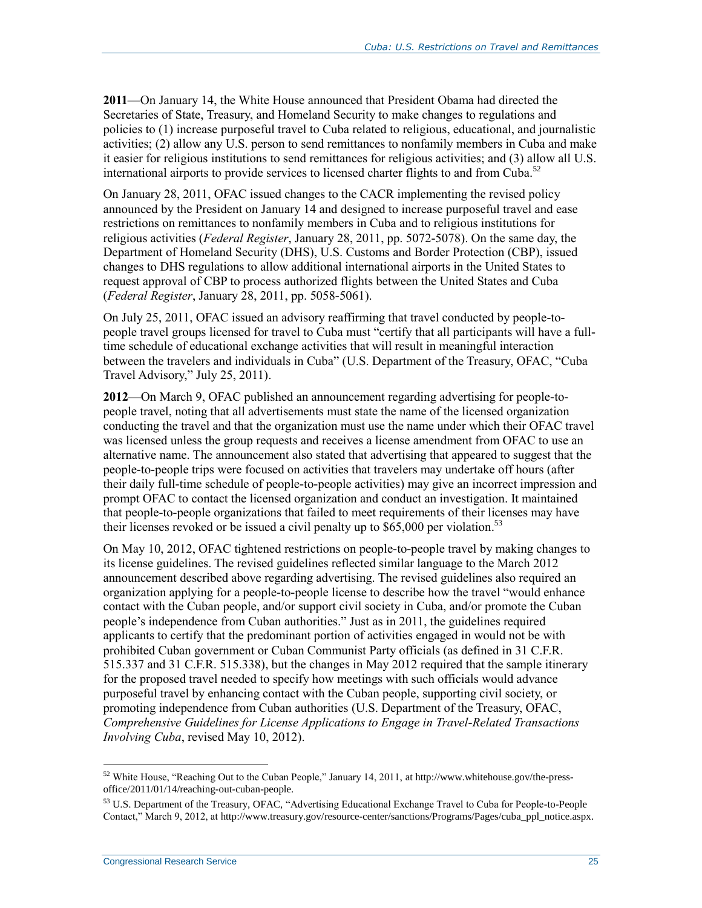**2011**—On January 14, the White House announced that President Obama had directed the Secretaries of State, Treasury, and Homeland Security to make changes to regulations and policies to (1) increase purposeful travel to Cuba related to religious, educational, and journalistic activities; (2) allow any U.S. person to send remittances to nonfamily members in Cuba and make it easier for religious institutions to send remittances for religious activities; and (3) allow all U.S. international airports to provide services to licensed charter flights to and from Cuba.[52]

On January 28, 2011, OFAC issued changes to the CACR implementing the revised policy announced by the President on January 14 and designed to increase purposeful travel and ease restrictions on remittances to nonfamily members in Cuba and to religious institutions for religious activities (*Federal Register*, January 28, 2011, pp. 5072-5078). On the same day, the Department of Homeland Security (DHS), U.S. Customs and Border Protection (CBP), issued changes to DHS regulations to allow additional international airports in the United States to request approval of CBP to process authorized flights between the United States and Cuba (*Federal Register*, January 28, 2011, pp. 5058-5061).

On July 25, 2011, OFAC issued an advisory reaffirming that travel conducted by people-to-people travel groups licensed for travel to Cuba must "certify that all participants will have a full-time schedule of educational exchange activities that will result in meaningful interaction between the travelers and individuals in Cuba" (U.S. Department of the Treasury, OFAC, "Cuba Travel Advisory," July 25, 2011).

**2012**—On March 9, OFAC published an announcement regarding advertising for people-to-people travel, noting that all advertisements must state the name of the licensed organization conducting the travel and that the organization must use the name under which their OFAC travel was licensed unless the group requests and receives a license amendment from OFAC to use an alternative name. The announcement also stated that advertising that appeared to suggest that the people-to-people trips were focused on activities that travelers may undertake off hours (after their daily full-time schedule of people-to-people activities) may give an incorrect impression and prompt OFAC to contact the licensed organization and conduct an investigation. It maintained that people-to-people organizations that failed to meet requirements of their licenses may have their licenses revoked or be issued a civil penalty up to $65,000 per violation.[53]

On May 10, 2012, OFAC tightened restrictions on people-to-people travel by making changes to its license guidelines. The revised guidelines reflected similar language to the March 2012 announcement described above regarding advertising. The revised guidelines also required an organization applying for a people-to-people license to describe how the travel "would enhance contact with the Cuban people, and/or support civil society in Cuba, and/or promote the Cuban people's independence from Cuban authorities." Just as in 2011, the guidelines required applicants to certify that the predominant portion of activities engaged in would not be with prohibited Cuban government or Cuban Communist Party officials (as defined in 31 C.F.R. 515.337 and 31 C.F.R. 515.338), but the changes in May 2012 required that the sample itinerary for the proposed travel needed to specify how meetings with such officials would advance purposeful travel by enhancing contact with the Cuban people, supporting civil society, or promoting independence from Cuban authorities (U.S. Department of the Treasury, OFAC, *Comprehensive Guidelines for License Applications to Engage in Travel-Related Transactions Involving Cuba*, revised May 10, 2012).

---

[52] White House, "Reaching Out to the Cuban People," January 14, 2011, at http://www.whitehouse.gov/the-press-office/2011/01/14/reaching-out-cuban-people.

[53] U.S. Department of the Treasury, OFAC, "Advertising Educational Exchange Travel to Cuba for People-to-People Contact," March 9, 2012, at http://www.treasury.gov/resource-center/sanctions/Programs/Pages/cuba_ppl_notice.aspx.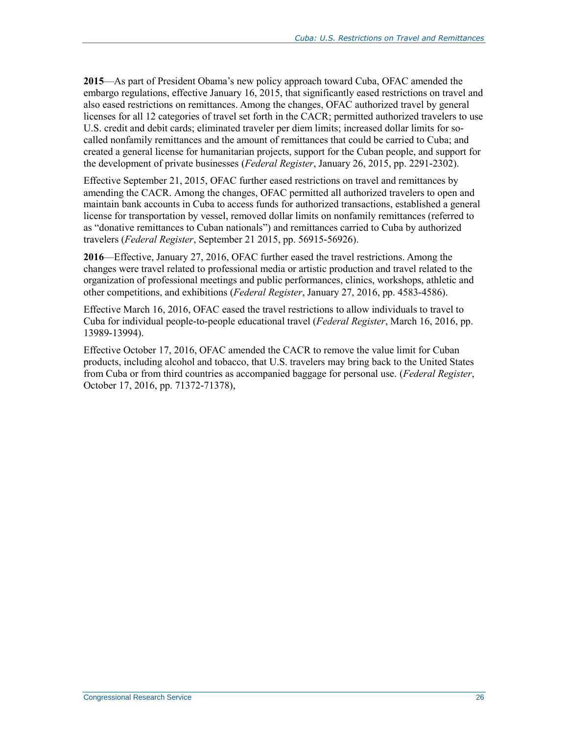**2015**—As part of President Obama's new policy approach toward Cuba, OFAC amended the embargo regulations, effective January 16, 2015, that significantly eased restrictions on travel and also eased restrictions on remittances. Among the changes, OFAC authorized travel by general licenses for all 12 categories of travel set forth in the CACR; permitted authorized travelers to use U.S. credit and debit cards; eliminated traveler per diem limits; increased dollar limits for so-called nonfamily remittances and the amount of remittances that could be carried to Cuba; and created a general license for humanitarian projects, support for the Cuban people, and support for the development of private businesses (*Federal Register*, January 26, 2015, pp. 2291-2302).

Effective September 21, 2015, OFAC further eased restrictions on travel and remittances by amending the CACR. Among the changes, OFAC permitted all authorized travelers to open and maintain bank accounts in Cuba to access funds for authorized transactions, established a general license for transportation by vessel, removed dollar limits on nonfamily remittances (referred to as "donative remittances to Cuban nationals") and remittances carried to Cuba by authorized travelers (*Federal Register*, September 21 2015, pp. 56915-56926).

**2016**—Effective, January 27, 2016, OFAC further eased the travel restrictions. Among the changes were travel related to professional media or artistic production and travel related to the organization of professional meetings and public performances, clinics, workshops, athletic and other competitions, and exhibitions (*Federal Register*, January 27, 2016, pp. 4583-4586).

Effective March 16, 2016, OFAC eased the travel restrictions to allow individuals to travel to Cuba for individual people-to-people educational travel (*Federal Register*, March 16, 2016, pp. 13989-13994).

Effective October 17, 2016, OFAC amended the CACR to remove the value limit for Cuban products, including alcohol and tobacco, that U.S. travelers may bring back to the United States from Cuba or from third countries as accompanied baggage for personal use. (*Federal Register*, October 17, 2016, pp. 71372-71378),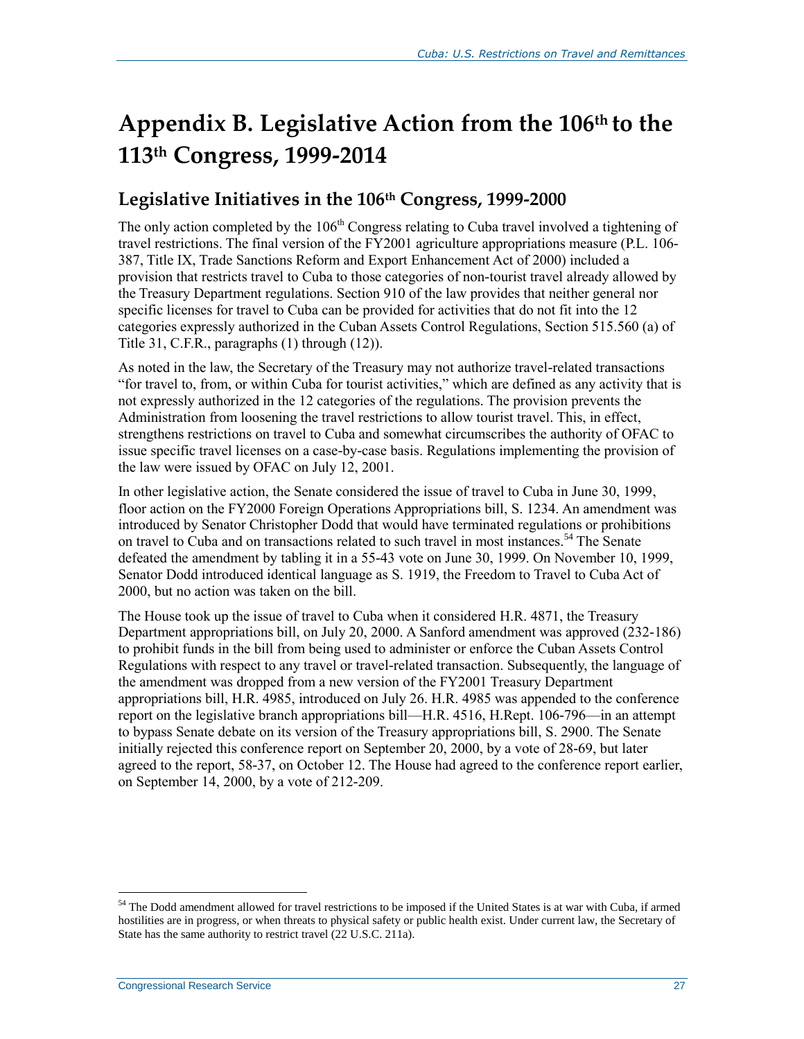# Appendix B. Legislative Action from the 106th to the 113th Congress, 1999-2014

## Legislative Initiatives in the 106th Congress, 1999-2000

The only action completed by the 106th Congress relating to Cuba travel involved a tightening of travel restrictions. The final version of the FY2001 agriculture appropriations measure (P.L. 106-387, Title IX, Trade Sanctions Reform and Export Enhancement Act of 2000) included a provision that restricts travel to Cuba to those categories of non-tourist travel already allowed by the Treasury Department regulations. Section 910 of the law provides that neither general nor specific licenses for travel to Cuba can be provided for activities that do not fit into the 12 categories expressly authorized in the Cuban Assets Control Regulations, Section 515.560 (a) of Title 31, C.F.R., paragraphs (1) through (12)).

As noted in the law, the Secretary of the Treasury may not authorize travel-related transactions "for travel to, from, or within Cuba for tourist activities," which are defined as any activity that is not expressly authorized in the 12 categories of the regulations. The provision prevents the Administration from loosening the travel restrictions to allow tourist travel. This, in effect, strengthens restrictions on travel to Cuba and somewhat circumscribes the authority of OFAC to issue specific travel licenses on a case-by-case basis. Regulations implementing the provision of the law were issued by OFAC on July 12, 2001.

In other legislative action, the Senate considered the issue of travel to Cuba in June 30, 1999, floor action on the FY2000 Foreign Operations Appropriations bill, S. 1234. An amendment was introduced by Senator Christopher Dodd that would have terminated regulations or prohibitions on travel to Cuba and on transactions related to such travel in most instances.[54] The Senate defeated the amendment by tabling it in a 55-43 vote on June 30, 1999. On November 10, 1999, Senator Dodd introduced identical language as S. 1919, the Freedom to Travel to Cuba Act of 2000, but no action was taken on the bill.

The House took up the issue of travel to Cuba when it considered H.R. 4871, the Treasury Department appropriations bill, on July 20, 2000. A Sanford amendment was approved (232-186) to prohibit funds in the bill from being used to administer or enforce the Cuban Assets Control Regulations with respect to any travel or travel-related transaction. Subsequently, the language of the amendment was dropped from a new version of the FY2001 Treasury Department appropriations bill, H.R. 4985, introduced on July 26. H.R. 4985 was appended to the conference report on the legislative branch appropriations bill—H.R. 4516, H.Rept. 106-796—in an attempt to bypass Senate debate on its version of the Treasury appropriations bill, S. 2900. The Senate initially rejected this conference report on September 20, 2000, by a vote of 28-69, but later agreed to the report, 58-37, on October 12. The House had agreed to the conference report earlier, on September 14, 2000, by a vote of 212-209.

[54] The Dodd amendment allowed for travel restrictions to be imposed if the United States is at war with Cuba, if armed hostilities are in progress, or when threats to physical safety or public health exist. Under current law, the Secretary of State has the same authority to restrict travel (22 U.S.C. 211a).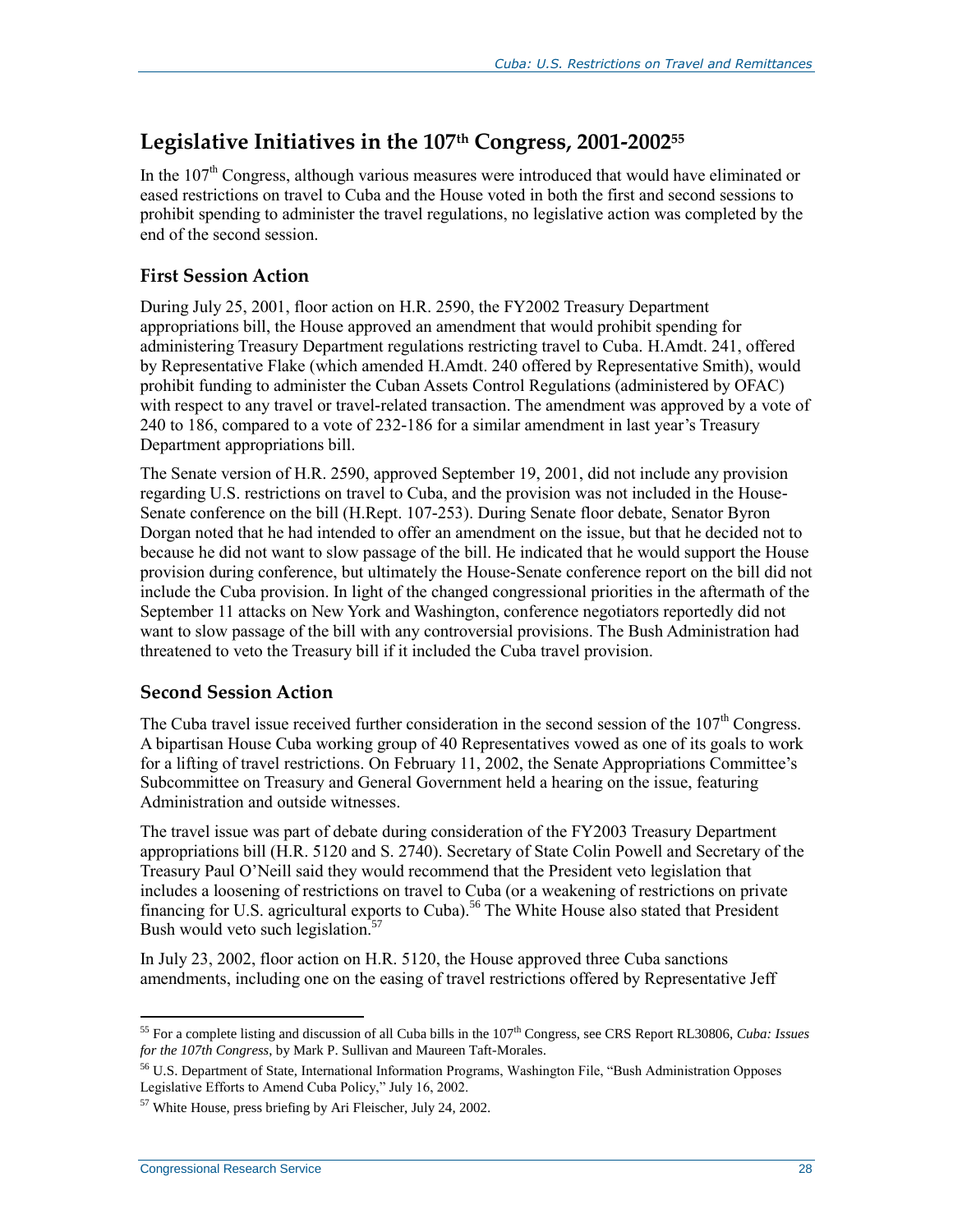## Legislative Initiatives in the 107th Congress, 2001-2002[55]

In the 107th Congress, although various measures were introduced that would have eliminated or eased restrictions on travel to Cuba and the House voted in both the first and second sessions to prohibit spending to administer the travel regulations, no legislative action was completed by the end of the second session.

### First Session Action

During July 25, 2001, floor action on H.R. 2590, the FY2002 Treasury Department appropriations bill, the House approved an amendment that would prohibit spending for administering Treasury Department regulations restricting travel to Cuba. H.Amdt. 241, offered by Representative Flake (which amended H.Amdt. 240 offered by Representative Smith), would prohibit funding to administer the Cuban Assets Control Regulations (administered by OFAC) with respect to any travel or travel-related transaction. The amendment was approved by a vote of 240 to 186, compared to a vote of 232-186 for a similar amendment in last year's Treasury Department appropriations bill.

The Senate version of H.R. 2590, approved September 19, 2001, did not include any provision regarding U.S. restrictions on travel to Cuba, and the provision was not included in the House-Senate conference on the bill (H.Rept. 107-253). During Senate floor debate, Senator Byron Dorgan noted that he had intended to offer an amendment on the issue, but that he decided not to because he did not want to slow passage of the bill. He indicated that he would support the House provision during conference, but ultimately the House-Senate conference report on the bill did not include the Cuba provision. In light of the changed congressional priorities in the aftermath of the September 11 attacks on New York and Washington, conference negotiators reportedly did not want to slow passage of the bill with any controversial provisions. The Bush Administration had threatened to veto the Treasury bill if it included the Cuba travel provision.

### Second Session Action

The Cuba travel issue received further consideration in the second session of the 107th Congress. A bipartisan House Cuba working group of 40 Representatives vowed as one of its goals to work for a lifting of travel restrictions. On February 11, 2002, the Senate Appropriations Committee's Subcommittee on Treasury and General Government held a hearing on the issue, featuring Administration and outside witnesses.

The travel issue was part of debate during consideration of the FY2003 Treasury Department appropriations bill (H.R. 5120 and S. 2740). Secretary of State Colin Powell and Secretary of the Treasury Paul O'Neill said they would recommend that the President veto legislation that includes a loosening of restrictions on travel to Cuba (or a weakening of restrictions on private financing for U.S. agricultural exports to Cuba).[56] The White House also stated that President Bush would veto such legislation.[57]

In July 23, 2002, floor action on H.R. 5120, the House approved three Cuba sanctions amendments, including one on the easing of travel restrictions offered by Representative Jeff

---

[55] For a complete listing and discussion of all Cuba bills in the 107th Congress, see CRS Report RL30806, *Cuba: Issues for the 107th Congress*, by Mark P. Sullivan and Maureen Taft-Morales.

[56] U.S. Department of State, International Information Programs, Washington File, "Bush Administration Opposes Legislative Efforts to Amend Cuba Policy," July 16, 2002.

[57] White House, press briefing by Ari Fleischer, July 24, 2002.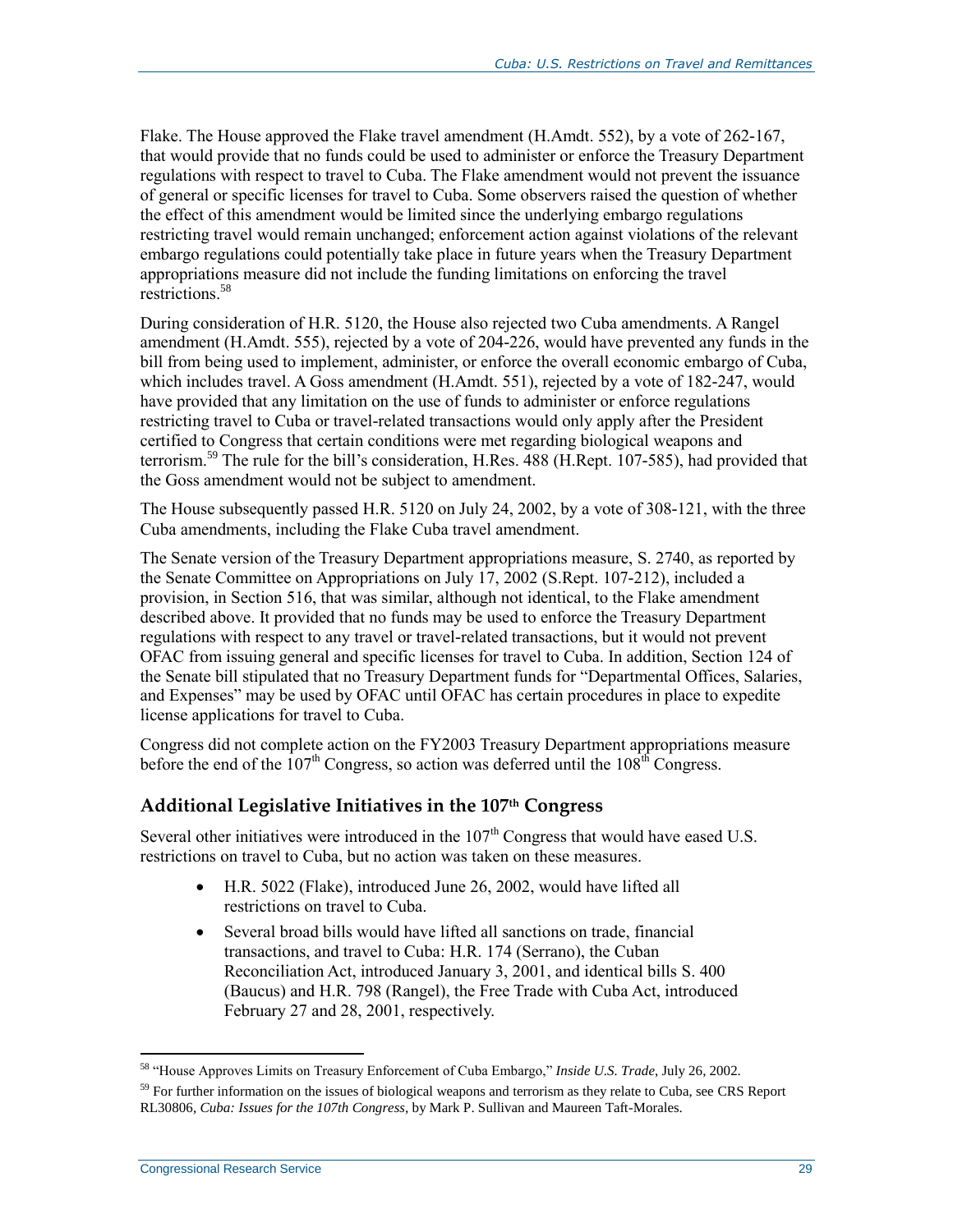Flake. The House approved the Flake travel amendment (H.Amdt. 552), by a vote of 262-167, that would provide that no funds could be used to administer or enforce the Treasury Department regulations with respect to travel to Cuba. The Flake amendment would not prevent the issuance of general or specific licenses for travel to Cuba. Some observers raised the question of whether the effect of this amendment would be limited since the underlying embargo regulations restricting travel would remain unchanged; enforcement action against violations of the relevant embargo regulations could potentially take place in future years when the Treasury Department appropriations measure did not include the funding limitations on enforcing the travel restrictions.[58]

During consideration of H.R. 5120, the House also rejected two Cuba amendments. A Rangel amendment (H.Amdt. 555), rejected by a vote of 204-226, would have prevented any funds in the bill from being used to implement, administer, or enforce the overall economic embargo of Cuba, which includes travel. A Goss amendment (H.Amdt. 551), rejected by a vote of 182-247, would have provided that any limitation on the use of funds to administer or enforce regulations restricting travel to Cuba or travel-related transactions would only apply after the President certified to Congress that certain conditions were met regarding biological weapons and terrorism.[59] The rule for the bill's consideration, H.Res. 488 (H.Rept. 107-585), had provided that the Goss amendment would not be subject to amendment.

The House subsequently passed H.R. 5120 on July 24, 2002, by a vote of 308-121, with the three Cuba amendments, including the Flake Cuba travel amendment.

The Senate version of the Treasury Department appropriations measure, S. 2740, as reported by the Senate Committee on Appropriations on July 17, 2002 (S.Rept. 107-212), included a provision, in Section 516, that was similar, although not identical, to the Flake amendment described above. It provided that no funds may be used to enforce the Treasury Department regulations with respect to any travel or travel-related transactions, but it would not prevent OFAC from issuing general and specific licenses for travel to Cuba. In addition, Section 124 of the Senate bill stipulated that no Treasury Department funds for "Departmental Offices, Salaries, and Expenses" may be used by OFAC until OFAC has certain procedures in place to expedite license applications for travel to Cuba.

Congress did not complete action on the FY2003 Treasury Department appropriations measure before the end of the 107th Congress, so action was deferred until the 108th Congress.

## Additional Legislative Initiatives in the 107th Congress

Several other initiatives were introduced in the 107th Congress that would have eased U.S. restrictions on travel to Cuba, but no action was taken on these measures.

- H.R. 5022 (Flake), introduced June 26, 2002, would have lifted all restrictions on travel to Cuba.
- Several broad bills would have lifted all sanctions on trade, financial transactions, and travel to Cuba: H.R. 174 (Serrano), the Cuban Reconciliation Act, introduced January 3, 2001, and identical bills S. 400 (Baucus) and H.R. 798 (Rangel), the Free Trade with Cuba Act, introduced February 27 and 28, 2001, respectively.

---

[58] "House Approves Limits on Treasury Enforcement of Cuba Embargo," *Inside U.S. Trade*, July 26, 2002.

[59] For further information on the issues of biological weapons and terrorism as they relate to Cuba, see CRS Report RL30806, *Cuba: Issues for the 107th Congress*, by Mark P. Sullivan and Maureen Taft-Morales.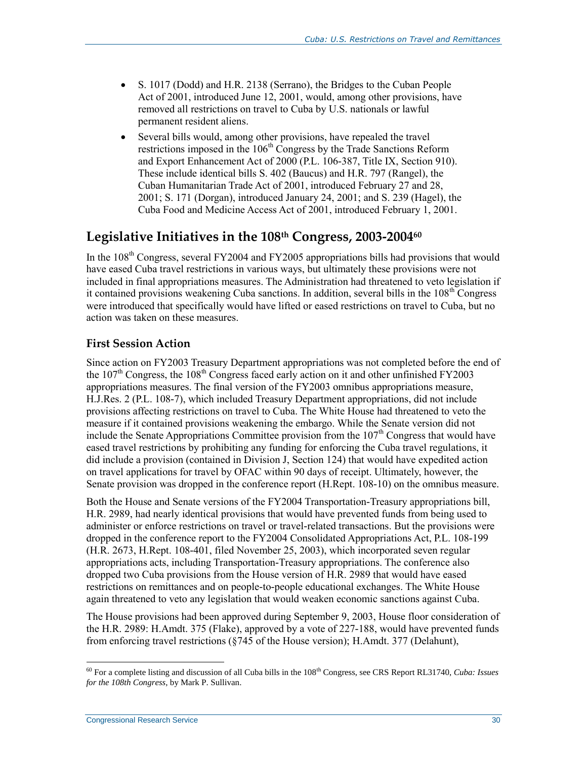- S. 1017 (Dodd) and H.R. 2138 (Serrano), the Bridges to the Cuban People Act of 2001, introduced June 12, 2001, would, among other provisions, have removed all restrictions on travel to Cuba by U.S. nationals or lawful permanent resident aliens.
- Several bills would, among other provisions, have repealed the travel restrictions imposed in the 106th Congress by the Trade Sanctions Reform and Export Enhancement Act of 2000 (P.L. 106-387, Title IX, Section 910). These include identical bills S. 402 (Baucus) and H.R. 797 (Rangel), the Cuban Humanitarian Trade Act of 2001, introduced February 27 and 28, 2001; S. 171 (Dorgan), introduced January 24, 2001; and S. 239 (Hagel), the Cuba Food and Medicine Access Act of 2001, introduced February 1, 2001.

## Legislative Initiatives in the 108th Congress, 2003-2004[60]

In the 108th Congress, several FY2004 and FY2005 appropriations bills had provisions that would have eased Cuba travel restrictions in various ways, but ultimately these provisions were not included in final appropriations measures. The Administration had threatened to veto legislation if it contained provisions weakening Cuba sanctions. In addition, several bills in the 108th Congress were introduced that specifically would have lifted or eased restrictions on travel to Cuba, but no action was taken on these measures.

### First Session Action

Since action on FY2003 Treasury Department appropriations was not completed before the end of the 107th Congress, the 108th Congress faced early action on it and other unfinished FY2003 appropriations measures. The final version of the FY2003 omnibus appropriations measure, H.J.Res. 2 (P.L. 108-7), which included Treasury Department appropriations, did not include provisions affecting restrictions on travel to Cuba. The White House had threatened to veto the measure if it contained provisions weakening the embargo. While the Senate version did not include the Senate Appropriations Committee provision from the 107th Congress that would have eased travel restrictions by prohibiting any funding for enforcing the Cuba travel regulations, it did include a provision (contained in Division J, Section 124) that would have expedited action on travel applications for travel by OFAC within 90 days of receipt. Ultimately, however, the Senate provision was dropped in the conference report (H.Rept. 108-10) on the omnibus measure.

Both the House and Senate versions of the FY2004 Transportation-Treasury appropriations bill, H.R. 2989, had nearly identical provisions that would have prevented funds from being used to administer or enforce restrictions on travel or travel-related transactions. But the provisions were dropped in the conference report to the FY2004 Consolidated Appropriations Act, P.L. 108-199 (H.R. 2673, H.Rept. 108-401, filed November 25, 2003), which incorporated seven regular appropriations acts, including Transportation-Treasury appropriations. The conference also dropped two Cuba provisions from the House version of H.R. 2989 that would have eased restrictions on remittances and on people-to-people educational exchanges. The White House again threatened to veto any legislation that would weaken economic sanctions against Cuba.

The House provisions had been approved during September 9, 2003, House floor consideration of the H.R. 2989: H.Amdt. 375 (Flake), approved by a vote of 227-188, would have prevented funds from enforcing travel restrictions (§745 of the House version); H.Amdt. 377 (Delahunt),

[60] For a complete listing and discussion of all Cuba bills in the 108th Congress, see CRS Report RL31740, *Cuba: Issues for the 108th Congress*, by Mark P. Sullivan.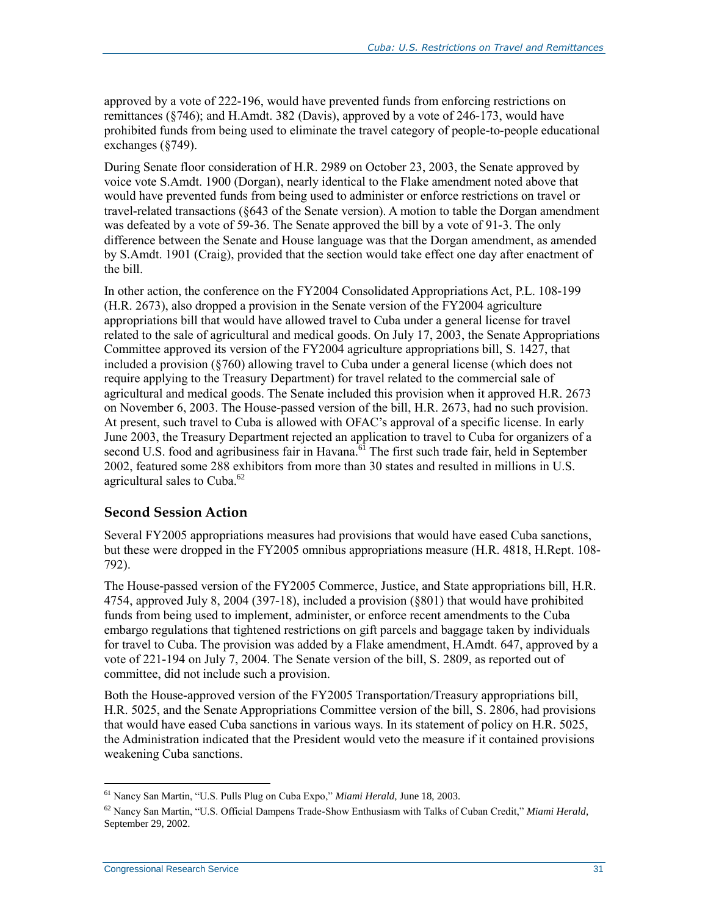approved by a vote of 222-196, would have prevented funds from enforcing restrictions on remittances (§746); and H.Amdt. 382 (Davis), approved by a vote of 246-173, would have prohibited funds from being used to eliminate the travel category of people-to-people educational exchanges (§749).

During Senate floor consideration of H.R. 2989 on October 23, 2003, the Senate approved by voice vote S.Amdt. 1900 (Dorgan), nearly identical to the Flake amendment noted above that would have prevented funds from being used to administer or enforce restrictions on travel or travel-related transactions (§643 of the Senate version). A motion to table the Dorgan amendment was defeated by a vote of 59-36. The Senate approved the bill by a vote of 91-3. The only difference between the Senate and House language was that the Dorgan amendment, as amended by S.Amdt. 1901 (Craig), provided that the section would take effect one day after enactment of the bill.

In other action, the conference on the FY2004 Consolidated Appropriations Act, P.L. 108-199 (H.R. 2673), also dropped a provision in the Senate version of the FY2004 agriculture appropriations bill that would have allowed travel to Cuba under a general license for travel related to the sale of agricultural and medical goods. On July 17, 2003, the Senate Appropriations Committee approved its version of the FY2004 agriculture appropriations bill, S. 1427, that included a provision (§760) allowing travel to Cuba under a general license (which does not require applying to the Treasury Department) for travel related to the commercial sale of agricultural and medical goods. The Senate included this provision when it approved H.R. 2673 on November 6, 2003. The House-passed version of the bill, H.R. 2673, had no such provision. At present, such travel to Cuba is allowed with OFAC's approval of a specific license. In early June 2003, the Treasury Department rejected an application to travel to Cuba for organizers of a second U.S. food and agribusiness fair in Havana.[61] The first such trade fair, held in September 2002, featured some 288 exhibitors from more than 30 states and resulted in millions in U.S. agricultural sales to Cuba.[62]

## Second Session Action

Several FY2005 appropriations measures had provisions that would have eased Cuba sanctions, but these were dropped in the FY2005 omnibus appropriations measure (H.R. 4818, H.Rept. 108-792).

The House-passed version of the FY2005 Commerce, Justice, and State appropriations bill, H.R. 4754, approved July 8, 2004 (397-18), included a provision (§801) that would have prohibited funds from being used to implement, administer, or enforce recent amendments to the Cuba embargo regulations that tightened restrictions on gift parcels and baggage taken by individuals for travel to Cuba. The provision was added by a Flake amendment, H.Amdt. 647, approved by a vote of 221-194 on July 7, 2004. The Senate version of the bill, S. 2809, as reported out of committee, did not include such a provision.

Both the House-approved version of the FY2005 Transportation/Treasury appropriations bill, H.R. 5025, and the Senate Appropriations Committee version of the bill, S. 2806, had provisions that would have eased Cuba sanctions in various ways. In its statement of policy on H.R. 5025, the Administration indicated that the President would veto the measure if it contained provisions weakening Cuba sanctions.

---

[61] Nancy San Martin, "U.S. Pulls Plug on Cuba Expo," *Miami Herald*, June 18, 2003.

[62] Nancy San Martin, "U.S. Official Dampens Trade-Show Enthusiasm with Talks of Cuban Credit," *Miami Herald*, September 29, 2002.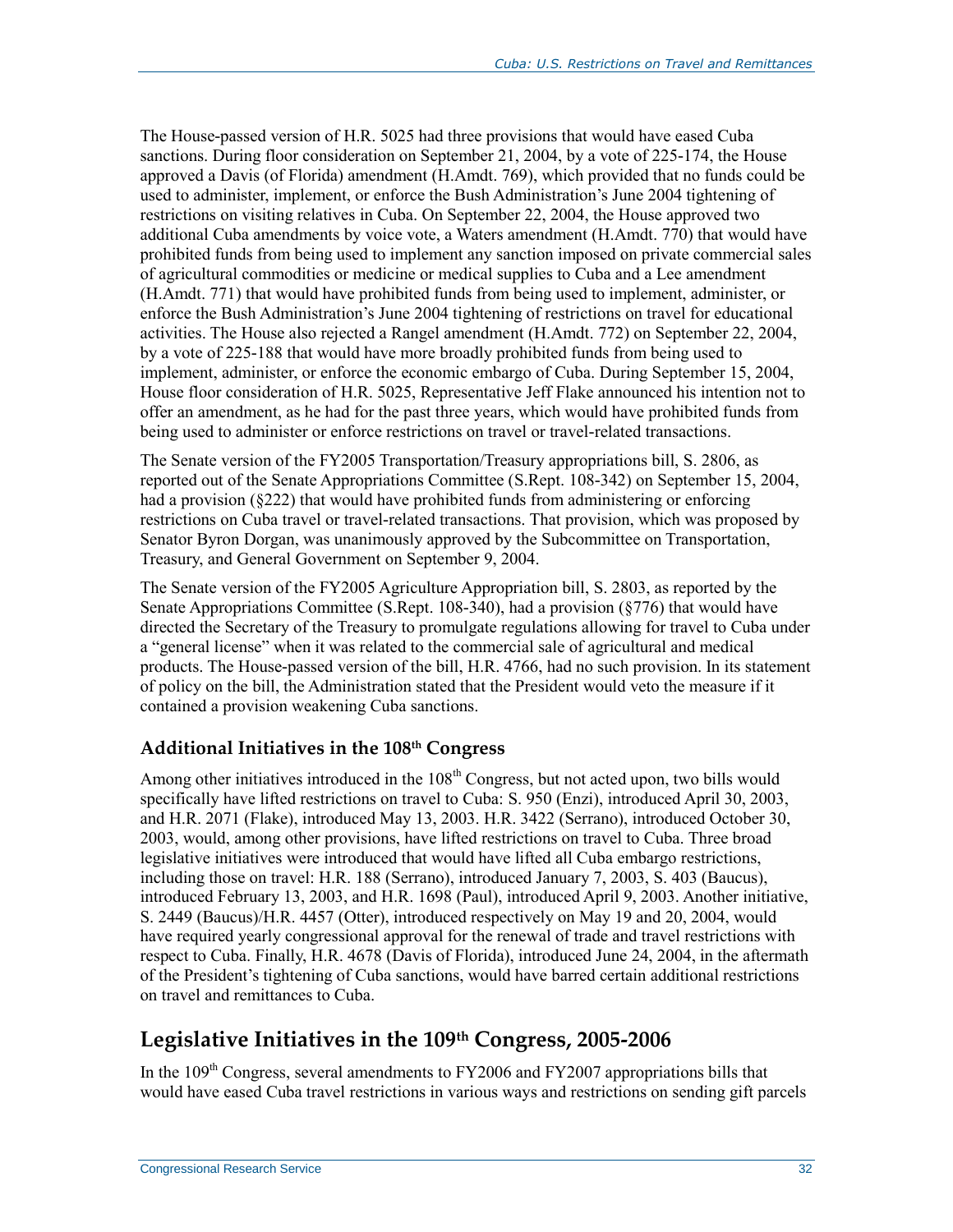The House-passed version of H.R. 5025 had three provisions that would have eased Cuba sanctions. During floor consideration on September 21, 2004, by a vote of 225-174, the House approved a Davis (of Florida) amendment (H.Amdt. 769), which provided that no funds could be used to administer, implement, or enforce the Bush Administration's June 2004 tightening of restrictions on visiting relatives in Cuba. On September 22, 2004, the House approved two additional Cuba amendments by voice vote, a Waters amendment (H.Amdt. 770) that would have prohibited funds from being used to implement any sanction imposed on private commercial sales of agricultural commodities or medicine or medical supplies to Cuba and a Lee amendment (H.Amdt. 771) that would have prohibited funds from being used to implement, administer, or enforce the Bush Administration's June 2004 tightening of restrictions on travel for educational activities. The House also rejected a Rangel amendment (H.Amdt. 772) on September 22, 2004, by a vote of 225-188 that would have more broadly prohibited funds from being used to implement, administer, or enforce the economic embargo of Cuba. During September 15, 2004, House floor consideration of H.R. 5025, Representative Jeff Flake announced his intention not to offer an amendment, as he had for the past three years, which would have prohibited funds from being used to administer or enforce restrictions on travel or travel-related transactions.

The Senate version of the FY2005 Transportation/Treasury appropriations bill, S. 2806, as reported out of the Senate Appropriations Committee (S.Rept. 108-342) on September 15, 2004, had a provision (§222) that would have prohibited funds from administering or enforcing restrictions on Cuba travel or travel-related transactions. That provision, which was proposed by Senator Byron Dorgan, was unanimously approved by the Subcommittee on Transportation, Treasury, and General Government on September 9, 2004.

The Senate version of the FY2005 Agriculture Appropriation bill, S. 2803, as reported by the Senate Appropriations Committee (S.Rept. 108-340), had a provision (§776) that would have directed the Secretary of the Treasury to promulgate regulations allowing for travel to Cuba under a "general license" when it was related to the commercial sale of agricultural and medical products. The House-passed version of the bill, H.R. 4766, had no such provision. In its statement of policy on the bill, the Administration stated that the President would veto the measure if it contained a provision weakening Cuba sanctions.

### Additional Initiatives in the 108th Congress

Among other initiatives introduced in the 108th Congress, but not acted upon, two bills would specifically have lifted restrictions on travel to Cuba: S. 950 (Enzi), introduced April 30, 2003, and H.R. 2071 (Flake), introduced May 13, 2003. H.R. 3422 (Serrano), introduced October 30, 2003, would, among other provisions, have lifted restrictions on travel to Cuba. Three broad legislative initiatives were introduced that would have lifted all Cuba embargo restrictions, including those on travel: H.R. 188 (Serrano), introduced January 7, 2003, S. 403 (Baucus), introduced February 13, 2003, and H.R. 1698 (Paul), introduced April 9, 2003. Another initiative, S. 2449 (Baucus)/H.R. 4457 (Otter), introduced respectively on May 19 and 20, 2004, would have required yearly congressional approval for the renewal of trade and travel restrictions with respect to Cuba. Finally, H.R. 4678 (Davis of Florida), introduced June 24, 2004, in the aftermath of the President's tightening of Cuba sanctions, would have barred certain additional restrictions on travel and remittances to Cuba.

## Legislative Initiatives in the 109th Congress, 2005-2006

In the 109th Congress, several amendments to FY2006 and FY2007 appropriations bills that would have eased Cuba travel restrictions in various ways and restrictions on sending gift parcels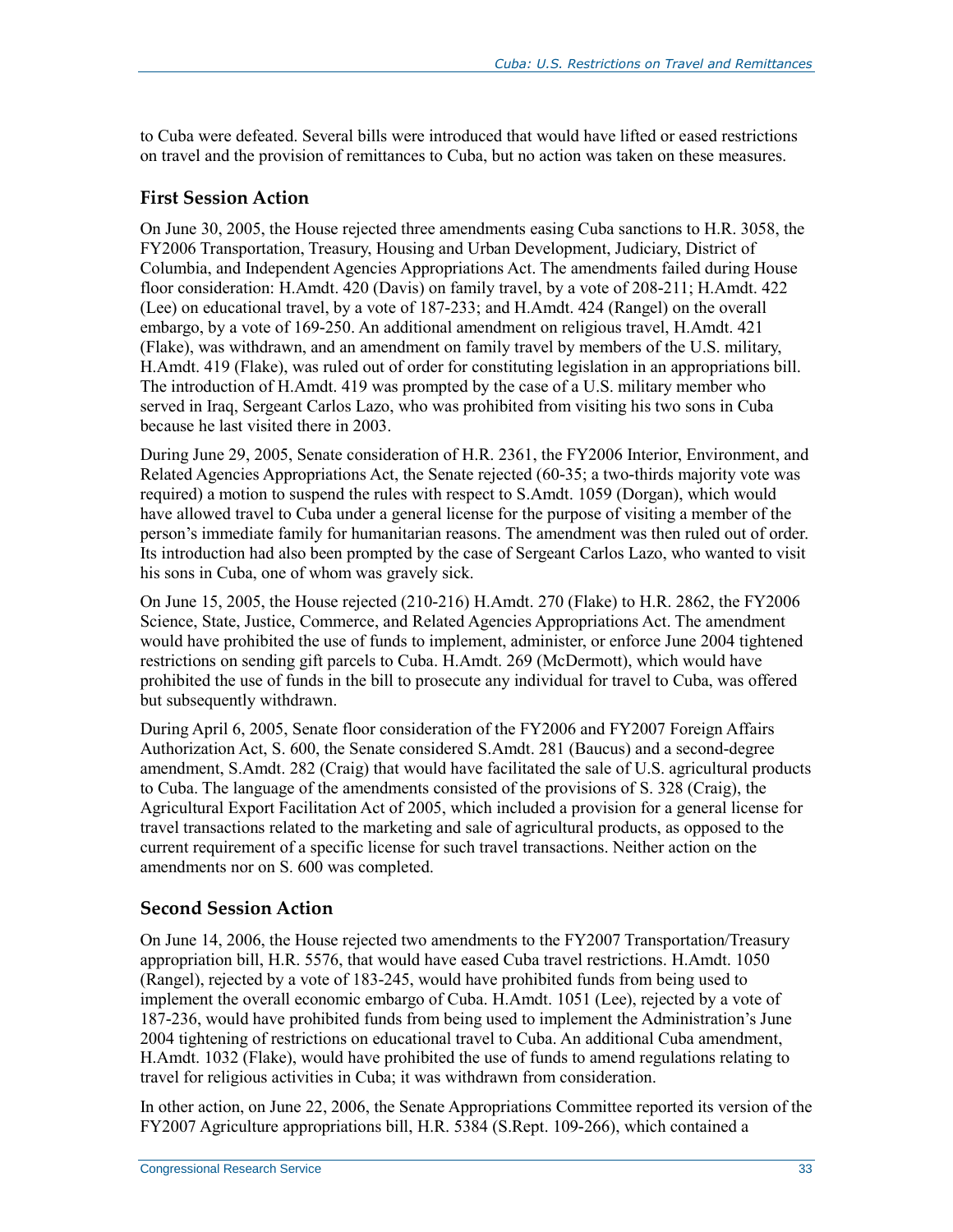to Cuba were defeated. Several bills were introduced that would have lifted or eased restrictions on travel and the provision of remittances to Cuba, but no action was taken on these measures.

### First Session Action

On June 30, 2005, the House rejected three amendments easing Cuba sanctions to H.R. 3058, the FY2006 Transportation, Treasury, Housing and Urban Development, Judiciary, District of Columbia, and Independent Agencies Appropriations Act. The amendments failed during House floor consideration: H.Amdt. 420 (Davis) on family travel, by a vote of 208-211; H.Amdt. 422 (Lee) on educational travel, by a vote of 187-233; and H.Amdt. 424 (Rangel) on the overall embargo, by a vote of 169-250. An additional amendment on religious travel, H.Amdt. 421 (Flake), was withdrawn, and an amendment on family travel by members of the U.S. military, H.Amdt. 419 (Flake), was ruled out of order for constituting legislation in an appropriations bill. The introduction of H.Amdt. 419 was prompted by the case of a U.S. military member who served in Iraq, Sergeant Carlos Lazo, who was prohibited from visiting his two sons in Cuba because he last visited there in 2003.

During June 29, 2005, Senate consideration of H.R. 2361, the FY2006 Interior, Environment, and Related Agencies Appropriations Act, the Senate rejected (60-35; a two-thirds majority vote was required) a motion to suspend the rules with respect to S.Amdt. 1059 (Dorgan), which would have allowed travel to Cuba under a general license for the purpose of visiting a member of the person's immediate family for humanitarian reasons. The amendment was then ruled out of order. Its introduction had also been prompted by the case of Sergeant Carlos Lazo, who wanted to visit his sons in Cuba, one of whom was gravely sick.

On June 15, 2005, the House rejected (210-216) H.Amdt. 270 (Flake) to H.R. 2862, the FY2006 Science, State, Justice, Commerce, and Related Agencies Appropriations Act. The amendment would have prohibited the use of funds to implement, administer, or enforce June 2004 tightened restrictions on sending gift parcels to Cuba. H.Amdt. 269 (McDermott), which would have prohibited the use of funds in the bill to prosecute any individual for travel to Cuba, was offered but subsequently withdrawn.

During April 6, 2005, Senate floor consideration of the FY2006 and FY2007 Foreign Affairs Authorization Act, S. 600, the Senate considered S.Amdt. 281 (Baucus) and a second-degree amendment, S.Amdt. 282 (Craig) that would have facilitated the sale of U.S. agricultural products to Cuba. The language of the amendments consisted of the provisions of S. 328 (Craig), the Agricultural Export Facilitation Act of 2005, which included a provision for a general license for travel transactions related to the marketing and sale of agricultural products, as opposed to the current requirement of a specific license for such travel transactions. Neither action on the amendments nor on S. 600 was completed.

### Second Session Action

On June 14, 2006, the House rejected two amendments to the FY2007 Transportation/Treasury appropriation bill, H.R. 5576, that would have eased Cuba travel restrictions. H.Amdt. 1050 (Rangel), rejected by a vote of 183-245, would have prohibited funds from being used to implement the overall economic embargo of Cuba. H.Amdt. 1051 (Lee), rejected by a vote of 187-236, would have prohibited funds from being used to implement the Administration's June 2004 tightening of restrictions on educational travel to Cuba. An additional Cuba amendment, H.Amdt. 1032 (Flake), would have prohibited the use of funds to amend regulations relating to travel for religious activities in Cuba; it was withdrawn from consideration.

In other action, on June 22, 2006, the Senate Appropriations Committee reported its version of the FY2007 Agriculture appropriations bill, H.R. 5384 (S.Rept. 109-266), which contained a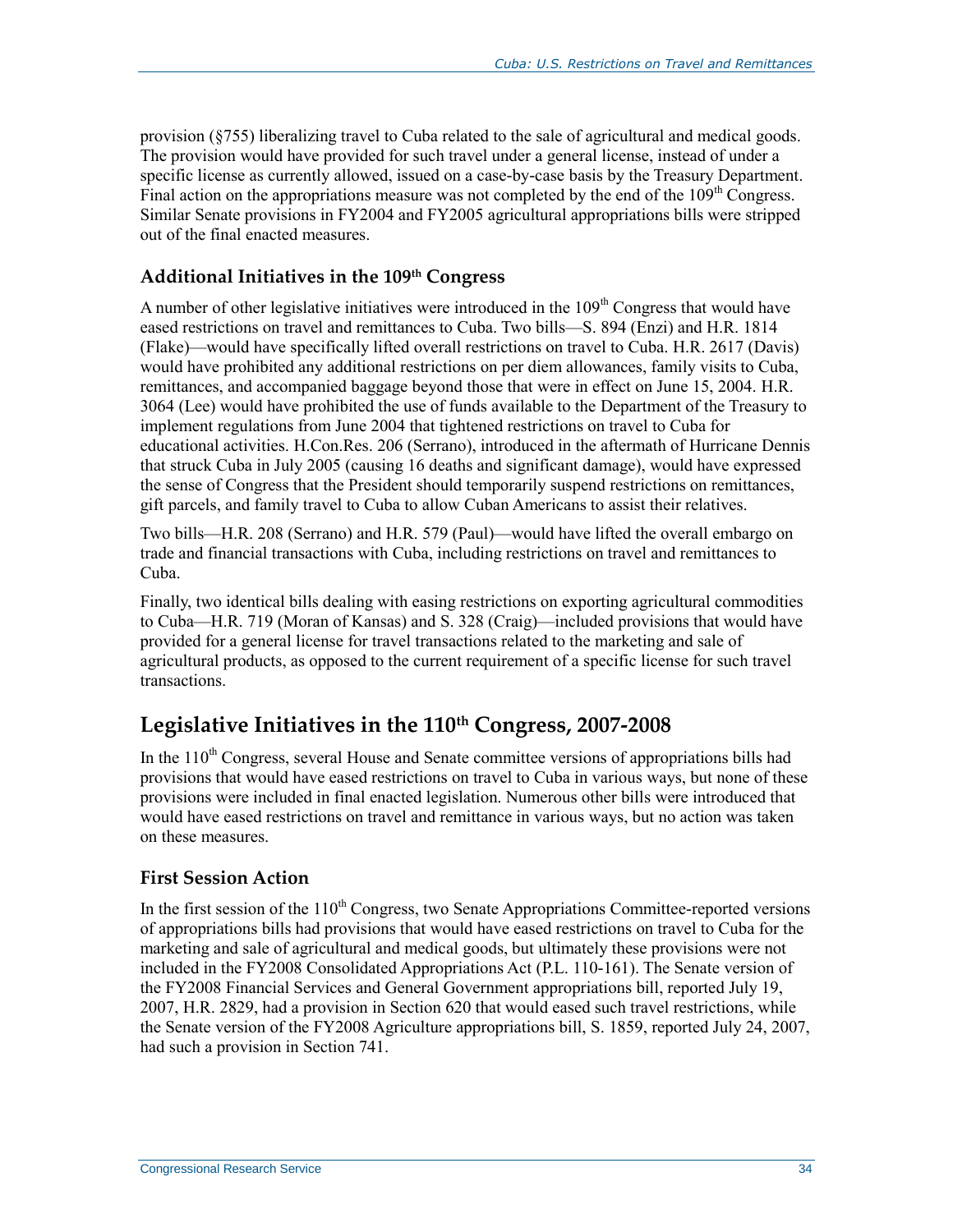provision (§755) liberalizing travel to Cuba related to the sale of agricultural and medical goods. The provision would have provided for such travel under a general license, instead of under a specific license as currently allowed, issued on a case-by-case basis by the Treasury Department. Final action on the appropriations measure was not completed by the end of the 109th Congress. Similar Senate provisions in FY2004 and FY2005 agricultural appropriations bills were stripped out of the final enacted measures.

### Additional Initiatives in the 109th Congress

A number of other legislative initiatives were introduced in the 109th Congress that would have eased restrictions on travel and remittances to Cuba. Two bills—S. 894 (Enzi) and H.R. 1814 (Flake)—would have specifically lifted overall restrictions on travel to Cuba. H.R. 2617 (Davis) would have prohibited any additional restrictions on per diem allowances, family visits to Cuba, remittances, and accompanied baggage beyond those that were in effect on June 15, 2004. H.R. 3064 (Lee) would have prohibited the use of funds available to the Department of the Treasury to implement regulations from June 2004 that tightened restrictions on travel to Cuba for educational activities. H.Con.Res. 206 (Serrano), introduced in the aftermath of Hurricane Dennis that struck Cuba in July 2005 (causing 16 deaths and significant damage), would have expressed the sense of Congress that the President should temporarily suspend restrictions on remittances, gift parcels, and family travel to Cuba to allow Cuban Americans to assist their relatives.

Two bills—H.R. 208 (Serrano) and H.R. 579 (Paul)—would have lifted the overall embargo on trade and financial transactions with Cuba, including restrictions on travel and remittances to Cuba.

Finally, two identical bills dealing with easing restrictions on exporting agricultural commodities to Cuba—H.R. 719 (Moran of Kansas) and S. 328 (Craig)—included provisions that would have provided for a general license for travel transactions related to the marketing and sale of agricultural products, as opposed to the current requirement of a specific license for such travel transactions.

## Legislative Initiatives in the 110th Congress, 2007-2008

In the 110th Congress, several House and Senate committee versions of appropriations bills had provisions that would have eased restrictions on travel to Cuba in various ways, but none of these provisions were included in final enacted legislation. Numerous other bills were introduced that would have eased restrictions on travel and remittance in various ways, but no action was taken on these measures.

### First Session Action

In the first session of the 110th Congress, two Senate Appropriations Committee-reported versions of appropriations bills had provisions that would have eased restrictions on travel to Cuba for the marketing and sale of agricultural and medical goods, but ultimately these provisions were not included in the FY2008 Consolidated Appropriations Act (P.L. 110-161). The Senate version of the FY2008 Financial Services and General Government appropriations bill, reported July 19, 2007, H.R. 2829, had a provision in Section 620 that would eased such travel restrictions, while the Senate version of the FY2008 Agriculture appropriations bill, S. 1859, reported July 24, 2007, had such a provision in Section 741.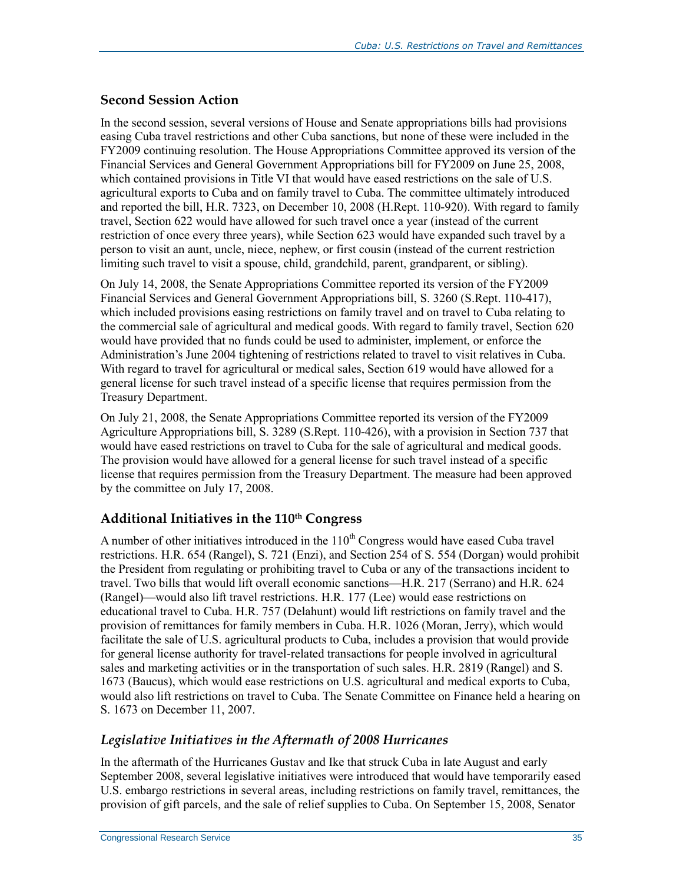### Second Session Action

In the second session, several versions of House and Senate appropriations bills had provisions easing Cuba travel restrictions and other Cuba sanctions, but none of these were included in the FY2009 continuing resolution. The House Appropriations Committee approved its version of the Financial Services and General Government Appropriations bill for FY2009 on June 25, 2008, which contained provisions in Title VI that would have eased restrictions on the sale of U.S. agricultural exports to Cuba and on family travel to Cuba. The committee ultimately introduced and reported the bill, H.R. 7323, on December 10, 2008 (H.Rept. 110-920). With regard to family travel, Section 622 would have allowed for such travel once a year (instead of the current restriction of once every three years), while Section 623 would have expanded such travel by a person to visit an aunt, uncle, niece, nephew, or first cousin (instead of the current restriction limiting such travel to visit a spouse, child, grandchild, parent, grandparent, or sibling).

On July 14, 2008, the Senate Appropriations Committee reported its version of the FY2009 Financial Services and General Government Appropriations bill, S. 3260 (S.Rept. 110-417), which included provisions easing restrictions on family travel and on travel to Cuba relating to the commercial sale of agricultural and medical goods. With regard to family travel, Section 620 would have provided that no funds could be used to administer, implement, or enforce the Administration's June 2004 tightening of restrictions related to travel to visit relatives in Cuba. With regard to travel for agricultural or medical sales, Section 619 would have allowed for a general license for such travel instead of a specific license that requires permission from the Treasury Department.

On July 21, 2008, the Senate Appropriations Committee reported its version of the FY2009 Agriculture Appropriations bill, S. 3289 (S.Rept. 110-426), with a provision in Section 737 that would have eased restrictions on travel to Cuba for the sale of agricultural and medical goods. The provision would have allowed for a general license for such travel instead of a specific license that requires permission from the Treasury Department. The measure had been approved by the committee on July 17, 2008.

## Additional Initiatives in the 110th Congress

A number of other initiatives introduced in the 110th Congress would have eased Cuba travel restrictions. H.R. 654 (Rangel), S. 721 (Enzi), and Section 254 of S. 554 (Dorgan) would prohibit the President from regulating or prohibiting travel to Cuba or any of the transactions incident to travel. Two bills that would lift overall economic sanctions—H.R. 217 (Serrano) and H.R. 624 (Rangel)—would also lift travel restrictions. H.R. 177 (Lee) would ease restrictions on educational travel to Cuba. H.R. 757 (Delahunt) would lift restrictions on family travel and the provision of remittances for family members in Cuba. H.R. 1026 (Moran, Jerry), which would facilitate the sale of U.S. agricultural products to Cuba, includes a provision that would provide for general license authority for travel-related transactions for people involved in agricultural sales and marketing activities or in the transportation of such sales. H.R. 2819 (Rangel) and S. 1673 (Baucus), which would ease restrictions on U.S. agricultural and medical exports to Cuba, would also lift restrictions on travel to Cuba. The Senate Committee on Finance held a hearing on S. 1673 on December 11, 2007.

### *Legislative Initiatives in the Aftermath of 2008 Hurricanes*

In the aftermath of the Hurricanes Gustav and Ike that struck Cuba in late August and early September 2008, several legislative initiatives were introduced that would have temporarily eased U.S. embargo restrictions in several areas, including restrictions on family travel, remittances, the provision of gift parcels, and the sale of relief supplies to Cuba. On September 15, 2008, Senator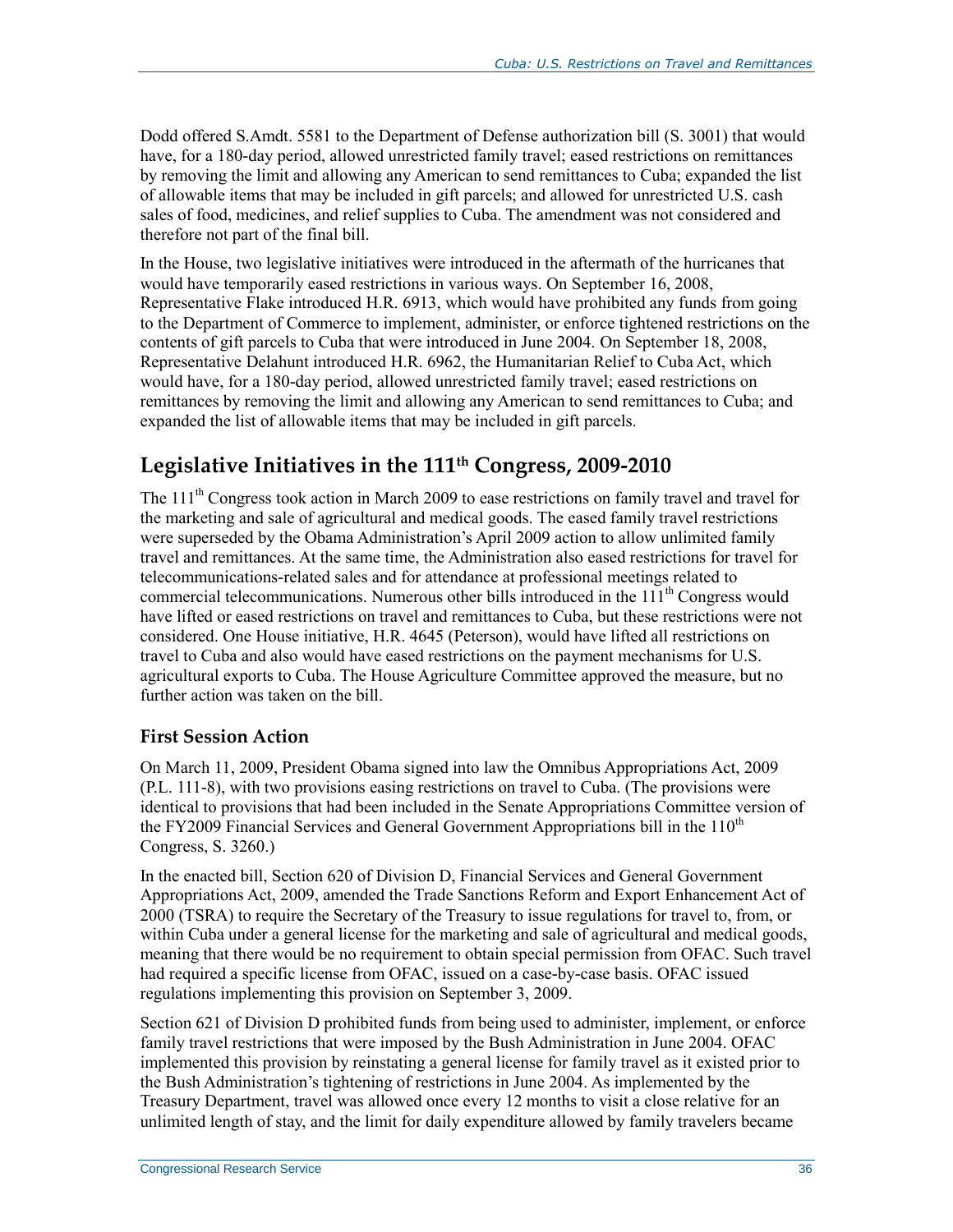Dodd offered S.Amdt. 5581 to the Department of Defense authorization bill (S. 3001) that would have, for a 180-day period, allowed unrestricted family travel; eased restrictions on remittances by removing the limit and allowing any American to send remittances to Cuba; expanded the list of allowable items that may be included in gift parcels; and allowed for unrestricted U.S. cash sales of food, medicines, and relief supplies to Cuba. The amendment was not considered and therefore not part of the final bill.

In the House, two legislative initiatives were introduced in the aftermath of the hurricanes that would have temporarily eased restrictions in various ways. On September 16, 2008, Representative Flake introduced H.R. 6913, which would have prohibited any funds from going to the Department of Commerce to implement, administer, or enforce tightened restrictions on the contents of gift parcels to Cuba that were introduced in June 2004. On September 18, 2008, Representative Delahunt introduced H.R. 6962, the Humanitarian Relief to Cuba Act, which would have, for a 180-day period, allowed unrestricted family travel; eased restrictions on remittances by removing the limit and allowing any American to send remittances to Cuba; and expanded the list of allowable items that may be included in gift parcels.

## Legislative Initiatives in the 111th Congress, 2009-2010

The 111th Congress took action in March 2009 to ease restrictions on family travel and travel for the marketing and sale of agricultural and medical goods. The eased family travel restrictions were superseded by the Obama Administration's April 2009 action to allow unlimited family travel and remittances. At the same time, the Administration also eased restrictions for travel for telecommunications-related sales and for attendance at professional meetings related to commercial telecommunications. Numerous other bills introduced in the 111th Congress would have lifted or eased restrictions on travel and remittances to Cuba, but these restrictions were not considered. One House initiative, H.R. 4645 (Peterson), would have lifted all restrictions on travel to Cuba and also would have eased restrictions on the payment mechanisms for U.S. agricultural exports to Cuba. The House Agriculture Committee approved the measure, but no further action was taken on the bill.

### First Session Action

On March 11, 2009, President Obama signed into law the Omnibus Appropriations Act, 2009 (P.L. 111-8), with two provisions easing restrictions on travel to Cuba. (The provisions were identical to provisions that had been included in the Senate Appropriations Committee version of the FY2009 Financial Services and General Government Appropriations bill in the 110th Congress, S. 3260.)

In the enacted bill, Section 620 of Division D, Financial Services and General Government Appropriations Act, 2009, amended the Trade Sanctions Reform and Export Enhancement Act of 2000 (TSRA) to require the Secretary of the Treasury to issue regulations for travel to, from, or within Cuba under a general license for the marketing and sale of agricultural and medical goods, meaning that there would be no requirement to obtain special permission from OFAC. Such travel had required a specific license from OFAC, issued on a case-by-case basis. OFAC issued regulations implementing this provision on September 3, 2009.

Section 621 of Division D prohibited funds from being used to administer, implement, or enforce family travel restrictions that were imposed by the Bush Administration in June 2004. OFAC implemented this provision by reinstating a general license for family travel as it existed prior to the Bush Administration's tightening of restrictions in June 2004. As implemented by the Treasury Department, travel was allowed once every 12 months to visit a close relative for an unlimited length of stay, and the limit for daily expenditure allowed by family travelers became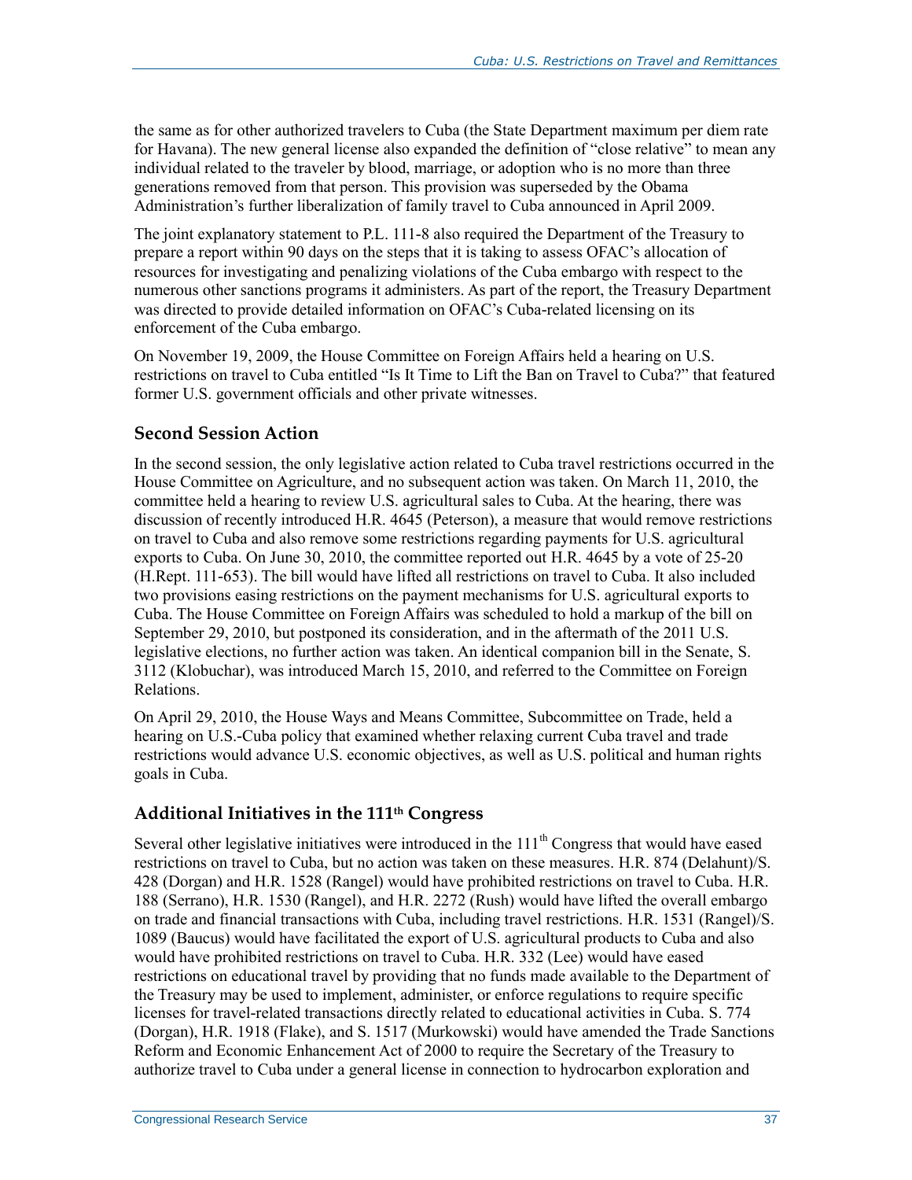the same as for other authorized travelers to Cuba (the State Department maximum per diem rate for Havana). The new general license also expanded the definition of "close relative" to mean any individual related to the traveler by blood, marriage, or adoption who is no more than three generations removed from that person. This provision was superseded by the Obama Administration's further liberalization of family travel to Cuba announced in April 2009.

The joint explanatory statement to P.L. 111-8 also required the Department of the Treasury to prepare a report within 90 days on the steps that it is taking to assess OFAC's allocation of resources for investigating and penalizing violations of the Cuba embargo with respect to the numerous other sanctions programs it administers. As part of the report, the Treasury Department was directed to provide detailed information on OFAC's Cuba-related licensing on its enforcement of the Cuba embargo.

On November 19, 2009, the House Committee on Foreign Affairs held a hearing on U.S. restrictions on travel to Cuba entitled "Is It Time to Lift the Ban on Travel to Cuba?" that featured former U.S. government officials and other private witnesses.

### Second Session Action

In the second session, the only legislative action related to Cuba travel restrictions occurred in the House Committee on Agriculture, and no subsequent action was taken. On March 11, 2010, the committee held a hearing to review U.S. agricultural sales to Cuba. At the hearing, there was discussion of recently introduced H.R. 4645 (Peterson), a measure that would remove restrictions on travel to Cuba and also remove some restrictions regarding payments for U.S. agricultural exports to Cuba. On June 30, 2010, the committee reported out H.R. 4645 by a vote of 25-20 (H.Rept. 111-653). The bill would have lifted all restrictions on travel to Cuba. It also included two provisions easing restrictions on the payment mechanisms for U.S. agricultural exports to Cuba. The House Committee on Foreign Affairs was scheduled to hold a markup of the bill on September 29, 2010, but postponed its consideration, and in the aftermath of the 2011 U.S. legislative elections, no further action was taken. An identical companion bill in the Senate, S. 3112 (Klobuchar), was introduced March 15, 2010, and referred to the Committee on Foreign Relations.

On April 29, 2010, the House Ways and Means Committee, Subcommittee on Trade, held a hearing on U.S.-Cuba policy that examined whether relaxing current Cuba travel and trade restrictions would advance U.S. economic objectives, as well as U.S. political and human rights goals in Cuba.

### Additional Initiatives in the 111th Congress

Several other legislative initiatives were introduced in the 111th Congress that would have eased restrictions on travel to Cuba, but no action was taken on these measures. H.R. 874 (Delahunt)/S. 428 (Dorgan) and H.R. 1528 (Rangel) would have prohibited restrictions on travel to Cuba. H.R. 188 (Serrano), H.R. 1530 (Rangel), and H.R. 2272 (Rush) would have lifted the overall embargo on trade and financial transactions with Cuba, including travel restrictions. H.R. 1531 (Rangel)/S. 1089 (Baucus) would have facilitated the export of U.S. agricultural products to Cuba and also would have prohibited restrictions on travel to Cuba. H.R. 332 (Lee) would have eased restrictions on educational travel by providing that no funds made available to the Department of the Treasury may be used to implement, administer, or enforce regulations to require specific licenses for travel-related transactions directly related to educational activities in Cuba. S. 774 (Dorgan), H.R. 1918 (Flake), and S. 1517 (Murkowski) would have amended the Trade Sanctions Reform and Economic Enhancement Act of 2000 to require the Secretary of the Treasury to authorize travel to Cuba under a general license in connection to hydrocarbon exploration and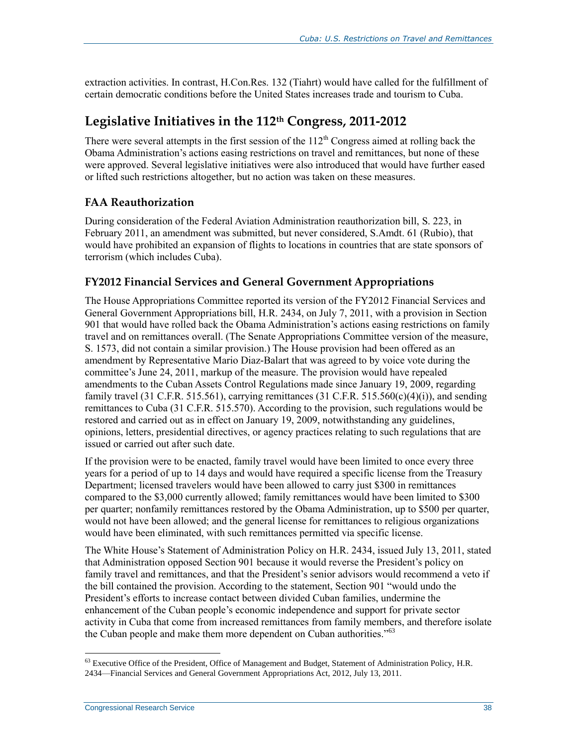extraction activities. In contrast, H.Con.Res. 132 (Tiahrt) would have called for the fulfillment of certain democratic conditions before the United States increases trade and tourism to Cuba.

## Legislative Initiatives in the 112th Congress, 2011-2012

There were several attempts in the first session of the 112th Congress aimed at rolling back the Obama Administration's actions easing restrictions on travel and remittances, but none of these were approved. Several legislative initiatives were also introduced that would have further eased or lifted such restrictions altogether, but no action was taken on these measures.

### FAA Reauthorization

During consideration of the Federal Aviation Administration reauthorization bill, S. 223, in February 2011, an amendment was submitted, but never considered, S.Amdt. 61 (Rubio), that would have prohibited an expansion of flights to locations in countries that are state sponsors of terrorism (which includes Cuba).

### FY2012 Financial Services and General Government Appropriations

The House Appropriations Committee reported its version of the FY2012 Financial Services and General Government Appropriations bill, H.R. 2434, on July 7, 2011, with a provision in Section 901 that would have rolled back the Obama Administration's actions easing restrictions on family travel and on remittances overall. (The Senate Appropriations Committee version of the measure, S. 1573, did not contain a similar provision.) The House provision had been offered as an amendment by Representative Mario Diaz-Balart that was agreed to by voice vote during the committee's June 24, 2011, markup of the measure. The provision would have repealed amendments to the Cuban Assets Control Regulations made since January 19, 2009, regarding family travel (31 C.F.R. 515.561), carrying remittances (31 C.F.R. 515.560(c)(4)(i)), and sending remittances to Cuba (31 C.F.R. 515.570). According to the provision, such regulations would be restored and carried out as in effect on January 19, 2009, notwithstanding any guidelines, opinions, letters, presidential directives, or agency practices relating to such regulations that are issued or carried out after such date.

If the provision were to be enacted, family travel would have been limited to once every three years for a period of up to 14 days and would have required a specific license from the Treasury Department; licensed travelers would have been allowed to carry just $300 in remittances compared to the $3,000 currently allowed; family remittances would have been limited to $300 per quarter; nonfamily remittances restored by the Obama Administration, up to $500 per quarter, would not have been allowed; and the general license for remittances to religious organizations would have been eliminated, with such remittances permitted via specific license.

The White House's Statement of Administration Policy on H.R. 2434, issued July 13, 2011, stated that Administration opposed Section 901 because it would reverse the President's policy on family travel and remittances, and that the President's senior advisors would recommend a veto if the bill contained the provision. According to the statement, Section 901 "would undo the President's efforts to increase contact between divided Cuban families, undermine the enhancement of the Cuban people's economic independence and support for private sector activity in Cuba that come from increased remittances from family members, and therefore isolate the Cuban people and make them more dependent on Cuban authorities."[63]

---

[63] Executive Office of the President, Office of Management and Budget, Statement of Administration Policy, H.R. 2434—Financial Services and General Government Appropriations Act, 2012, July 13, 2011.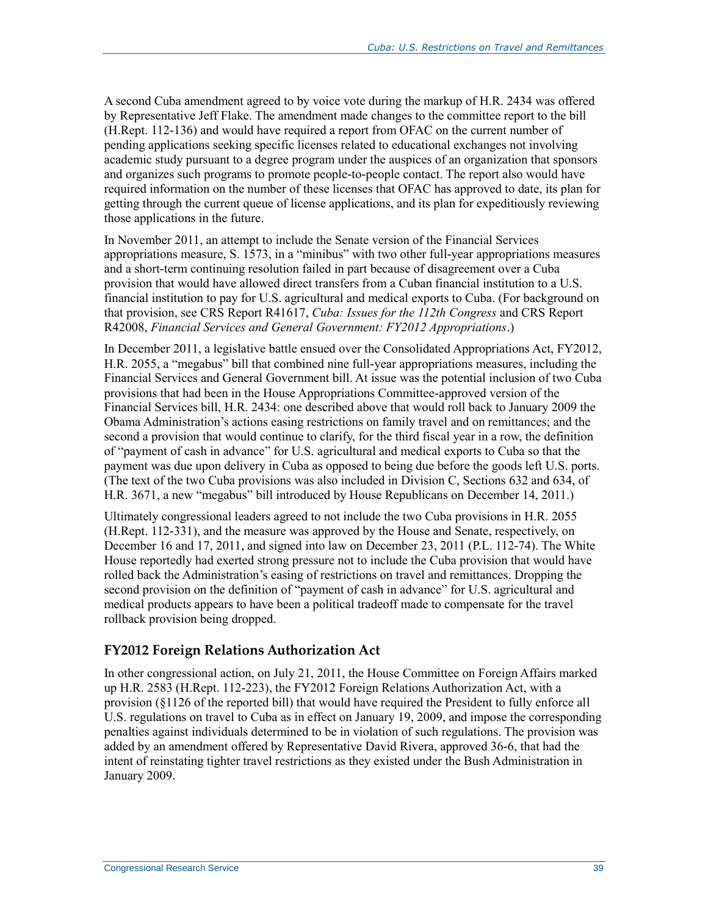A second Cuba amendment agreed to by voice vote during the markup of H.R. 2434 was offered by Representative Jeff Flake. The amendment made changes to the committee report to the bill (H.Rept. 112-136) and would have required a report from OFAC on the current number of pending applications seeking specific licenses related to educational exchanges not involving academic study pursuant to a degree program under the auspices of an organization that sponsors and organizes such programs to promote people-to-people contact. The report also would have required information on the number of these licenses that OFAC has approved to date, its plan for getting through the current queue of license applications, and its plan for expeditiously reviewing those applications in the future.

In November 2011, an attempt to include the Senate version of the Financial Services appropriations measure, S. 1573, in a "minibus" with two other full-year appropriations measures and a short-term continuing resolution failed in part because of disagreement over a Cuba provision that would have allowed direct transfers from a Cuban financial institution to a U.S. financial institution to pay for U.S. agricultural and medical exports to Cuba. (For background on that provision, see CRS Report R41617, *Cuba: Issues for the 112th Congress* and CRS Report R42008, *Financial Services and General Government: FY2012 Appropriations*.)

In December 2011, a legislative battle ensued over the Consolidated Appropriations Act, FY2012, H.R. 2055, a "megabus" bill that combined nine full-year appropriations measures, including the Financial Services and General Government bill. At issue was the potential inclusion of two Cuba provisions that had been in the House Appropriations Committee-approved version of the Financial Services bill, H.R. 2434: one described above that would roll back to January 2009 the Obama Administration's actions easing restrictions on family travel and on remittances; and the second a provision that would continue to clarify, for the third fiscal year in a row, the definition of "payment of cash in advance" for U.S. agricultural and medical exports to Cuba so that the payment was due upon delivery in Cuba as opposed to being due before the goods left U.S. ports. (The text of the two Cuba provisions was also included in Division C, Sections 632 and 634, of H.R. 3671, a new "megabus" bill introduced by House Republicans on December 14, 2011.)

Ultimately congressional leaders agreed to not include the two Cuba provisions in H.R. 2055 (H.Rept. 112-331), and the measure was approved by the House and Senate, respectively, on December 16 and 17, 2011, and signed into law on December 23, 2011 (P.L. 112-74). The White House reportedly had exerted strong pressure not to include the Cuba provision that would have rolled back the Administration's easing of restrictions on travel and remittances. Dropping the second provision on the definition of "payment of cash in advance" for U.S. agricultural and medical products appears to have been a political tradeoff made to compensate for the travel rollback provision being dropped.

### FY2012 Foreign Relations Authorization Act

In other congressional action, on July 21, 2011, the House Committee on Foreign Affairs marked up H.R. 2583 (H.Rept. 112-223), the FY2012 Foreign Relations Authorization Act, with a provision (§1126 of the reported bill) that would have required the President to fully enforce all U.S. regulations on travel to Cuba as in effect on January 19, 2009, and impose the corresponding penalties against individuals determined to be in violation of such regulations. The provision was added by an amendment offered by Representative David Rivera, approved 36-6, that had the intent of reinstating tighter travel restrictions as they existed under the Bush Administration in January 2009.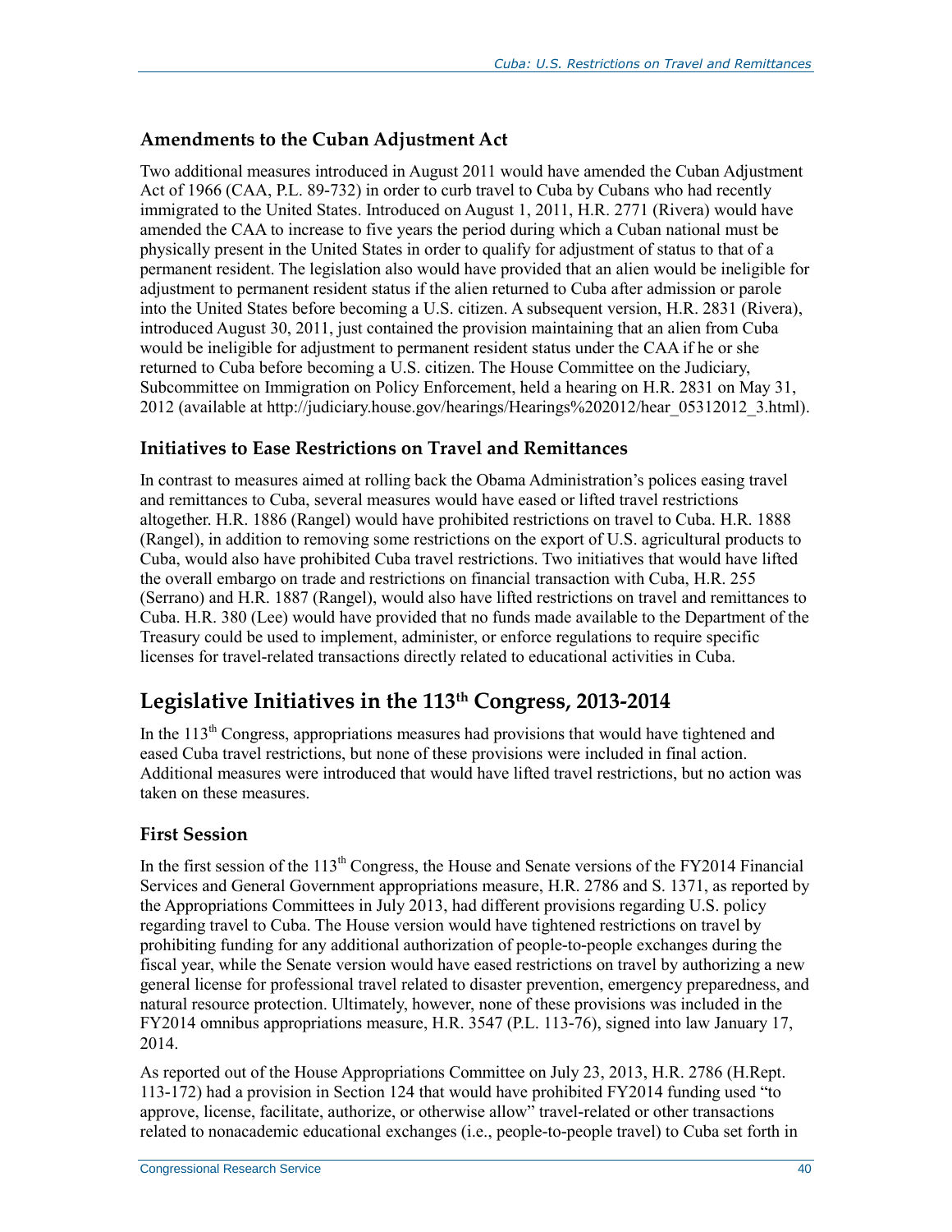### Amendments to the Cuban Adjustment Act

Two additional measures introduced in August 2011 would have amended the Cuban Adjustment Act of 1966 (CAA, P.L. 89-732) in order to curb travel to Cuba by Cubans who had recently immigrated to the United States. Introduced on August 1, 2011, H.R. 2771 (Rivera) would have amended the CAA to increase to five years the period during which a Cuban national must be physically present in the United States in order to qualify for adjustment of status to that of a permanent resident. The legislation also would have provided that an alien would be ineligible for adjustment to permanent resident status if the alien returned to Cuba after admission or parole into the United States before becoming a U.S. citizen. A subsequent version, H.R. 2831 (Rivera), introduced August 30, 2011, just contained the provision maintaining that an alien from Cuba would be ineligible for adjustment to permanent resident status under the CAA if he or she returned to Cuba before becoming a U.S. citizen. The House Committee on the Judiciary, Subcommittee on Immigration on Policy Enforcement, held a hearing on H.R. 2831 on May 31, 2012 (available at http://judiciary.house.gov/hearings/Hearings%202012/hear_05312012_3.html).

### Initiatives to Ease Restrictions on Travel and Remittances

In contrast to measures aimed at rolling back the Obama Administration's polices easing travel and remittances to Cuba, several measures would have eased or lifted travel restrictions altogether. H.R. 1886 (Rangel) would have prohibited restrictions on travel to Cuba. H.R. 1888 (Rangel), in addition to removing some restrictions on the export of U.S. agricultural products to Cuba, would also have prohibited Cuba travel restrictions. Two initiatives that would have lifted the overall embargo on trade and restrictions on financial transaction with Cuba, H.R. 255 (Serrano) and H.R. 1887 (Rangel), would also have lifted restrictions on travel and remittances to Cuba. H.R. 380 (Lee) would have provided that no funds made available to the Department of the Treasury could be used to implement, administer, or enforce regulations to require specific licenses for travel-related transactions directly related to educational activities in Cuba.

## Legislative Initiatives in the 113th Congress, 2013-2014

In the 113th Congress, appropriations measures had provisions that would have tightened and eased Cuba travel restrictions, but none of these provisions were included in final action. Additional measures were introduced that would have lifted travel restrictions, but no action was taken on these measures.

### First Session

In the first session of the 113th Congress, the House and Senate versions of the FY2014 Financial Services and General Government appropriations measure, H.R. 2786 and S. 1371, as reported by the Appropriations Committees in July 2013, had different provisions regarding U.S. policy regarding travel to Cuba. The House version would have tightened restrictions on travel by prohibiting funding for any additional authorization of people-to-people exchanges during the fiscal year, while the Senate version would have eased restrictions on travel by authorizing a new general license for professional travel related to disaster prevention, emergency preparedness, and natural resource protection. Ultimately, however, none of these provisions was included in the FY2014 omnibus appropriations measure, H.R. 3547 (P.L. 113-76), signed into law January 17, 2014.

As reported out of the House Appropriations Committee on July 23, 2013, H.R. 2786 (H.Rept. 113-172) had a provision in Section 124 that would have prohibited FY2014 funding used "to approve, license, facilitate, authorize, or otherwise allow" travel-related or other transactions related to nonacademic educational exchanges (i.e., people-to-people travel) to Cuba set forth in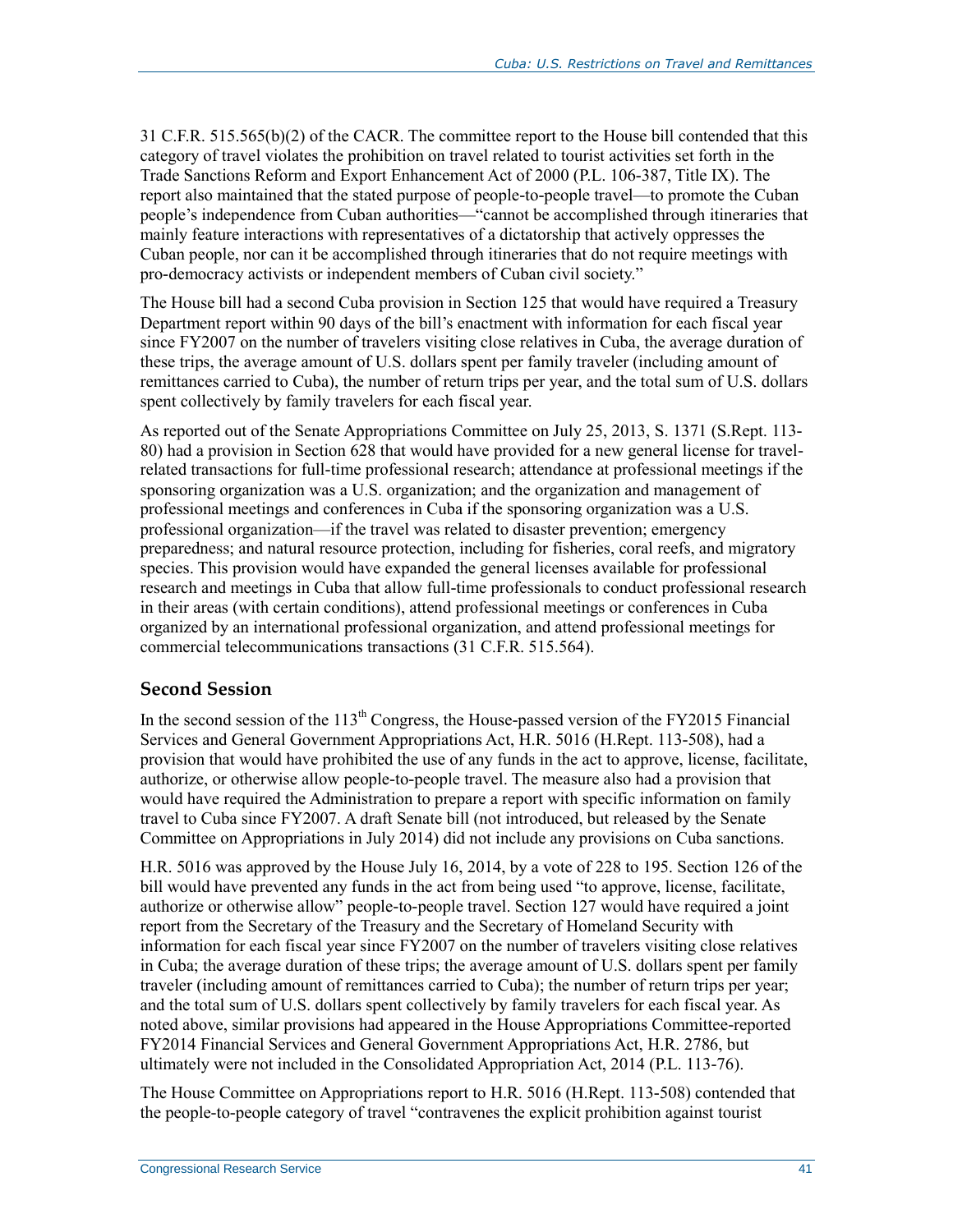31 C.F.R. 515.565(b)(2) of the CACR. The committee report to the House bill contended that this category of travel violates the prohibition on travel related to tourist activities set forth in the Trade Sanctions Reform and Export Enhancement Act of 2000 (P.L. 106-387, Title IX). The report also maintained that the stated purpose of people-to-people travel—to promote the Cuban people's independence from Cuban authorities—"cannot be accomplished through itineraries that mainly feature interactions with representatives of a dictatorship that actively oppresses the Cuban people, nor can it be accomplished through itineraries that do not require meetings with pro-democracy activists or independent members of Cuban civil society."

The House bill had a second Cuba provision in Section 125 that would have required a Treasury Department report within 90 days of the bill's enactment with information for each fiscal year since FY2007 on the number of travelers visiting close relatives in Cuba, the average duration of these trips, the average amount of U.S. dollars spent per family traveler (including amount of remittances carried to Cuba), the number of return trips per year, and the total sum of U.S. dollars spent collectively by family travelers for each fiscal year.

As reported out of the Senate Appropriations Committee on July 25, 2013, S. 1371 (S.Rept. 113-80) had a provision in Section 628 that would have provided for a new general license for travel-related transactions for full-time professional research; attendance at professional meetings if the sponsoring organization was a U.S. organization; and the organization and management of professional meetings and conferences in Cuba if the sponsoring organization was a U.S. professional organization—if the travel was related to disaster prevention; emergency preparedness; and natural resource protection, including for fisheries, coral reefs, and migratory species. This provision would have expanded the general licenses available for professional research and meetings in Cuba that allow full-time professionals to conduct professional research in their areas (with certain conditions), attend professional meetings or conferences in Cuba organized by an international professional organization, and attend professional meetings for commercial telecommunications transactions (31 C.F.R. 515.564).

### Second Session

In the second session of the 113th Congress, the House-passed version of the FY2015 Financial Services and General Government Appropriations Act, H.R. 5016 (H.Rept. 113-508), had a provision that would have prohibited the use of any funds in the act to approve, license, facilitate, authorize, or otherwise allow people-to-people travel. The measure also had a provision that would have required the Administration to prepare a report with specific information on family travel to Cuba since FY2007. A draft Senate bill (not introduced, but released by the Senate Committee on Appropriations in July 2014) did not include any provisions on Cuba sanctions.

H.R. 5016 was approved by the House July 16, 2014, by a vote of 228 to 195. Section 126 of the bill would have prevented any funds in the act from being used "to approve, license, facilitate, authorize or otherwise allow" people-to-people travel. Section 127 would have required a joint report from the Secretary of the Treasury and the Secretary of Homeland Security with information for each fiscal year since FY2007 on the number of travelers visiting close relatives in Cuba; the average duration of these trips; the average amount of U.S. dollars spent per family traveler (including amount of remittances carried to Cuba); the number of return trips per year; and the total sum of U.S. dollars spent collectively by family travelers for each fiscal year. As noted above, similar provisions had appeared in the House Appropriations Committee-reported FY2014 Financial Services and General Government Appropriations Act, H.R. 2786, but ultimately were not included in the Consolidated Appropriation Act, 2014 (P.L. 113-76).

The House Committee on Appropriations report to H.R. 5016 (H.Rept. 113-508) contended that the people-to-people category of travel "contravenes the explicit prohibition against tourist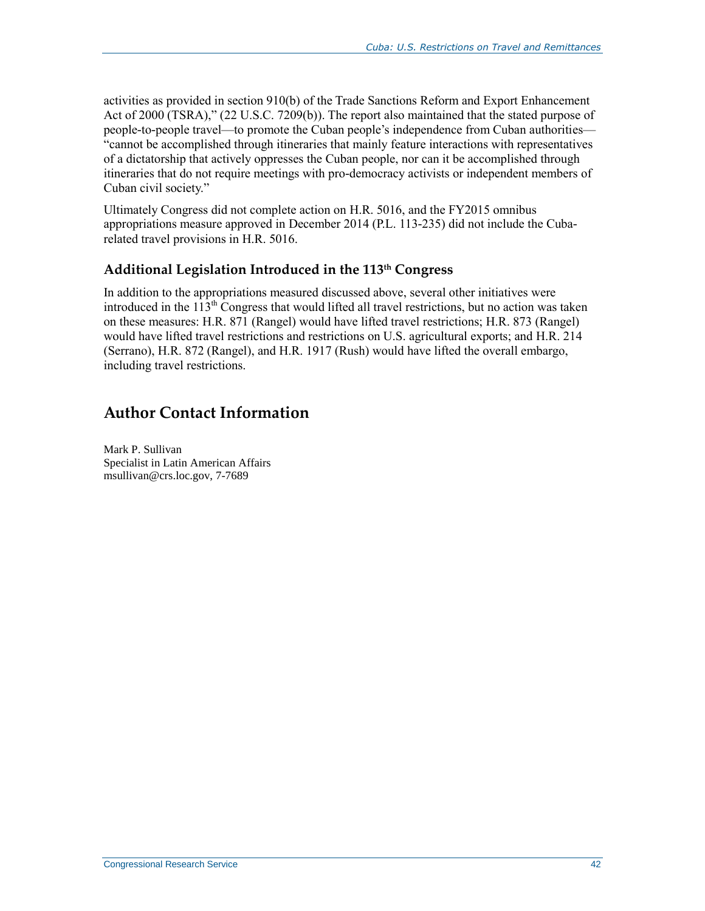activities as provided in section 910(b) of the Trade Sanctions Reform and Export Enhancement Act of 2000 (TSRA)," (22 U.S.C. 7209(b)). The report also maintained that the stated purpose of people-to-people travel—to promote the Cuban people's independence from Cuban authorities—"cannot be accomplished through itineraries that mainly feature interactions with representatives of a dictatorship that actively oppresses the Cuban people, nor can it be accomplished through itineraries that do not require meetings with pro-democracy activists or independent members of Cuban civil society."

Ultimately Congress did not complete action on H.R. 5016, and the FY2015 omnibus appropriations measure approved in December 2014 (P.L. 113-235) did not include the Cuba-related travel provisions in H.R. 5016.

### Additional Legislation Introduced in the 113th Congress

In addition to the appropriations measured discussed above, several other initiatives were introduced in the 113th Congress that would lifted all travel restrictions, but no action was taken on these measures: H.R. 871 (Rangel) would have lifted travel restrictions; H.R. 873 (Rangel) would have lifted travel restrictions and restrictions on U.S. agricultural exports; and H.R. 214 (Serrano), H.R. 872 (Rangel), and H.R. 1917 (Rush) would have lifted the overall embargo, including travel restrictions.

## Author Contact Information

Mark P. Sullivan
Specialist in Latin American Affairs
msullivan@crs.loc.gov, 7-7689